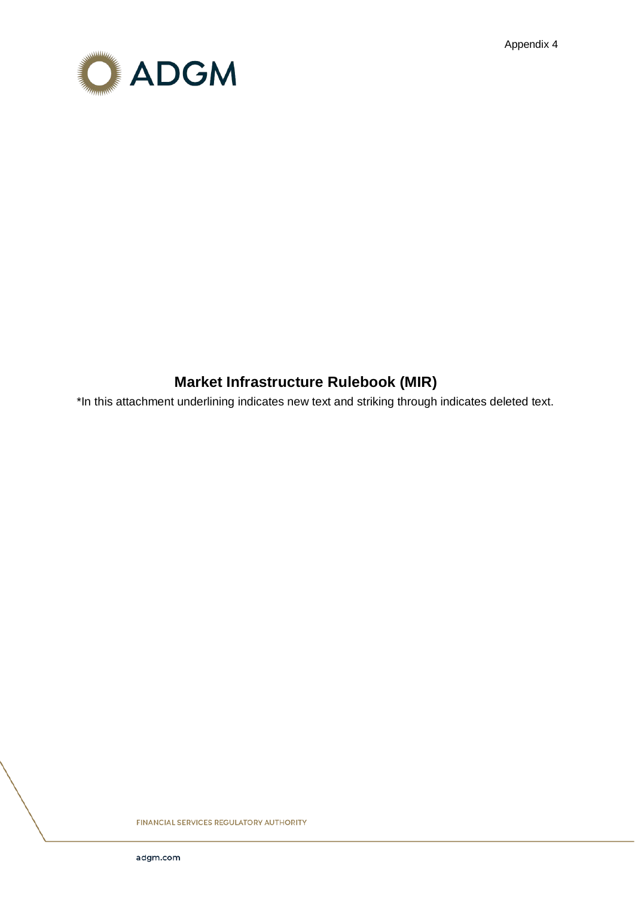Appendix 4

ADGM

# Market Infrastructure Rulebook (MIR)

*In this attachment underlining indicates new text and striking through indicates deleted text.

FINANCIAL SERVICES REGULATORY AUTHORITY

adgm.com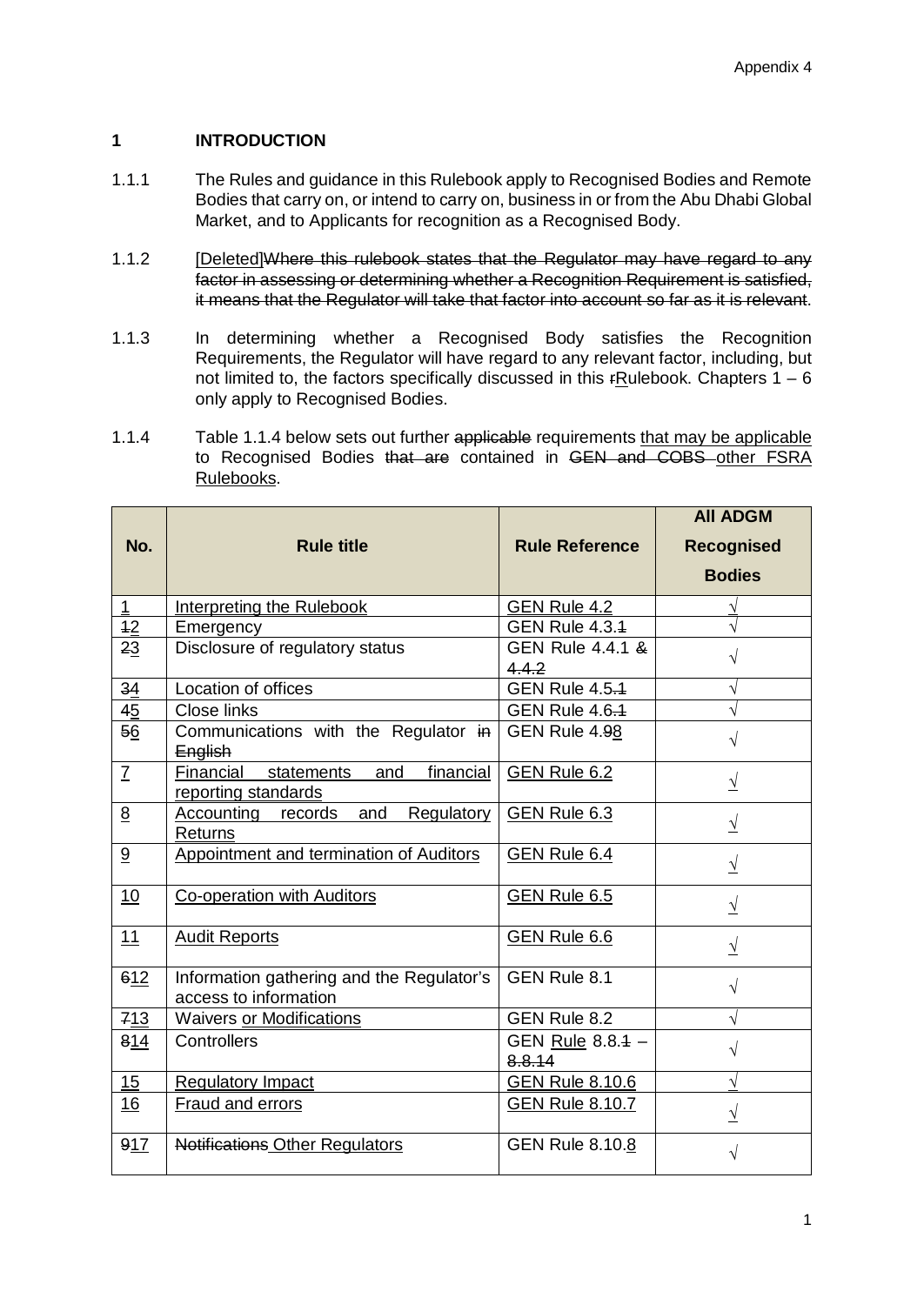# 1 INTRODUCTION

1.1.1 The Rules and guidance in this Rulebook apply to Recognised Bodies and Remote Bodies that carry on, or intend to carry on, business in or from the Abu Dhabi Global Market, and to Applicants for recognition as a Recognised Body.

1.1.2 <u>[Deleted]</u>~~Where this rulebook states that the Regulator may have regard to any factor in assessing or determining whether a Recognition Requirement is satisfied, it means that the Regulator will take that factor into account so far as it is relevant~~.

1.1.3 In determining whether a Recognised Body satisfies the Recognition Requirements, the Regulator will have regard to any relevant factor, including, but not limited to, the factors specifically discussed in this ~~r~~<u>R</u>ulebook. Chapters 1 – 6 only apply to Recognised Bodies.

1.1.4 Table 1.1.4 below sets out further ~~applicable~~ requirements <u>that may be applicable</u> to Recognised Bodies ~~that are~~ contained in ~~GEN and COBS~~ <u>other FSRA Rulebooks</u>.

| No. | Rule title | Rule Reference | All ADGM Recognised Bodies |
|---|---|---|---|
| <u>1</u> | <u>Interpreting the Rulebook</u> | <u>GEN Rule 4.2</u> | <u>√</u> |
| ~~1~~<u>2</u> | Emergency | GEN Rule 4.3.~~1~~ | √ |
| ~~2~~<u>3</u> | Disclosure of regulatory status | GEN Rule 4.4.1 ~~& 4.4.2~~ | √ |
| ~~3~~<u>4</u> | Location of offices | GEN Rule 4.5.~~1~~ | √ |
| ~~4~~<u>5</u> | Close links | GEN Rule 4.6.~~1~~ | √ |
| ~~5~~<u>6</u> | Communications with the Regulator ~~in English~~ | GEN Rule 4.~~9~~<u>8</u> | √ |
| <u>7</u> | <u>Financial statements and financial reporting standards</u> | <u>GEN Rule 6.2</u> | <u>√</u> |
| <u>8</u> | <u>Accounting records and Regulatory Returns</u> | <u>GEN Rule 6.3</u> | <u>√</u> |
| <u>9</u> | <u>Appointment and termination of Auditors</u> | <u>GEN Rule 6.4</u> | <u>√</u> |
| <u>10</u> | <u>Co-operation with Auditors</u> | <u>GEN Rule 6.5</u> | <u>√</u> |
| <u>11</u> | <u>Audit Reports</u> | <u>GEN Rule 6.6</u> | <u>√</u> |
| ~~6~~<u>12</u> | Information gathering and the Regulator's access to information | GEN Rule 8.1 | √ |
| ~~7~~<u>13</u> | Waivers <u>or Modifications</u> | GEN Rule 8.2 | √ |
| ~~8~~<u>14</u> | Controllers | GEN <u>Rule</u> 8.8.~~1~~ – ~~8.8.14~~ | √ |
| <u>15</u> | <u>Regulatory Impact</u> | <u>GEN Rule 8.10.6</u> | <u>√</u> |
| <u>16</u> | <u>Fraud and errors</u> | <u>GEN Rule 8.10.7</u> | <u>√</u> |
| ~~9~~<u>17</u> | ~~Notifications~~ <u>Other Regulators</u> | GEN Rule 8.10.<u>8</u> | √ |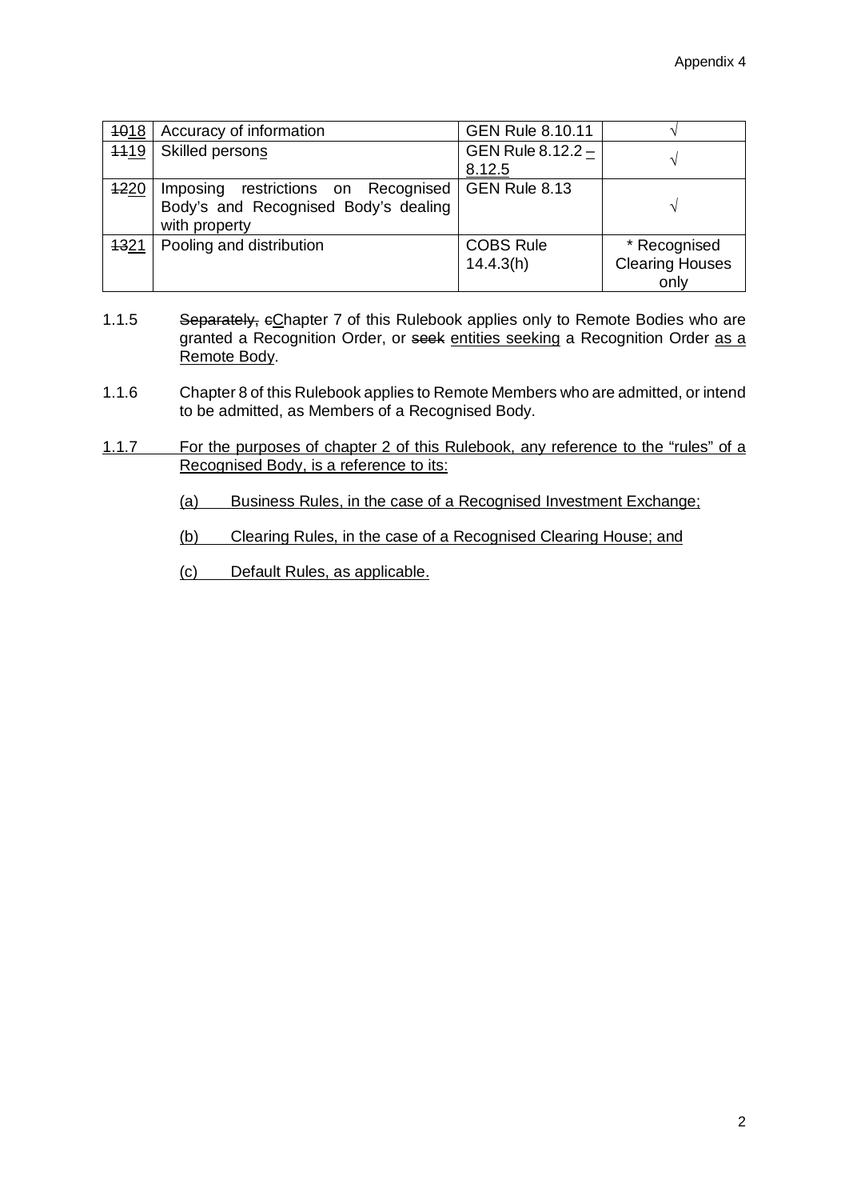| ~~10~~18 | Accuracy of information | GEN Rule 8.10.11 | √ |
|---|---|---|---|
| ~~11~~19 | Skilled person<u>s</u> | GEN Rule 8.12.2 <u>– 8.12.5</u> | √ |
| ~~12~~20 | Imposing restrictions on Recognised Body's and Recognised Body's dealing with property | GEN Rule 8.13 | √ |
| ~~13~~21 | Pooling and distribution | COBS Rule 14.4.3(h) | * Recognised Clearing Houses only |

1.1.5 ~~Separately, c~~<u>C</u>hapter 7 of this Rulebook applies only to Remote Bodies who are granted a Recognition Order, or ~~seek~~ <u>entities seeking</u> a Recognition Order <u>as a Remote Body</u>.

1.1.6 Chapter 8 of this Rulebook applies to Remote Members who are admitted, or intend to be admitted, as Members of a Recognised Body.

<u>1.1.7 For the purposes of chapter 2 of this Rulebook, any reference to the "rules" of a Recognised Body, is a reference to its:</u>

<u>(a) Business Rules, in the case of a Recognised Investment Exchange;</u>

<u>(b) Clearing Rules, in the case of a Recognised Clearing House; and</u>

<u>(c) Default Rules, as applicable.</u>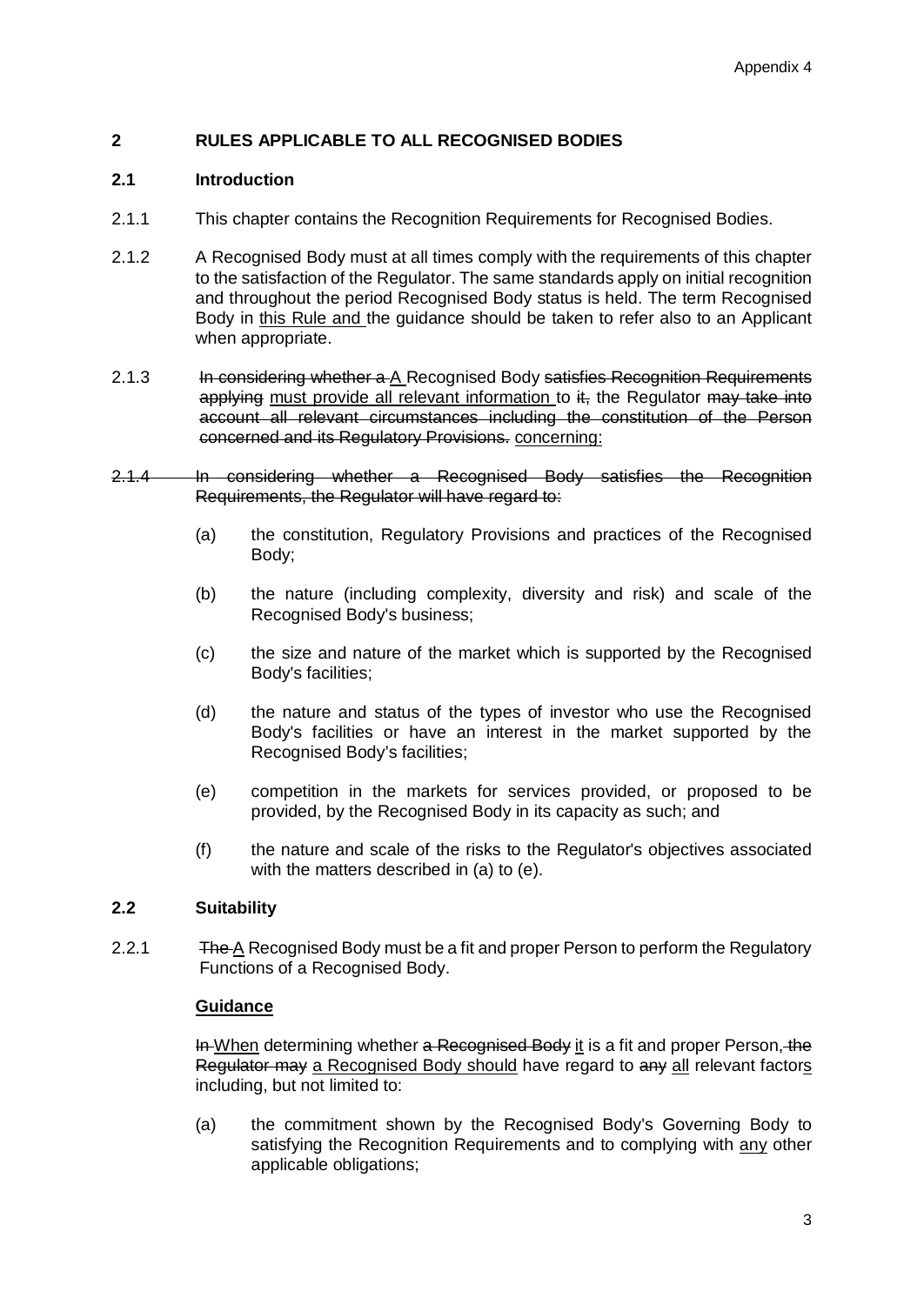## 2 RULES APPLICABLE TO ALL RECOGNISED BODIES

### 2.1 Introduction

2.1.1 This chapter contains the Recognition Requirements for Recognised Bodies.

2.1.2 A Recognised Body must at all times comply with the requirements of this chapter to the satisfaction of the Regulator. The same standards apply on initial recognition and throughout the period Recognised Body status is held. The term Recognised Body in <u>this Rule and</u> the guidance should be taken to refer also to an Applicant when appropriate.

2.1.3 ~~In considering whether a~~ <u>A</u> Recognised Body ~~satisfies Recognition Requirements applying~~ <u>must provide all relevant information</u> to ~~it,~~ the Regulator ~~may take into account all relevant circumstances including the constitution of the Person concerned and its Regulatory Provisions.~~ <u>concerning:</u>

~~2.1.4 In considering whether a Recognised Body satisfies the Recognition Requirements, the Regulator will have regard to:~~

(a) the constitution, Regulatory Provisions and practices of the Recognised Body;

(b) the nature (including complexity, diversity and risk) and scale of the Recognised Body's business;

(c) the size and nature of the market which is supported by the Recognised Body's facilities;

(d) the nature and status of the types of investor who use the Recognised Body's facilities or have an interest in the market supported by the Recognised Body's facilities;

(e) competition in the markets for services provided, or proposed to be provided, by the Recognised Body in its capacity as such; and

(f) the nature and scale of the risks to the Regulator's objectives associated with the matters described in (a) to (e).

### 2.2 Suitability

2.2.1 ~~The~~ <u>A</u> Recognised Body must be a fit and proper Person to perform the Regulatory Functions of a Recognised Body.

**<u>Guidance</u>**

~~In~~ <u>When</u> determining whether ~~a Recognised Body~~ <u>it</u> is a fit and proper Person~~, the Regulator may~~ <u>a Recognised Body should</u> have regard to ~~any~~ <u>all</u> relevant factor<u>s</u> including, but not limited to:

(a) the commitment shown by the Recognised Body's Governing Body to satisfying the Recognition Requirements and to complying with <u>any</u> other applicable obligations;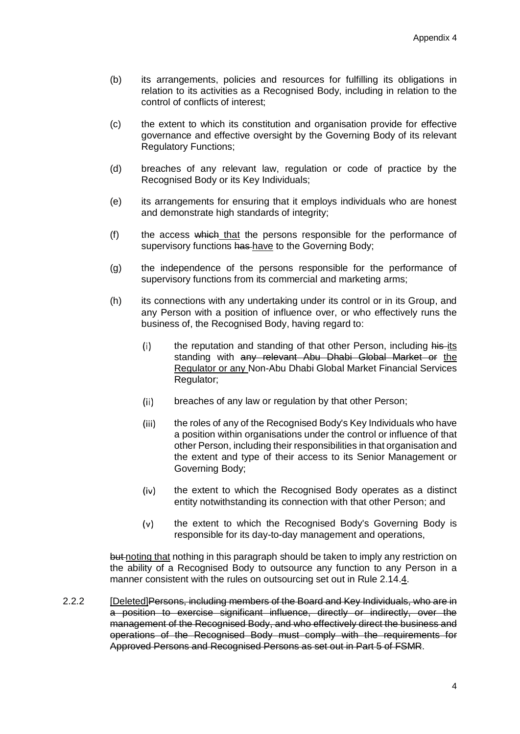(b) its arrangements, policies and resources for fulfilling its obligations in relation to its activities as a Recognised Body, including in relation to the control of conflicts of interest;

(c) the extent to which its constitution and organisation provide for effective governance and effective oversight by the Governing Body of its relevant Regulatory Functions;

(d) breaches of any relevant law, regulation or code of practice by the Recognised Body or its Key Individuals;

(e) its arrangements for ensuring that it employs individuals who are honest and demonstrate high standards of integrity;

(f) the access ~~which~~ <u>that</u> the persons responsible for the performance of supervisory functions ~~has~~ <u>have</u> to the Governing Body;

(g) the independence of the persons responsible for the performance of supervisory functions from its commercial and marketing arms;

(h) its connections with any undertaking under its control or in its Group, and any Person with a position of influence over, or who effectively runs the business of, the Recognised Body, having regard to:

  (i) the reputation and standing of that other Person, including ~~his~~ <u>its</u> standing with ~~any relevant Abu Dhabi Global Market or~~ <u>the Regulator or any</u> Non-Abu Dhabi Global Market Financial Services Regulator;

  (ii) breaches of any law or regulation by that other Person;

  (iii) the roles of any of the Recognised Body's Key Individuals who have a position within organisations under the control or influence of that other Person, including their responsibilities in that organisation and the extent and type of their access to its Senior Management or Governing Body;

  (iv) the extent to which the Recognised Body operates as a distinct entity notwithstanding its connection with that other Person; and

  (v) the extent to which the Recognised Body's Governing Body is responsible for its day-to-day management and operations,

~~but~~ <u>noting that</u> nothing in this paragraph should be taken to imply any restriction on the ability of a Recognised Body to outsource any function to any Person in a manner consistent with the rules on outsourcing set out in Rule 2.14.<u>4</u>.

2.2.2 <u>[Deleted]</u>~~Persons, including members of the Board and Key Individuals, who are in a position to exercise significant influence, directly or indirectly, over the management of the Recognised Body, and who effectively direct the business and operations of the Recognised Body must comply with the requirements for Approved Persons and Recognised Persons as set out in Part 5 of FSMR.~~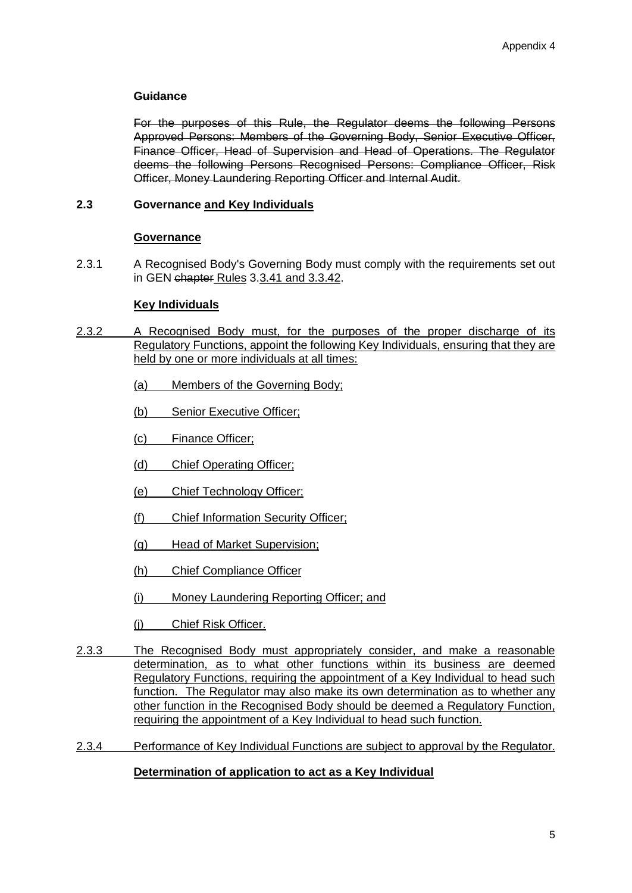**~~Guidance~~**

~~For the purposes of this Rule, the Regulator deems the following Persons Approved Persons: Members of the Governing Body, Senior Executive Officer, Finance Officer, Head of Supervision and Head of Operations. The Regulator deems the following Persons Recognised Persons: Compliance Officer, Risk Officer, Money Laundering Reporting Officer and Internal Audit.~~

### 2.3 Governance <u>and Key Individuals</u>

<u>**Governance**</u>

2.3.1 A Recognised Body's Governing Body must comply with the requirements set out in GEN ~~chapter~~ <u>Rules</u> 3.<u>3.41 and 3.3.42</u>.

<u>**Key Individuals**</u>

<u>2.3.2 A Recognised Body must, for the purposes of the proper discharge of its Regulatory Functions, appoint the following Key Individuals, ensuring that they are held by one or more individuals at all times:</u>

<u>(a) Members of the Governing Body;</u>

<u>(b) Senior Executive Officer;</u>

<u>(c) Finance Officer;</u>

<u>(d) Chief Operating Officer;</u>

<u>(e) Chief Technology Officer;</u>

<u>(f) Chief Information Security Officer;</u>

<u>(g) Head of Market Supervision;</u>

<u>(h) Chief Compliance Officer</u>

<u>(i) Money Laundering Reporting Officer; and</u>

<u>(j) Chief Risk Officer.</u>

<u>2.3.3 The Recognised Body must appropriately consider, and make a reasonable determination, as to what other functions within its business are deemed Regulatory Functions, requiring the appointment of a Key Individual to head such function. The Regulator may also make its own determination as to whether any other function in the Recognised Body should be deemed a Regulatory Function, requiring the appointment of a Key Individual to head such function.</u>

<u>2.3.4 Performance of Key Individual Functions are subject to approval by the Regulator.</u>

<u>**Determination of application to act as a Key Individual**</u>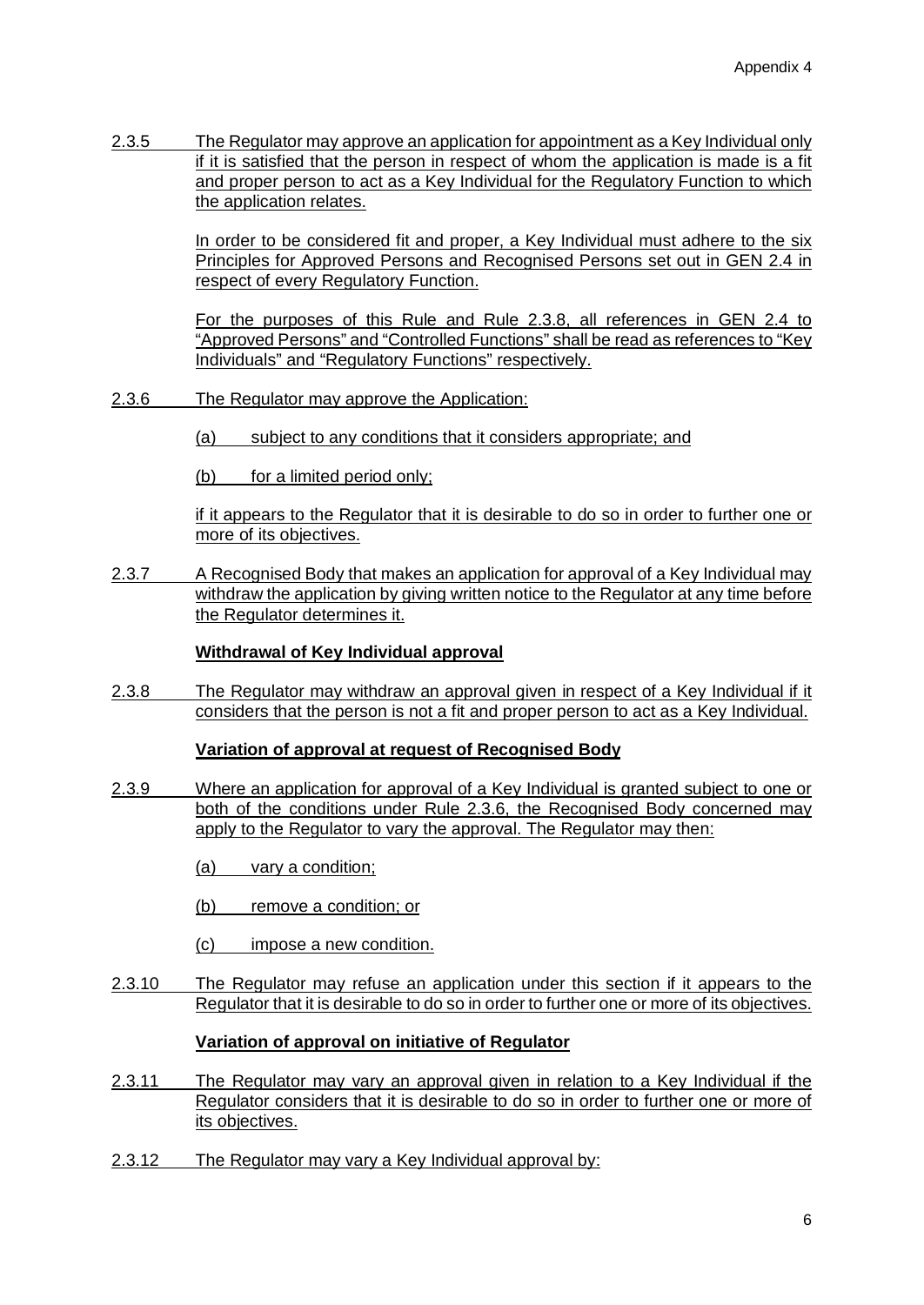2.3.5 The Regulator may approve an application for appointment as a Key Individual only if it is satisfied that the person in respect of whom the application is made is a fit and proper person to act as a Key Individual for the Regulatory Function to which the application relates.

In order to be considered fit and proper, a Key Individual must adhere to the six Principles for Approved Persons and Recognised Persons set out in GEN 2.4 in respect of every Regulatory Function.

For the purposes of this Rule and Rule 2.3.8, all references in GEN 2.4 to "Approved Persons" and "Controlled Functions" shall be read as references to "Key Individuals" and "Regulatory Functions" respectively.

2.3.6 The Regulator may approve the Application:

(a) subject to any conditions that it considers appropriate; and

(b) for a limited period only;

if it appears to the Regulator that it is desirable to do so in order to further one or more of its objectives.

2.3.7 A Recognised Body that makes an application for approval of a Key Individual may withdraw the application by giving written notice to the Regulator at any time before the Regulator determines it.

**Withdrawal of Key Individual approval**

2.3.8 The Regulator may withdraw an approval given in respect of a Key Individual if it considers that the person is not a fit and proper person to act as a Key Individual.

**Variation of approval at request of Recognised Body**

2.3.9 Where an application for approval of a Key Individual is granted subject to one or both of the conditions under Rule 2.3.6, the Recognised Body concerned may apply to the Regulator to vary the approval. The Regulator may then:

(a) vary a condition;

(b) remove a condition; or

(c) impose a new condition.

2.3.10 The Regulator may refuse an application under this section if it appears to the Regulator that it is desirable to do so in order to further one or more of its objectives.

**Variation of approval on initiative of Regulator**

2.3.11 The Regulator may vary an approval given in relation to a Key Individual if the Regulator considers that it is desirable to do so in order to further one or more of its objectives.

2.3.12 The Regulator may vary a Key Individual approval by: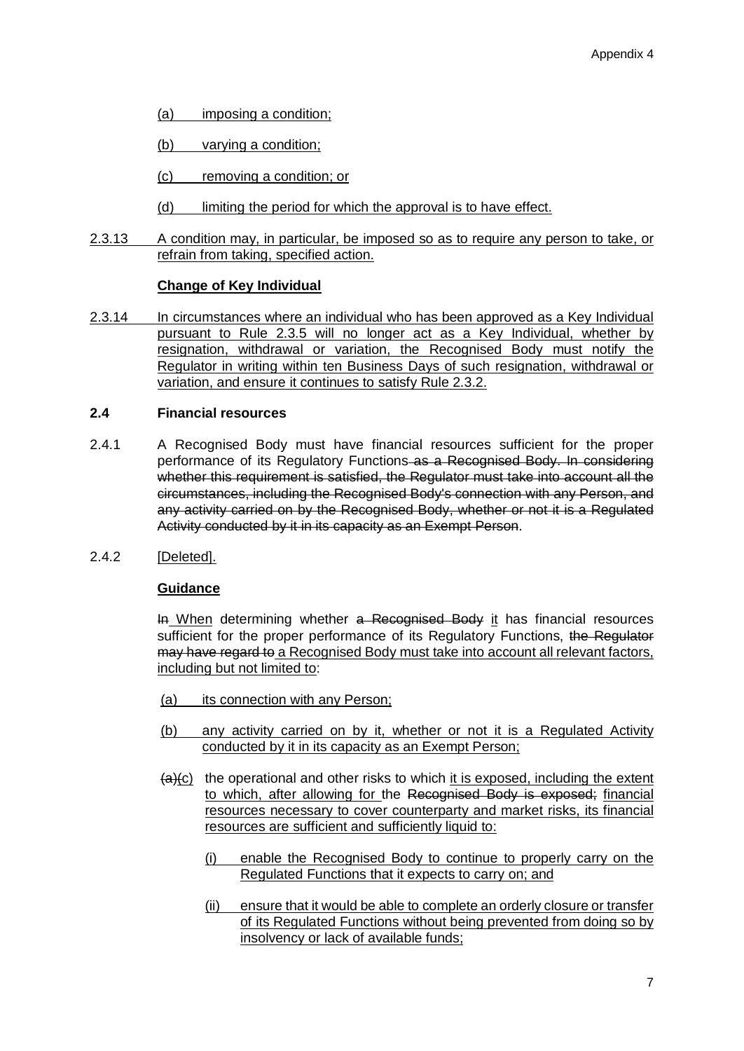(a) imposing a condition;

(b) varying a condition;

(c) removing a condition; or

(d) limiting the period for which the approval is to have effect.

2.3.13 A condition may, in particular, be imposed so as to require any person to take, or refrain from taking, specified action.

**Change of Key Individual**

2.3.14 In circumstances where an individual who has been approved as a Key Individual pursuant to Rule 2.3.5 will no longer act as a Key Individual, whether by resignation, withdrawal or variation, the Recognised Body must notify the Regulator in writing within ten Business Days of such resignation, withdrawal or variation, and ensure it continues to satisfy Rule 2.3.2.

**2.4 Financial resources**

2.4.1 A Recognised Body must have financial resources sufficient for the proper performance of its Regulatory Functions ~~as a Recognised Body. In considering whether this requirement is satisfied, the Regulator must take into account all the circumstances, including the Recognised Body's connection with any Person, and any activity carried on by the Recognised Body, whether or not it is a Regulated Activity conducted by it in its capacity as an Exempt Person~~.

2.4.2 [Deleted].

**Guidance**

~~In~~ When determining whether ~~a Recognised Body~~ it has financial resources sufficient for the proper performance of its Regulatory Functions, ~~the Regulator may have regard to~~ a Recognised Body must take into account all relevant factors, including but not limited to:

(a) its connection with any Person;

(b) any activity carried on by it, whether or not it is a Regulated Activity conducted by it in its capacity as an Exempt Person;

~~(a)~~(c) the operational and other risks to which it is exposed, including the extent to which, after allowing for the ~~Recognised Body is exposed;~~ financial resources necessary to cover counterparty and market risks, its financial resources are sufficient and sufficiently liquid to:

(i) enable the Recognised Body to continue to properly carry on the Regulated Functions that it expects to carry on; and

(ii) ensure that it would be able to complete an orderly closure or transfer of its Regulated Functions without being prevented from doing so by insolvency or lack of available funds;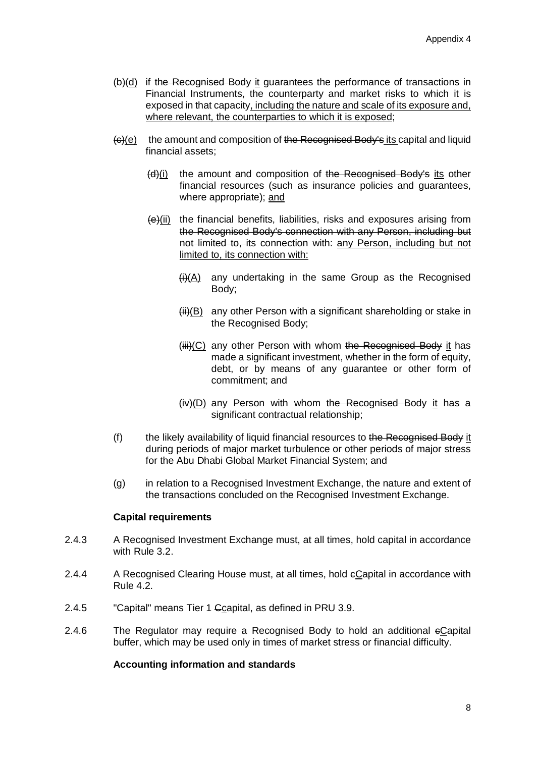~~(b)~~<u>(d)</u> if ~~the Recognised Body~~ <u>it</u> guarantees the performance of transactions in Financial Instruments, the counterparty and market risks to which it is exposed in that capacity<u>, including the nature and scale of its exposure and, where relevant, the counterparties to which it is exposed</u>;

~~(c)~~<u>(e)</u> the amount and composition of ~~the Recognised Body's~~ <u>its</u> capital and liquid financial assets;

> ~~(d)~~<u>(i)</u> the amount and composition of ~~the Recognised Body's~~ <u>its</u> other financial resources (such as insurance policies and guarantees, where appropriate); <u>and</u>
>
> ~~(e)~~<u>(ii)</u> the financial benefits, liabilities, risks and exposures arising from ~~the Recognised Body's connection with any Person, including but not limited to,~~ its connection with~~:~~ <u>any Person, including but not limited to, its connection with:</u>
>
> > ~~(i)~~<u>(A)</u> any undertaking in the same Group as the Recognised Body;
> >
> > ~~(ii)~~<u>(B)</u> any other Person with a significant shareholding or stake in the Recognised Body;
> >
> > ~~(iii)~~<u>(C)</u> any other Person with whom ~~the Recognised Body~~ <u>it</u> has made a significant investment, whether in the form of equity, debt, or by means of any guarantee or other form of commitment; and
> >
> > ~~(iv)~~<u>(D)</u> any Person with whom ~~the Recognised Body~~ <u>it</u> has a significant contractual relationship;

(f) the likely availability of liquid financial resources to ~~the Recognised Body~~ <u>it</u> during periods of major market turbulence or other periods of major stress for the Abu Dhabi Global Market Financial System; and

(g) in relation to a Recognised Investment Exchange, the nature and extent of the transactions concluded on the Recognised Investment Exchange.

**Capital requirements**

2.4.3 A Recognised Investment Exchange must, at all times, hold capital in accordance with Rule 3.2.

2.4.4 A Recognised Clearing House must, at all times, hold ~~c~~<u>C</u>apital in accordance with Rule 4.2.

2.4.5 "Capital" means Tier 1 ~~C~~<u>c</u>apital, as defined in PRU 3.9.

2.4.6 The Regulator may require a Recognised Body to hold an additional ~~c~~<u>C</u>apital buffer, which may be used only in times of market stress or financial difficulty.

**Accounting information and standards**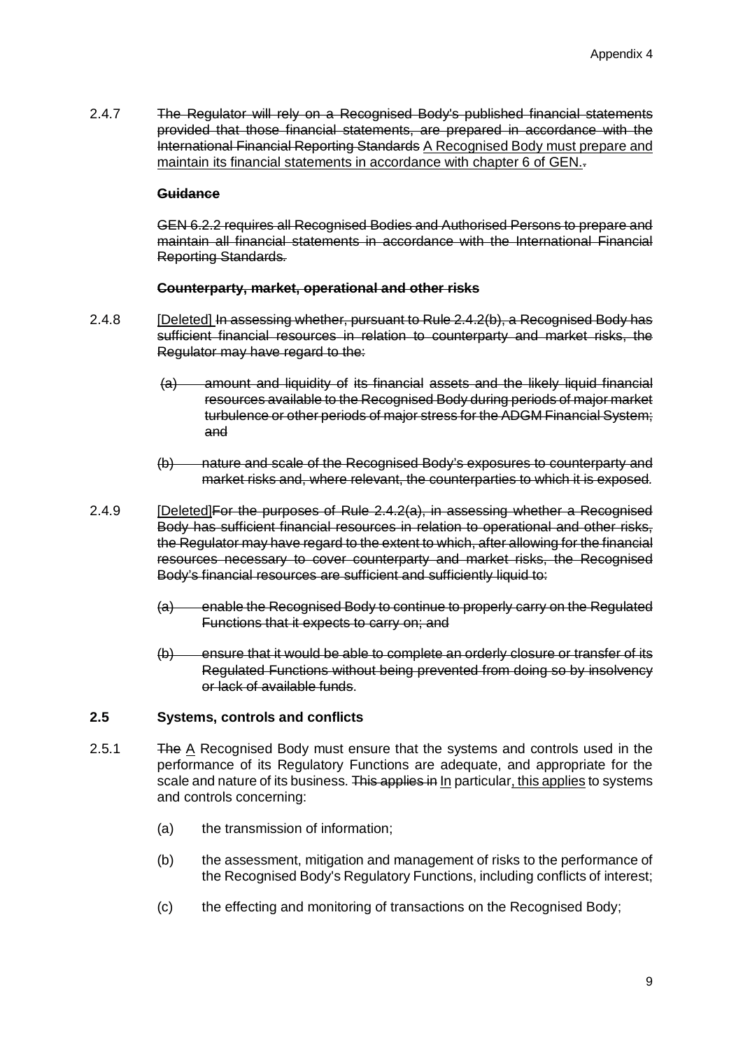2.4.7 ~~The Regulator will rely on a Recognised Body's published financial statements provided that those financial statements, are prepared in accordance with the International Financial Reporting Standards~~ <u>A Recognised Body must prepare and maintain its financial statements in accordance with chapter 6 of GEN.</u>~~.~~

~~**Guidance**~~

~~GEN 6.2.2 requires all Recognised Bodies and Authorised Persons to prepare and maintain all financial statements in accordance with the International Financial Reporting Standards.~~

~~**Counterparty, market, operational and other risks**~~

2.4.8 <u>[Deleted]</u> ~~In assessing whether, pursuant to Rule 2.4.2(b), a Recognised Body has sufficient financial resources in relation to counterparty and market risks, the Regulator may have regard to the:~~

~~(a) amount and liquidity of its financial assets and the likely liquid financial resources available to the Recognised Body during periods of major market turbulence or other periods of major stress for the ADGM Financial System; and~~

~~(b) nature and scale of the Recognised Body's exposures to counterparty and market risks and, where relevant, the counterparties to which it is exposed.~~

2.4.9 <u>[Deleted]</u>~~For the purposes of Rule 2.4.2(a), in assessing whether a Recognised Body has sufficient financial resources in relation to operational and other risks, the Regulator may have regard to the extent to which, after allowing for the financial resources necessary to cover counterparty and market risks, the Recognised Body's financial resources are sufficient and sufficiently liquid to:~~

~~(a) enable the Recognised Body to continue to properly carry on the Regulated Functions that it expects to carry on; and~~

~~(b) ensure that it would be able to complete an orderly closure or transfer of its Regulated Functions without being prevented from doing so by insolvency or lack of available funds.~~

## 2.5 Systems, controls and conflicts

2.5.1 ~~The~~ <u>A</u> Recognised Body must ensure that the systems and controls used in the performance of its Regulatory Functions are adequate, and appropriate for the scale and nature of its business. ~~This applies in~~ <u>In</u> particular<u>, this applies</u> to systems and controls concerning:

(a) the transmission of information;

(b) the assessment, mitigation and management of risks to the performance of the Recognised Body's Regulatory Functions, including conflicts of interest;

(c) the effecting and monitoring of transactions on the Recognised Body;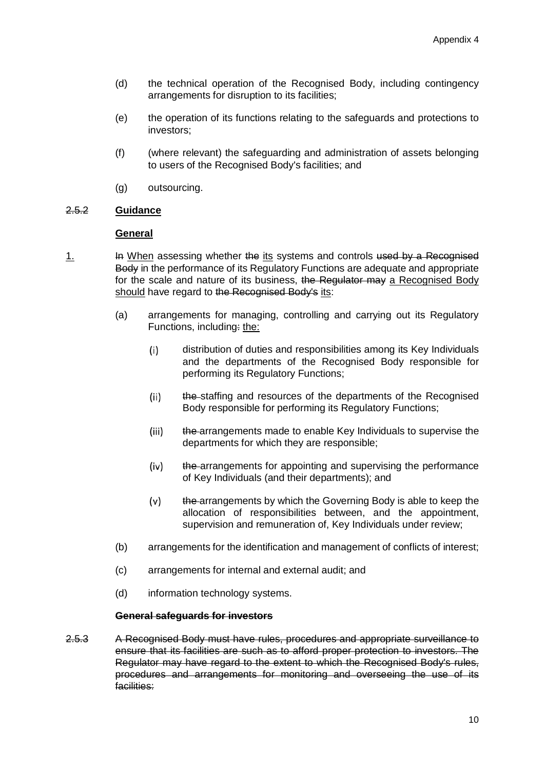(d) the technical operation of the Recognised Body, including contingency arrangements for disruption to its facilities;

(e) the operation of its functions relating to the safeguards and protections to investors;

(f) (where relevant) the safeguarding and administration of assets belonging to users of the Recognised Body's facilities; and

(g) outsourcing.

~~2.5.2~~ **Guidance**

**General**

<u>1.</u> ~~In~~ <u>When</u> assessing whether ~~the~~ <u>its</u> systems and controls ~~used by a Recognised Body~~ in the performance of its Regulatory Functions are adequate and appropriate for the scale and nature of its business, ~~the Regulator may~~ <u>a Recognised Body should</u> have regard to ~~the Recognised Body's~~ <u>its</u>:

(a) arrangements for managing, controlling and carrying out its Regulatory Functions, including~~:~~ <u>the:</u>

(i) distribution of duties and responsibilities among its Key Individuals and the departments of the Recognised Body responsible for performing its Regulatory Functions;

(ii) ~~the~~ staffing and resources of the departments of the Recognised Body responsible for performing its Regulatory Functions;

(iii) ~~the~~ arrangements made to enable Key Individuals to supervise the departments for which they are responsible;

(iv) ~~the~~ arrangements for appointing and supervising the performance of Key Individuals (and their departments); and

(v) ~~the~~ arrangements by which the Governing Body is able to keep the allocation of responsibilities between, and the appointment, supervision and remuneration of, Key Individuals under review;

(b) arrangements for the identification and management of conflicts of interest;

(c) arrangements for internal and external audit; and

(d) information technology systems.

~~**General safeguards for investors**~~

~~2.5.3 A Recognised Body must have rules, procedures and appropriate surveillance to ensure that its facilities are such as to afford proper protection to investors. The Regulator may have regard to the extent to which the Recognised Body's rules, procedures and arrangements for monitoring and overseeing the use of its facilities:~~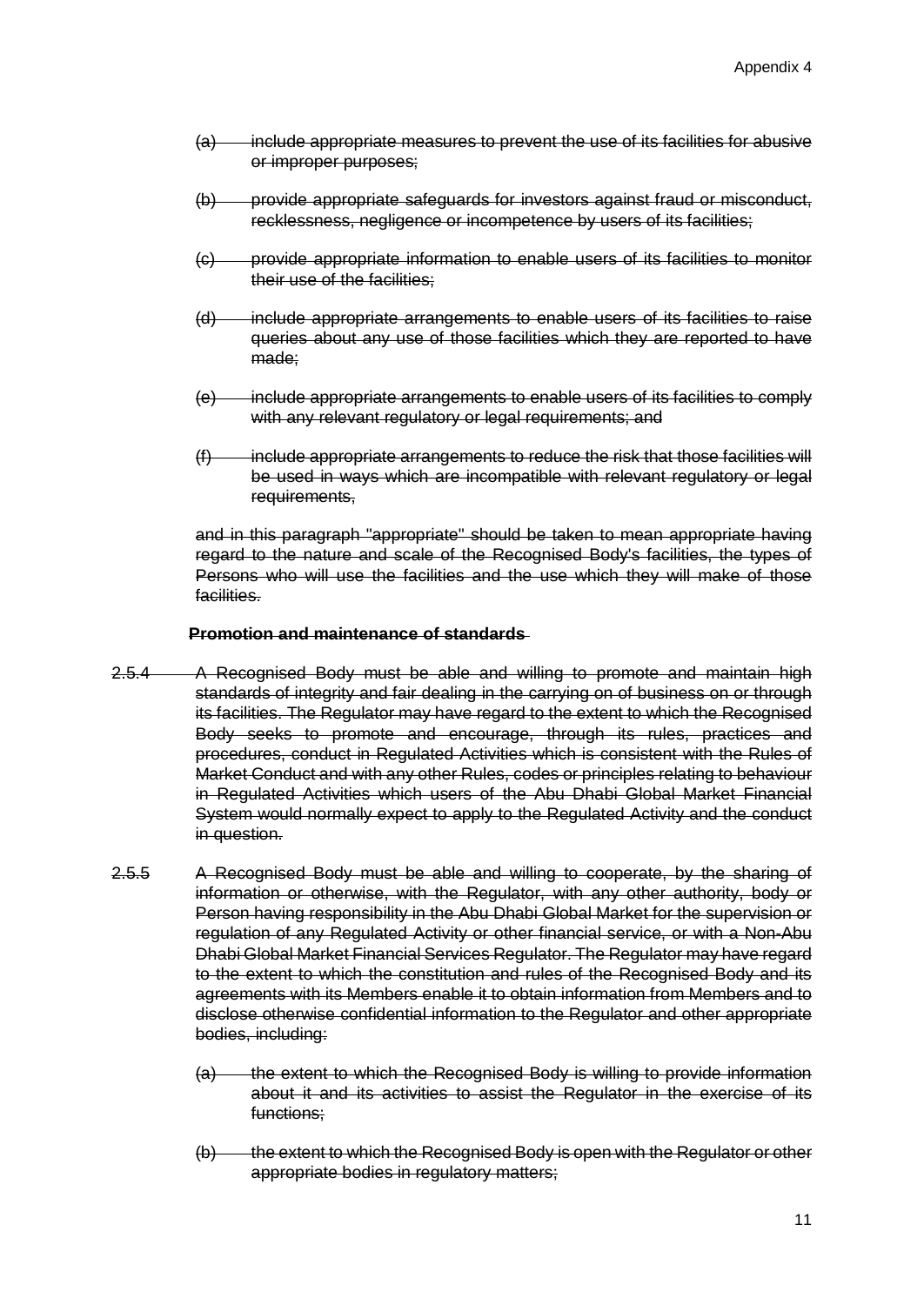(a) include appropriate measures to prevent the use of its facilities for abusive or improper purposes;

(b) provide appropriate safeguards for investors against fraud or misconduct, recklessness, negligence or incompetence by users of its facilities;

(c) provide appropriate information to enable users of its facilities to monitor their use of the facilities;

(d) include appropriate arrangements to enable users of its facilities to raise queries about any use of those facilities which they are reported to have made;

(e) include appropriate arrangements to enable users of its facilities to comply with any relevant regulatory or legal requirements; and

(f) include appropriate arrangements to reduce the risk that those facilities will be used in ways which are incompatible with relevant regulatory or legal requirements,

and in this paragraph "appropriate" should be taken to mean appropriate having regard to the nature and scale of the Recognised Body's facilities, the types of Persons who will use the facilities and the use which they will make of those facilities.

**Promotion and maintenance of standards**

2.5.4 A Recognised Body must be able and willing to promote and maintain high standards of integrity and fair dealing in the carrying on of business on or through its facilities. The Regulator may have regard to the extent to which the Recognised Body seeks to promote and encourage, through its rules, practices and procedures, conduct in Regulated Activities which is consistent with the Rules of Market Conduct and with any other Rules, codes or principles relating to behaviour in Regulated Activities which users of the Abu Dhabi Global Market Financial System would normally expect to apply to the Regulated Activity and the conduct in question.

2.5.5 A Recognised Body must be able and willing to cooperate, by the sharing of information or otherwise, with the Regulator, with any other authority, body or Person having responsibility in the Abu Dhabi Global Market for the supervision or regulation of any Regulated Activity or other financial service, or with a Non-Abu Dhabi Global Market Financial Services Regulator. The Regulator may have regard to the extent to which the constitution and rules of the Recognised Body and its agreements with its Members enable it to obtain information from Members and to disclose otherwise confidential information to the Regulator and other appropriate bodies, including:

(a) the extent to which the Recognised Body is willing to provide information about it and its activities to assist the Regulator in the exercise of its functions;

(b) the extent to which the Recognised Body is open with the Regulator or other appropriate bodies in regulatory matters;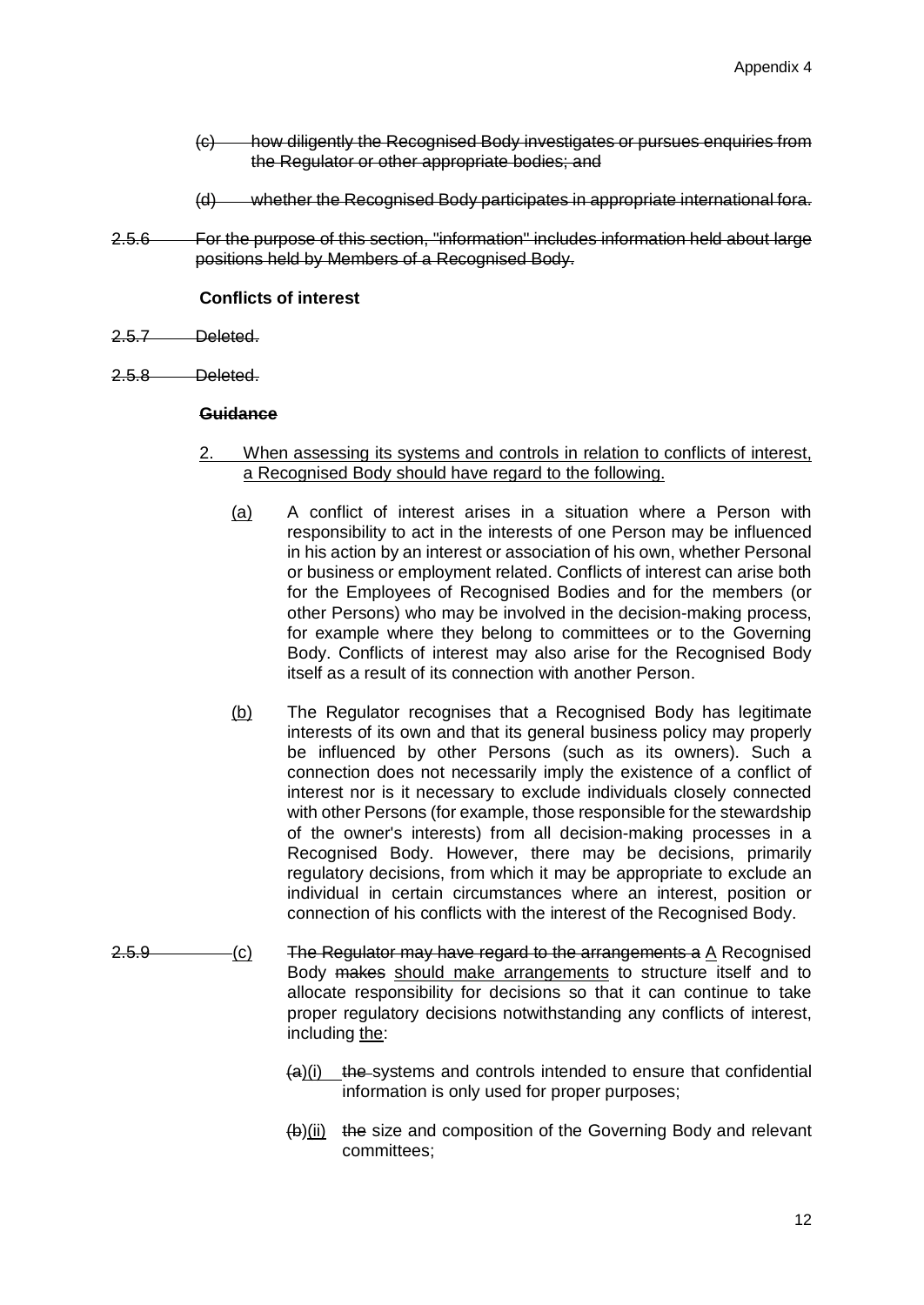~~(c) how diligently the Recognised Body investigates or pursues enquiries from the Regulator or other appropriate bodies; and~~

~~(d) whether the Recognised Body participates in appropriate international fora.~~

~~2.5.6 For the purpose of this section, "information" includes information held about large positions held by Members of a Recognised Body.~~

**Conflicts of interest**

~~2.5.7 Deleted.~~

~~2.5.8 Deleted.~~

~~**Guidance**~~

<u>2. When assessing its systems and controls in relation to conflicts of interest, a Recognised Body should have regard to the following.</u>

<u>(a)</u> A conflict of interest arises in a situation where a Person with responsibility to act in the interests of one Person may be influenced in his action by an interest or association of his own, whether Personal or business or employment related. Conflicts of interest can arise both for the Employees of Recognised Bodies and for the members (or other Persons) who may be involved in the decision-making process, for example where they belong to committees or to the Governing Body. Conflicts of interest may also arise for the Recognised Body itself as a result of its connection with another Person.

<u>(b)</u> The Regulator recognises that a Recognised Body has legitimate interests of its own and that its general business policy may properly be influenced by other Persons (such as its owners). Such a connection does not necessarily imply the existence of a conflict of interest nor is it necessary to exclude individuals closely connected with other Persons (for example, those responsible for the stewardship of the owner's interests) from all decision-making processes in a Recognised Body. However, there may be decisions, primarily regulatory decisions, from which it may be appropriate to exclude an individual in certain circumstances where an interest, position or connection of his conflicts with the interest of the Recognised Body.

~~2.5.9~~ <u>(c)</u> ~~The Regulator may have regard to the arrangements a~~ <u>A</u> Recognised Body ~~makes~~ <u>should make arrangements</u> to structure itself and to allocate responsibility for decisions so that it can continue to take proper regulatory decisions notwithstanding any conflicts of interest, including <u>the</u>:

~~(a)~~<u>(i)</u> ~~the~~ systems and controls intended to ensure that confidential information is only used for proper purposes;

~~(b)~~<u>(ii)</u> ~~the~~ size and composition of the Governing Body and relevant committees;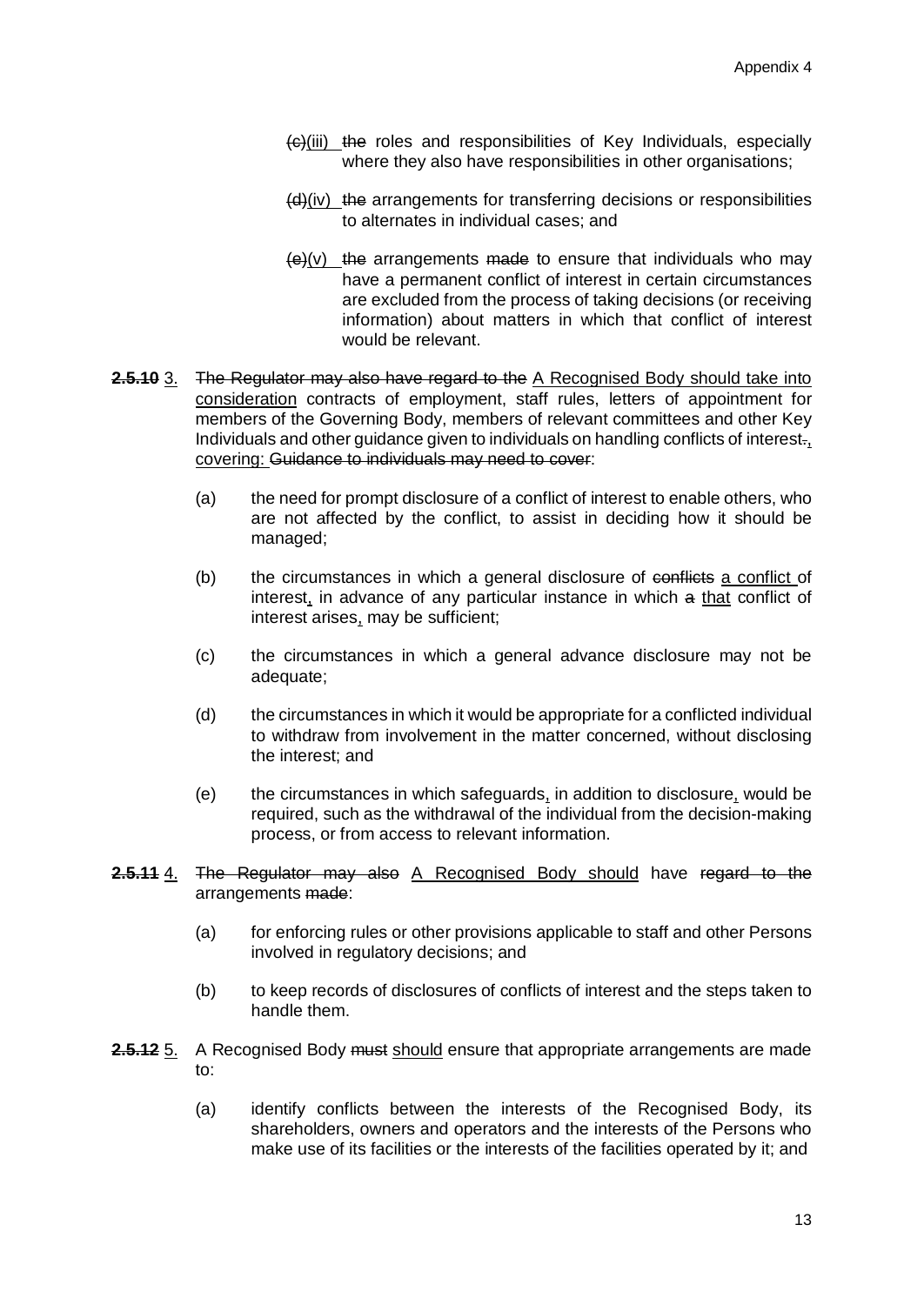~~(c)~~<u>(iii)</u> ~~the~~ roles and responsibilities of Key Individuals, especially where they also have responsibilities in other organisations;

~~(d)~~<u>(iv)</u> ~~the~~ arrangements for transferring decisions or responsibilities to alternates in individual cases; and

~~(e)~~<u>(v)</u> ~~the~~ arrangements ~~made~~ to ensure that individuals who may have a permanent conflict of interest in certain circumstances are excluded from the process of taking decisions (or receiving information) about matters in which that conflict of interest would be relevant.

~~**2.5.10**~~ <u>3.</u> ~~The Regulator may also have regard to the~~ <u>A Recognised Body should take into consideration</u> contracts of employment, staff rules, letters of appointment for members of the Governing Body, members of relevant committees and other Key Individuals and other guidance given to individuals on handling conflicts of interest~~.~~<u>, covering:</u> ~~Guidance to individuals may need to cover~~:

(a) the need for prompt disclosure of a conflict of interest to enable others, who are not affected by the conflict, to assist in deciding how it should be managed;

(b) the circumstances in which a general disclosure of ~~conflicts~~ <u>a conflict</u> of interest<u>,</u> in advance of any particular instance in which ~~a~~ <u>that</u> conflict of interest arises<u>,</u> may be sufficient;

(c) the circumstances in which a general advance disclosure may not be adequate;

(d) the circumstances in which it would be appropriate for a conflicted individual to withdraw from involvement in the matter concerned, without disclosing the interest; and

(e) the circumstances in which safeguards<u>,</u> in addition to disclosure<u>,</u> would be required, such as the withdrawal of the individual from the decision-making process, or from access to relevant information.

~~**2.5.11**~~ <u>4.</u> ~~The Regulator may also~~ <u>A Recognised Body should</u> have ~~regard to the~~ arrangements ~~made~~:

(a) for enforcing rules or other provisions applicable to staff and other Persons involved in regulatory decisions; and

(b) to keep records of disclosures of conflicts of interest and the steps taken to handle them.

~~**2.5.12**~~ <u>5.</u> A Recognised Body ~~must~~ <u>should</u> ensure that appropriate arrangements are made to:

(a) identify conflicts between the interests of the Recognised Body, its shareholders, owners and operators and the interests of the Persons who make use of its facilities or the interests of the facilities operated by it; and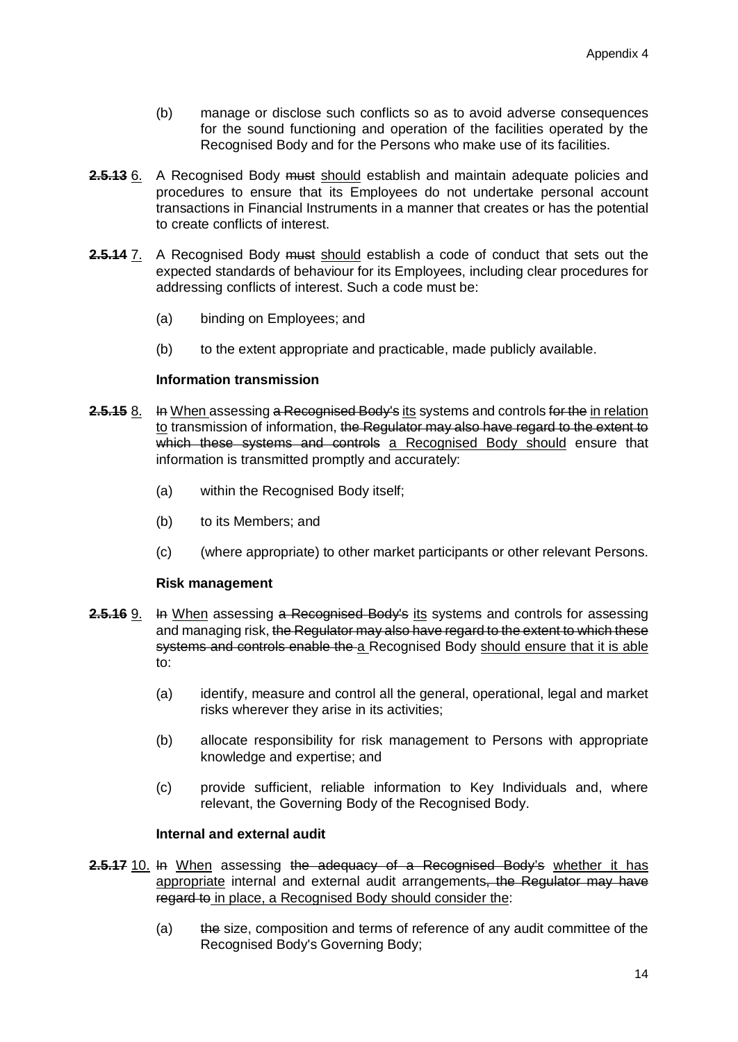(b) manage or disclose such conflicts so as to avoid adverse consequences for the sound functioning and operation of the facilities operated by the Recognised Body and for the Persons who make use of its facilities.

~~**2.5.13**~~ <u>6.</u> A Recognised Body ~~must~~ <u>should</u> establish and maintain adequate policies and procedures to ensure that its Employees do not undertake personal account transactions in Financial Instruments in a manner that creates or has the potential to create conflicts of interest.

~~**2.5.14**~~ <u>7.</u> A Recognised Body ~~must~~ <u>should</u> establish a code of conduct that sets out the expected standards of behaviour for its Employees, including clear procedures for addressing conflicts of interest. Such a code must be:

(a) binding on Employees; and

(b) to the extent appropriate and practicable, made publicly available.

**Information transmission**

~~**2.5.15**~~ <u>8.</u> ~~In~~ <u>When</u> assessing ~~a Recognised Body's~~ <u>its</u> systems and controls ~~for the~~ <u>in relation to</u> transmission of information, ~~the Regulator may also have regard to the extent to which these systems and controls~~ <u>a Recognised Body should</u> ensure that information is transmitted promptly and accurately:

(a) within the Recognised Body itself;

(b) to its Members; and

(c) (where appropriate) to other market participants or other relevant Persons.

**Risk management**

~~**2.5.16**~~ <u>9.</u> ~~In~~ <u>When</u> assessing ~~a Recognised Body's~~ <u>its</u> systems and controls for assessing and managing risk, ~~the Regulator may also have regard to the extent to which these systems and controls enable the~~ <u>a</u> Recognised Body <u>should ensure that it is able</u> to:

(a) identify, measure and control all the general, operational, legal and market risks wherever they arise in its activities;

(b) allocate responsibility for risk management to Persons with appropriate knowledge and expertise; and

(c) provide sufficient, reliable information to Key Individuals and, where relevant, the Governing Body of the Recognised Body.

**Internal and external audit**

~~**2.5.17**~~ <u>10.</u> ~~In~~ <u>When</u> assessing ~~the adequacy of a Recognised Body's~~ <u>whether it has appropriate</u> internal and external audit arrangements~~, the Regulator may have regard to~~ <u>in place, a Recognised Body should consider the</u>:

(a) ~~the~~ size, composition and terms of reference of any audit committee of the Recognised Body's Governing Body;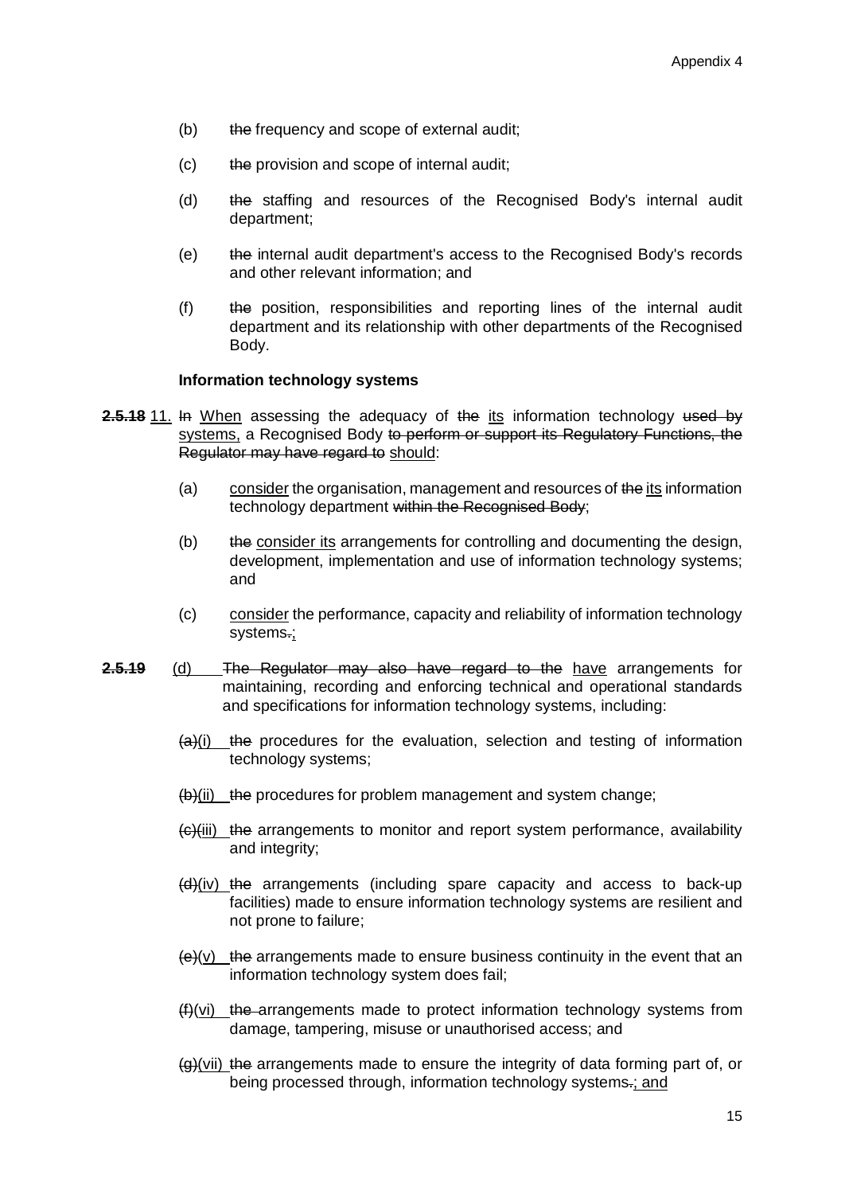(b) ~~the~~ frequency and scope of external audit;

(c) ~~the~~ provision and scope of internal audit;

(d) ~~the~~ staffing and resources of the Recognised Body's internal audit department;

(e) ~~the~~ internal audit department's access to the Recognised Body's records and other relevant information; and

(f) ~~the~~ position, responsibilities and reporting lines of the internal audit department and its relationship with other departments of the Recognised Body.

**Information technology systems**

~~**2.5.18**~~ 11. ~~In~~ When assessing the adequacy of ~~the~~ its information technology ~~used by~~ systems, a Recognised Body ~~to perform or support its Regulatory Functions, the Regulator may have regard to~~ should:

(a) consider the organisation, management and resources of ~~the~~ its information technology department ~~within the Recognised Body~~;

(b) ~~the~~ consider its arrangements for controlling and documenting the design, development, implementation and use of information technology systems; and

(c) consider the performance, capacity and reliability of information technology systems~~.~~;

**2.5.19** (d) ~~The Regulator may also have regard to the~~ have arrangements for maintaining, recording and enforcing technical and operational standards and specifications for information technology systems, including:

~~(a)~~(i) ~~the~~ procedures for the evaluation, selection and testing of information technology systems;

~~(b)~~(ii) ~~the~~ procedures for problem management and system change;

~~(c)~~(iii) ~~the~~ arrangements to monitor and report system performance, availability and integrity;

~~(d)~~(iv) ~~the~~ arrangements (including spare capacity and access to back-up facilities) made to ensure information technology systems are resilient and not prone to failure;

~~(e)~~(v) ~~the~~ arrangements made to ensure business continuity in the event that an information technology system does fail;

~~(f)~~(vi) ~~the~~ arrangements made to protect information technology systems from damage, tampering, misuse or unauthorised access; and

~~(g)~~(vii) ~~the~~ arrangements made to ensure the integrity of data forming part of, or being processed through, information technology systems~~.~~; and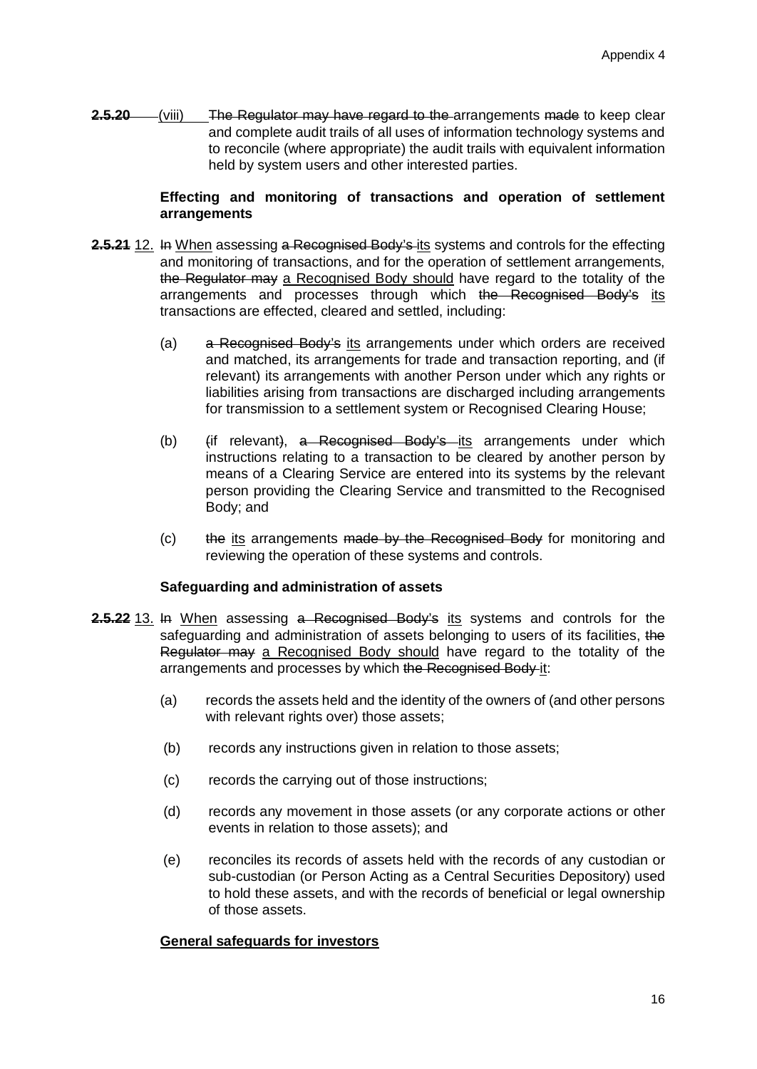~~**2.5.20**~~ (viii) ~~The Regulator may have regard to the~~ arrangements ~~made~~ to keep clear and complete audit trails of all uses of information technology systems and to reconcile (where appropriate) the audit trails with equivalent information held by system users and other interested parties.

**Effecting and monitoring of transactions and operation of settlement arrangements**

~~**2.5.21**~~ <u>12.</u> ~~In~~ <u>When</u> assessing ~~a Recognised Body's~~ <u>its</u> systems and controls for the effecting and monitoring of transactions, and for the operation of settlement arrangements, ~~the Regulator may~~ <u>a Recognised Body should</u> have regard to the totality of the arrangements and processes through which ~~the Recognised Body's~~ <u>its</u> transactions are effected, cleared and settled, including:

(a) ~~a Recognised Body's~~ <u>its</u> arrangements under which orders are received and matched, its arrangements for trade and transaction reporting, and (if relevant) its arrangements with another Person under which any rights or liabilities arising from transactions are discharged including arrangements for transmission to a settlement system or Recognised Clearing House;

(b) ~~(~~if relevant~~)~~, ~~a Recognised Body's~~ <u>its</u> arrangements under which instructions relating to a transaction to be cleared by another person by means of a Clearing Service are entered into its systems by the relevant person providing the Clearing Service and transmitted to the Recognised Body; and

(c) ~~the~~ <u>its</u> arrangements ~~made by the Recognised Body~~ for monitoring and reviewing the operation of these systems and controls.

**Safeguarding and administration of assets**

~~**2.5.22**~~ <u>13.</u> ~~In~~ <u>When</u> assessing ~~a Recognised Body's~~ <u>its</u> systems and controls for the safeguarding and administration of assets belonging to users of its facilities, ~~the Regulator may~~ <u>a Recognised Body should</u> have regard to the totality of the arrangements and processes by which ~~the Recognised Body~~ <u>it</u>:

(a) records the assets held and the identity of the owners of (and other persons with relevant rights over) those assets;

(b) records any instructions given in relation to those assets;

(c) records the carrying out of those instructions;

(d) records any movement in those assets (or any corporate actions or other events in relation to those assets); and

(e) reconciles its records of assets held with the records of any custodian or sub-custodian (or Person Acting as a Central Securities Depository) used to hold these assets, and with the records of beneficial or legal ownership of those assets.

<u>**General safeguards for investors**</u>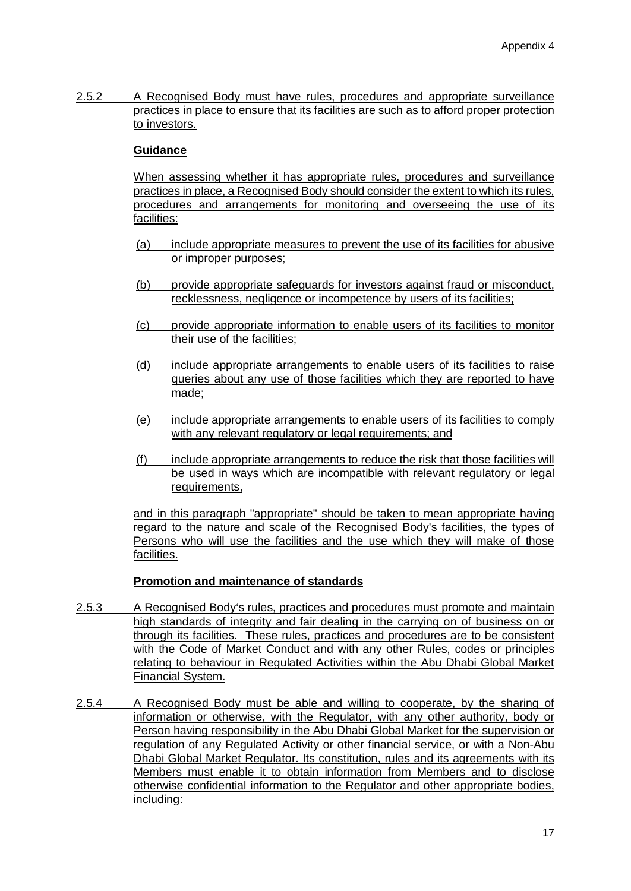2.5.2 A Recognised Body must have rules, procedures and appropriate surveillance practices in place to ensure that its facilities are such as to afford proper protection to investors.

**Guidance**

When assessing whether it has appropriate rules, procedures and surveillance practices in place, a Recognised Body should consider the extent to which its rules, procedures and arrangements for monitoring and overseeing the use of its facilities:

(a) include appropriate measures to prevent the use of its facilities for abusive or improper purposes;

(b) provide appropriate safeguards for investors against fraud or misconduct, recklessness, negligence or incompetence by users of its facilities;

(c) provide appropriate information to enable users of its facilities to monitor their use of the facilities;

(d) include appropriate arrangements to enable users of its facilities to raise queries about any use of those facilities which they are reported to have made;

(e) include appropriate arrangements to enable users of its facilities to comply with any relevant regulatory or legal requirements; and

(f) include appropriate arrangements to reduce the risk that those facilities will be used in ways which are incompatible with relevant regulatory or legal requirements,

and in this paragraph "appropriate" should be taken to mean appropriate having regard to the nature and scale of the Recognised Body's facilities, the types of Persons who will use the facilities and the use which they will make of those facilities.

**Promotion and maintenance of standards**

2.5.3 A Recognised Body's rules, practices and procedures must promote and maintain high standards of integrity and fair dealing in the carrying on of business on or through its facilities. These rules, practices and procedures are to be consistent with the Code of Market Conduct and with any other Rules, codes or principles relating to behaviour in Regulated Activities within the Abu Dhabi Global Market Financial System.

2.5.4 A Recognised Body must be able and willing to cooperate, by the sharing of information or otherwise, with the Regulator, with any other authority, body or Person having responsibility in the Abu Dhabi Global Market for the supervision or regulation of any Regulated Activity or other financial service, or with a Non-Abu Dhabi Global Market Regulator. Its constitution, rules and its agreements with its Members must enable it to obtain information from Members and to disclose otherwise confidential information to the Regulator and other appropriate bodies, including: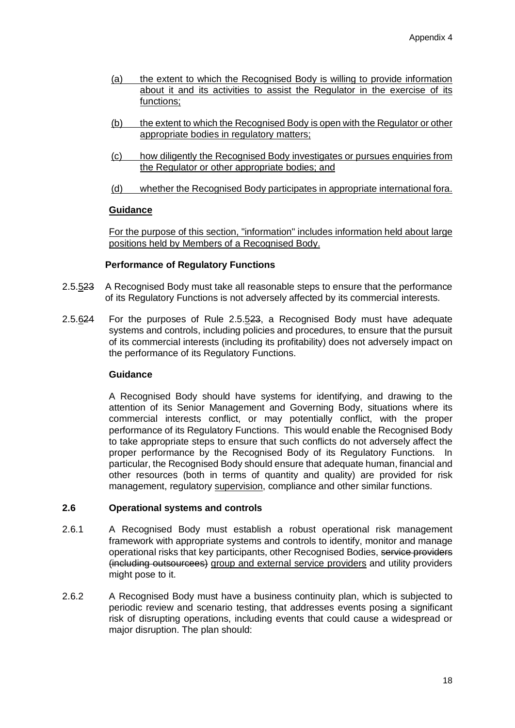(a) the extent to which the Recognised Body is willing to provide information about it and its activities to assist the Regulator in the exercise of its functions;

(b) the extent to which the Recognised Body is open with the Regulator or other appropriate bodies in regulatory matters;

(c) how diligently the Recognised Body investigates or pursues enquiries from the Regulator or other appropriate bodies; and

(d) whether the Recognised Body participates in appropriate international fora.

**Guidance**

For the purpose of this section, "information" includes information held about large positions held by Members of a Recognised Body.

**Performance of Regulatory Functions**

2.5.5~~23~~ A Recognised Body must take all reasonable steps to ensure that the performance of its Regulatory Functions is not adversely affected by its commercial interests.

2.5.6~~24~~ For the purposes of Rule 2.5.5~~23~~, a Recognised Body must have adequate systems and controls, including policies and procedures, to ensure that the pursuit of its commercial interests (including its profitability) does not adversely impact on the performance of its Regulatory Functions.

**Guidance**

A Recognised Body should have systems for identifying, and drawing to the attention of its Senior Management and Governing Body, situations where its commercial interests conflict, or may potentially conflict, with the proper performance of its Regulatory Functions. This would enable the Recognised Body to take appropriate steps to ensure that such conflicts do not adversely affect the proper performance by the Recognised Body of its Regulatory Functions. In particular, the Recognised Body should ensure that adequate human, financial and other resources (both in terms of quantity and quality) are provided for risk management, regulatory supervision, compliance and other similar functions.

## 2.6 Operational systems and controls

2.6.1 A Recognised Body must establish a robust operational risk management framework with appropriate systems and controls to identify, monitor and manage operational risks that key participants, other Recognised Bodies, ~~service providers (including outsourcees)~~ group and external service providers and utility providers might pose to it.

2.6.2 A Recognised Body must have a business continuity plan, which is subjected to periodic review and scenario testing, that addresses events posing a significant risk of disrupting operations, including events that could cause a widespread or major disruption. The plan should: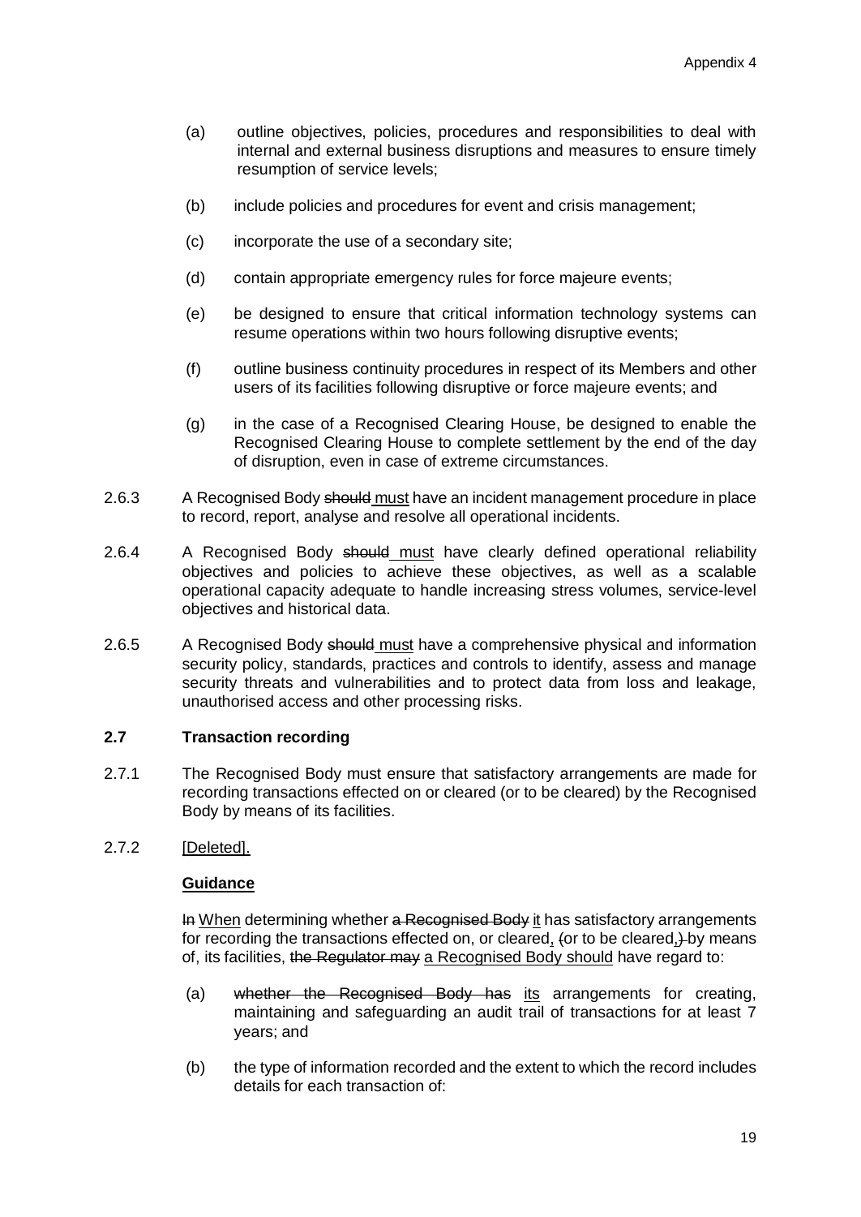(a) outline objectives, policies, procedures and responsibilities to deal with internal and external business disruptions and measures to ensure timely resumption of service levels;

(b) include policies and procedures for event and crisis management;

(c) incorporate the use of a secondary site;

(d) contain appropriate emergency rules for force majeure events;

(e) be designed to ensure that critical information technology systems can resume operations within two hours following disruptive events;

(f) outline business continuity procedures in respect of its Members and other users of its facilities following disruptive or force majeure events; and

(g) in the case of a Recognised Clearing House, be designed to enable the Recognised Clearing House to complete settlement by the end of the day of disruption, even in case of extreme circumstances.

2.6.3 A Recognised Body ~~should~~ <u>must</u> have an incident management procedure in place to record, report, analyse and resolve all operational incidents.

2.6.4 A Recognised Body ~~should~~ <u>must</u> have clearly defined operational reliability objectives and policies to achieve these objectives, as well as a scalable operational capacity adequate to handle increasing stress volumes, service-level objectives and historical data.

2.6.5 A Recognised Body ~~should~~ <u>must</u> have a comprehensive physical and information security policy, standards, practices and controls to identify, assess and manage security threats and vulnerabilities and to protect data from loss and leakage, unauthorised access and other processing risks.

### 2.7 Transaction recording

2.7.1 The Recognised Body must ensure that satisfactory arrangements are made for recording transactions effected on or cleared (or to be cleared) by the Recognised Body by means of its facilities.

2.7.2 <u>[Deleted].</u>

**<u>Guidance</u>**

~~In~~ <u>When</u> determining whether ~~a Recognised Body~~ <u>it</u> has satisfactory arrangements for recording the transactions effected on, or cleared<u>,</u> ~~(~~or to be cleared<u>,</u>~~)~~ by means of, its facilities, ~~the Regulator may~~ <u>a Recognised Body should</u> have regard to:

(a) ~~whether the Recognised Body has~~ <u>its</u> arrangements for creating, maintaining and safeguarding an audit trail of transactions for at least 7 years; and

(b) the type of information recorded and the extent to which the record includes details for each transaction of: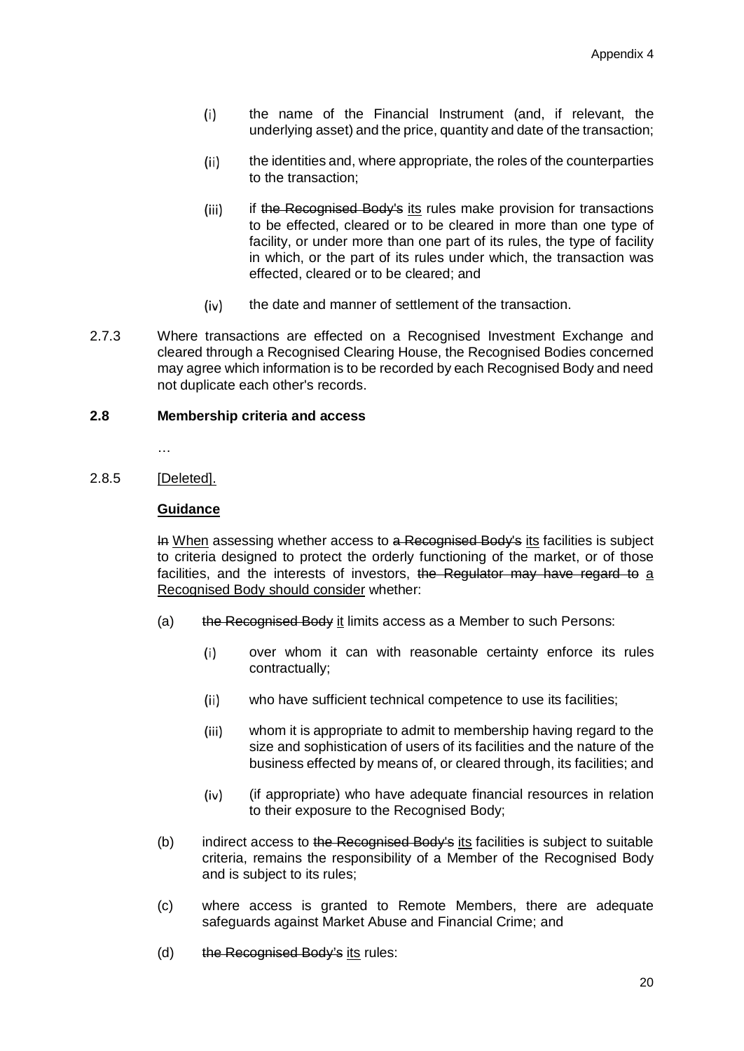- (i) the name of the Financial Instrument (and, if relevant, the underlying asset) and the price, quantity and date of the transaction;
- (ii) the identities and, where appropriate, the roles of the counterparties to the transaction;
- (iii) if ~~the Recognised Body's~~ <u>its</u> rules make provision for transactions to be effected, cleared or to be cleared in more than one type of facility, or under more than one part of its rules, the type of facility in which, or the part of its rules under which, the transaction was effected, cleared or to be cleared; and
- (iv) the date and manner of settlement of the transaction.

2.7.3 Where transactions are effected on a Recognised Investment Exchange and cleared through a Recognised Clearing House, the Recognised Bodies concerned may agree which information is to be recorded by each Recognised Body and need not duplicate each other's records.

**2.8 Membership criteria and access**

…

2.8.5 <u>[Deleted].</u>

**<u>Guidance</u>**

~~In~~ <u>When</u> assessing whether access to ~~a Recognised Body's~~ <u>its</u> facilities is subject to criteria designed to protect the orderly functioning of the market, or of those facilities, and the interests of investors, ~~the Regulator may have regard to~~ <u>a Recognised Body should consider</u> whether:

(a) ~~the Recognised Body~~ <u>it</u> limits access as a Member to such Persons:

- (i) over whom it can with reasonable certainty enforce its rules contractually;
- (ii) who have sufficient technical competence to use its facilities;
- (iii) whom it is appropriate to admit to membership having regard to the size and sophistication of users of its facilities and the nature of the business effected by means of, or cleared through, its facilities; and
- (iv) (if appropriate) who have adequate financial resources in relation to their exposure to the Recognised Body;

(b) indirect access to ~~the Recognised Body's~~ <u>its</u> facilities is subject to suitable criteria, remains the responsibility of a Member of the Recognised Body and is subject to its rules;

(c) where access is granted to Remote Members, there are adequate safeguards against Market Abuse and Financial Crime; and

(d) ~~the Recognised Body's~~ <u>its</u> rules: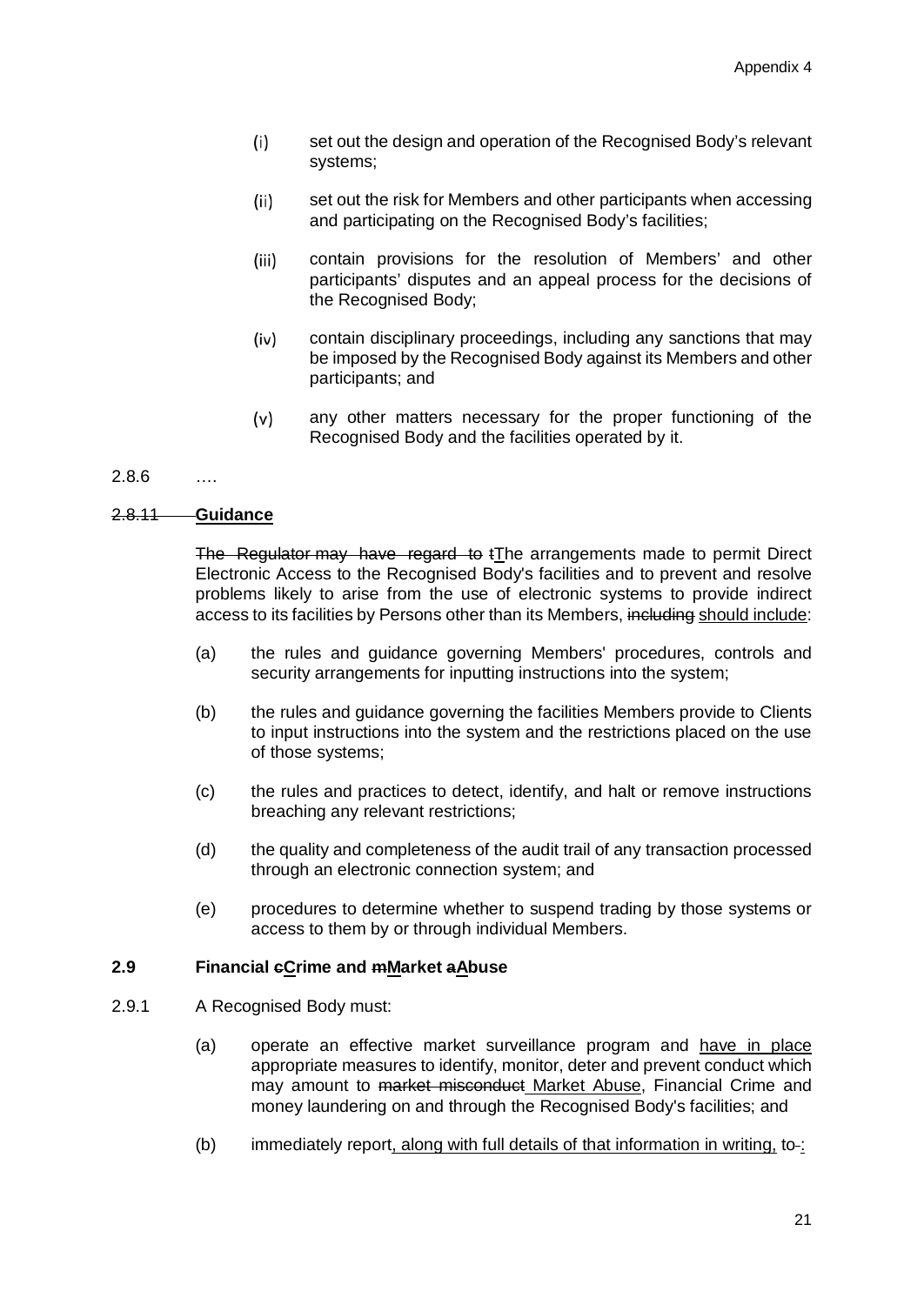(i) set out the design and operation of the Recognised Body's relevant systems;

(ii) set out the risk for Members and other participants when accessing and participating on the Recognised Body's facilities;

(iii) contain provisions for the resolution of Members' and other participants' disputes and an appeal process for the decisions of the Recognised Body;

(iv) contain disciplinary proceedings, including any sanctions that may be imposed by the Recognised Body against its Members and other participants; and

(v) any other matters necessary for the proper functioning of the Recognised Body and the facilities operated by it.

2.8.6 ….

~~2.8.11~~ **Guidance**

~~The Regulator may have regard to t~~The arrangements made to permit Direct Electronic Access to the Recognised Body's facilities and to prevent and resolve problems likely to arise from the use of electronic systems to provide indirect access to its facilities by Persons other than its Members, ~~including~~ should include:

(a) the rules and guidance governing Members' procedures, controls and security arrangements for inputting instructions into the system;

(b) the rules and guidance governing the facilities Members provide to Clients to input instructions into the system and the restrictions placed on the use of those systems;

(c) the rules and practices to detect, identify, and halt or remove instructions breaching any relevant restrictions;

(d) the quality and completeness of the audit trail of any transaction processed through an electronic connection system; and

(e) procedures to determine whether to suspend trading by those systems or access to them by or through individual Members.

**2.9 Financial ~~c~~Crime and ~~m~~Market ~~a~~Abuse**

2.9.1 A Recognised Body must:

(a) operate an effective market surveillance program and have in place appropriate measures to identify, monitor, deter and prevent conduct which may amount to ~~market misconduct~~ Market Abuse, Financial Crime and money laundering on and through the Recognised Body's facilities; and

(b) immediately report, along with full details of that information in writing, to ~~-~~: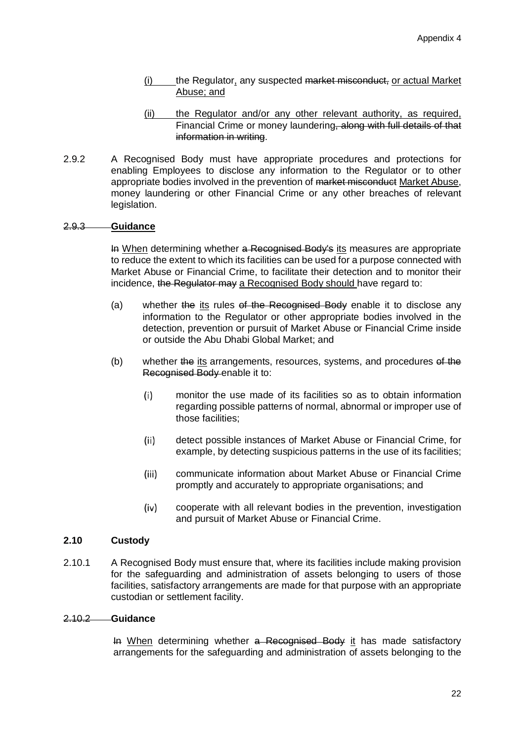(i) the Regulator, any suspected ~~market misconduct,~~ or actual Market Abuse; and

(ii) the Regulator and/or any other relevant authority, as required, Financial Crime or money laundering~~, along with full details of that information in writing~~.

2.9.2 A Recognised Body must have appropriate procedures and protections for enabling Employees to disclose any information to the Regulator or to other appropriate bodies involved in the prevention of ~~market misconduct~~ Market Abuse, money laundering or other Financial Crime or any other breaches of relevant legislation.

~~2.9.3~~ **Guidance**

~~In~~ When determining whether ~~a Recognised Body's~~ its measures are appropriate to reduce the extent to which its facilities can be used for a purpose connected with Market Abuse or Financial Crime, to facilitate their detection and to monitor their incidence, ~~the Regulator may~~ a Recognised Body should have regard to:

(a) whether ~~the~~ its rules ~~of the Recognised Body~~ enable it to disclose any information to the Regulator or other appropriate bodies involved in the detection, prevention or pursuit of Market Abuse or Financial Crime inside or outside the Abu Dhabi Global Market; and

(b) whether ~~the~~ its arrangements, resources, systems, and procedures ~~of the Recognised Body~~ enable it to:

   (i) monitor the use made of its facilities so as to obtain information regarding possible patterns of normal, abnormal or improper use of those facilities;

   (ii) detect possible instances of Market Abuse or Financial Crime, for example, by detecting suspicious patterns in the use of its facilities;

   (iii) communicate information about Market Abuse or Financial Crime promptly and accurately to appropriate organisations; and

   (iv) cooperate with all relevant bodies in the prevention, investigation and pursuit of Market Abuse or Financial Crime.

**2.10 Custody**

2.10.1 A Recognised Body must ensure that, where its facilities include making provision for the safeguarding and administration of assets belonging to users of those facilities, satisfactory arrangements are made for that purpose with an appropriate custodian or settlement facility.

~~2.10.2~~ **Guidance**

~~In~~ When determining whether ~~a Recognised Body~~ it has made satisfactory arrangements for the safeguarding and administration of assets belonging to the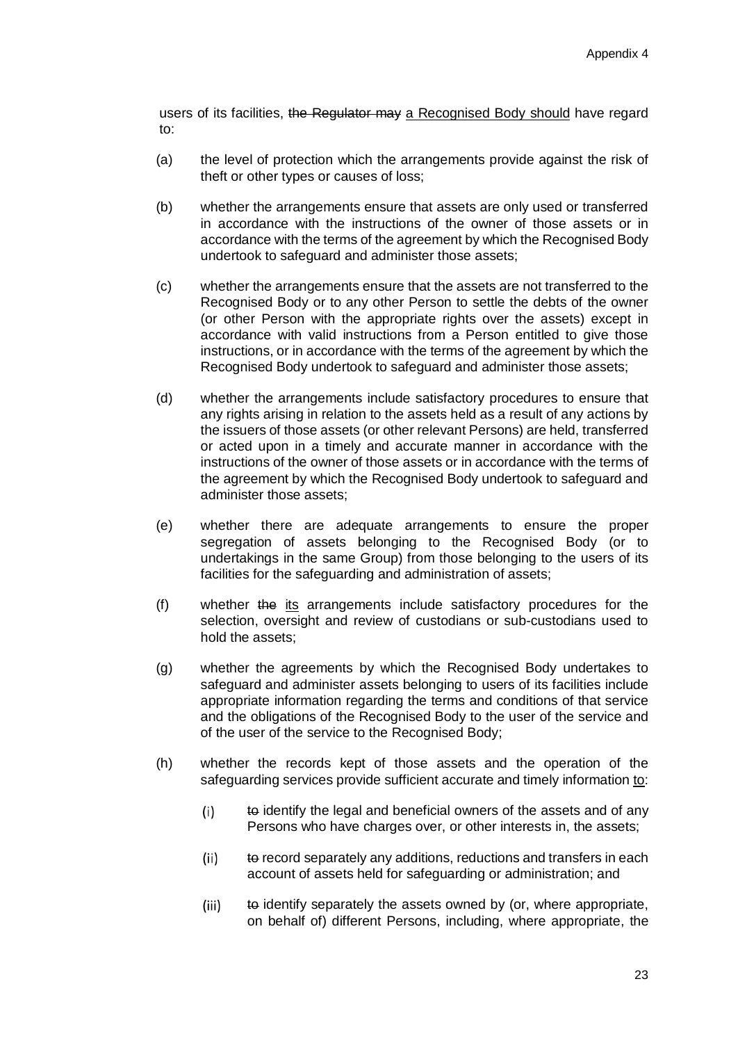users of its facilities, ~~the Regulator may~~ <u>a Recognised Body should</u> have regard to:

(a) the level of protection which the arrangements provide against the risk of theft or other types or causes of loss;

(b) whether the arrangements ensure that assets are only used or transferred in accordance with the instructions of the owner of those assets or in accordance with the terms of the agreement by which the Recognised Body undertook to safeguard and administer those assets;

(c) whether the arrangements ensure that the assets are not transferred to the Recognised Body or to any other Person to settle the debts of the owner (or other Person with the appropriate rights over the assets) except in accordance with valid instructions from a Person entitled to give those instructions, or in accordance with the terms of the agreement by which the Recognised Body undertook to safeguard and administer those assets;

(d) whether the arrangements include satisfactory procedures to ensure that any rights arising in relation to the assets held as a result of any actions by the issuers of those assets (or other relevant Persons) are held, transferred or acted upon in a timely and accurate manner in accordance with the instructions of the owner of those assets or in accordance with the terms of the agreement by which the Recognised Body undertook to safeguard and administer those assets;

(e) whether there are adequate arrangements to ensure the proper segregation of assets belonging to the Recognised Body (or to undertakings in the same Group) from those belonging to the users of its facilities for the safeguarding and administration of assets;

(f) whether ~~the~~ <u>its</u> arrangements include satisfactory procedures for the selection, oversight and review of custodians or sub-custodians used to hold the assets;

(g) whether the agreements by which the Recognised Body undertakes to safeguard and administer assets belonging to users of its facilities include appropriate information regarding the terms and conditions of that service and the obligations of the Recognised Body to the user of the service and of the user of the service to the Recognised Body;

(h) whether the records kept of those assets and the operation of the safeguarding services provide sufficient accurate and timely information <u>to</u>:

(i) ~~to~~ identify the legal and beneficial owners of the assets and of any Persons who have charges over, or other interests in, the assets;

(ii) ~~to~~ record separately any additions, reductions and transfers in each account of assets held for safeguarding or administration; and

(iii) ~~to~~ identify separately the assets owned by (or, where appropriate, on behalf of) different Persons, including, where appropriate, the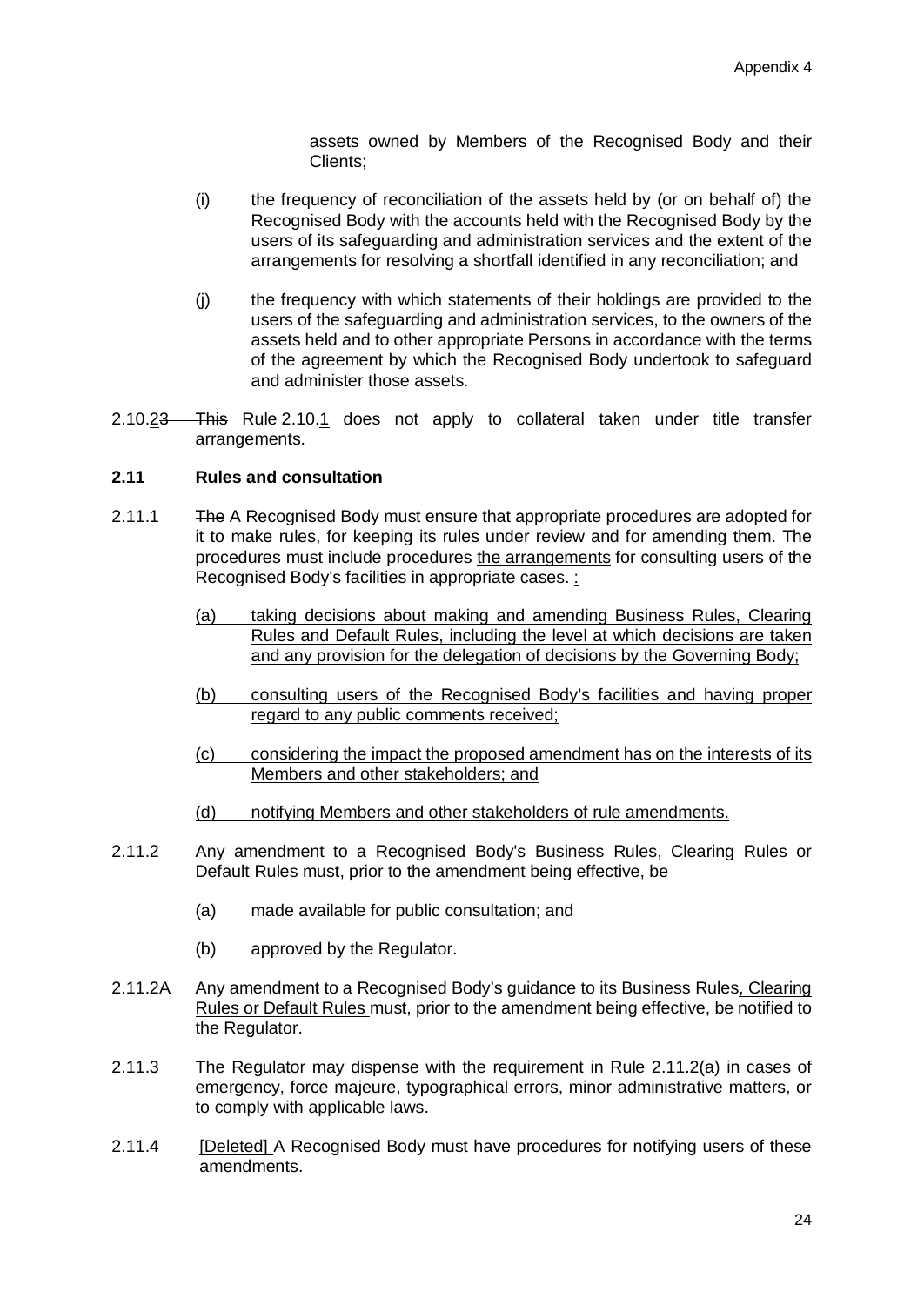assets owned by Members of the Recognised Body and their Clients;

(i) the frequency of reconciliation of the assets held by (or on behalf of) the Recognised Body with the accounts held with the Recognised Body by the users of its safeguarding and administration services and the extent of the arrangements for resolving a shortfall identified in any reconciliation; and

(j) the frequency with which statements of their holdings are provided to the users of the safeguarding and administration services, to the owners of the assets held and to other appropriate Persons in accordance with the terms of the agreement by which the Recognised Body undertook to safeguard and administer those assets.

2.10.~~3~~2 ~~This~~ Rule 2.10.1 does not apply to collateral taken under title transfer arrangements.

**2.11 Rules and consultation**

2.11.1 ~~The~~ A Recognised Body must ensure that appropriate procedures are adopted for it to make rules, for keeping its rules under review and for amending them. The procedures must include ~~procedures~~ the arrangements for ~~consulting users of the Recognised Body's facilities in appropriate cases.~~ :

(a) taking decisions about making and amending Business Rules, Clearing Rules and Default Rules, including the level at which decisions are taken and any provision for the delegation of decisions by the Governing Body;

(b) consulting users of the Recognised Body's facilities and having proper regard to any public comments received;

(c) considering the impact the proposed amendment has on the interests of its Members and other stakeholders; and

(d) notifying Members and other stakeholders of rule amendments.

2.11.2 Any amendment to a Recognised Body's Business Rules, Clearing Rules or Default Rules must, prior to the amendment being effective, be

(a) made available for public consultation; and

(b) approved by the Regulator.

2.11.2A Any amendment to a Recognised Body's guidance to its Business Rules, Clearing Rules or Default Rules must, prior to the amendment being effective, be notified to the Regulator.

2.11.3 The Regulator may dispense with the requirement in Rule 2.11.2(a) in cases of emergency, force majeure, typographical errors, minor administrative matters, or to comply with applicable laws.

2.11.4 [Deleted] ~~A Recognised Body must have procedures for notifying users of these amendments~~.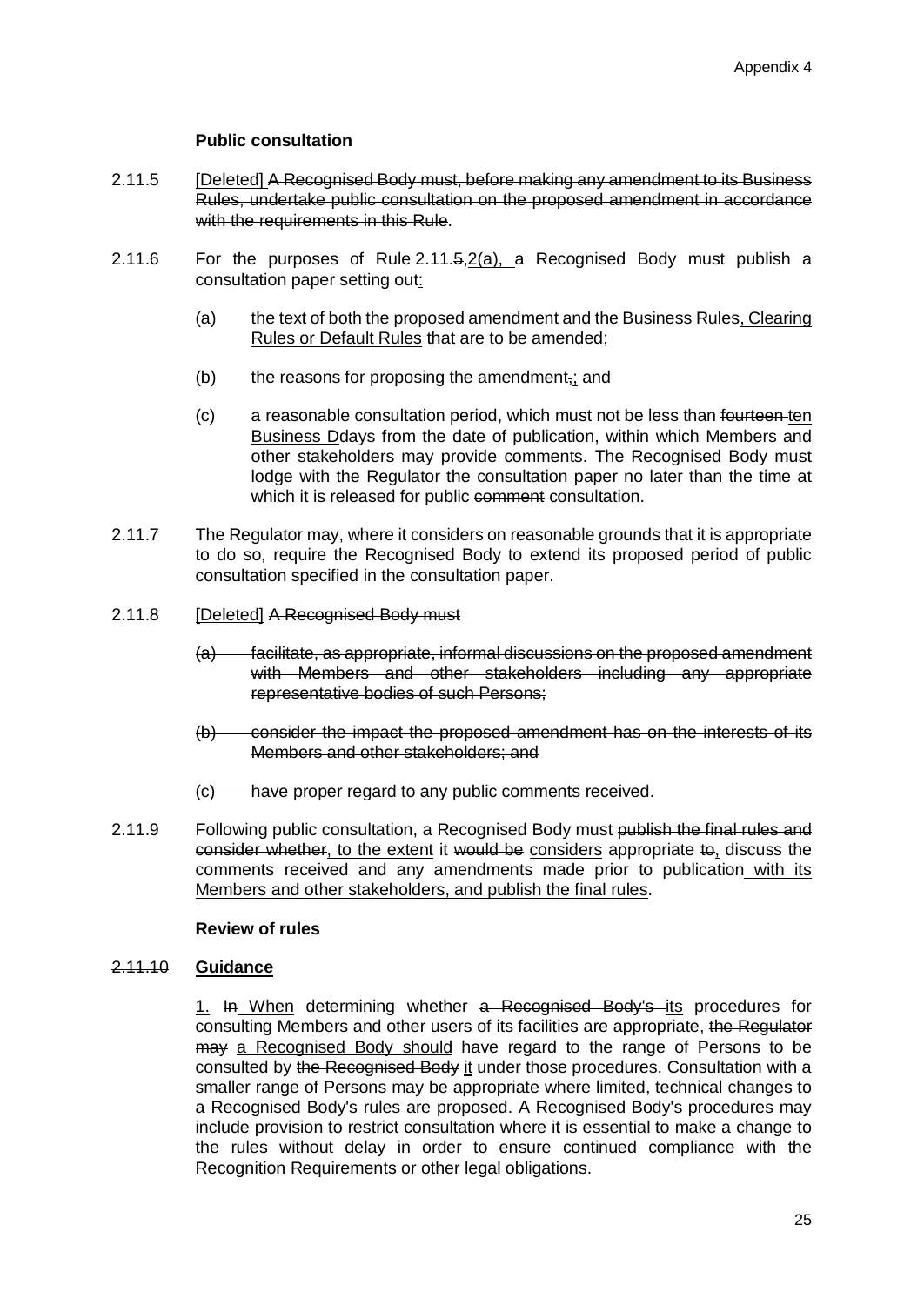### Public consultation

2.11.5 <u>[Deleted]</u> ~~A Recognised Body must, before making any amendment to its Business Rules, undertake public consultation on the proposed amendment in accordance with the requirements in this Rule~~.

2.11.6 For the purposes of Rule 2.11.~~5,~~<u>2(a),</u> a Recognised Body must publish a consultation paper setting out<u>:</u>

(a) the text of both the proposed amendment and the Business Rules<u>, Clearing Rules or Default Rules</u> that are to be amended;

(b) the reasons for proposing the amendment~~,~~<u>;</u> and

(c) a reasonable consultation period, which must not be less than ~~fourteen~~ <u>ten Business D</u>~~d~~ays from the date of publication, within which Members and other stakeholders may provide comments. The Recognised Body must lodge with the Regulator the consultation paper no later than the time at which it is released for public ~~comment~~ <u>consultation</u>.

2.11.7 The Regulator may, where it considers on reasonable grounds that it is appropriate to do so, require the Recognised Body to extend its proposed period of public consultation specified in the consultation paper.

2.11.8 <u>[Deleted]</u> ~~A Recognised Body must~~

~~(a) facilitate, as appropriate, informal discussions on the proposed amendment with Members and other stakeholders including any appropriate representative bodies of such Persons;~~

~~(b) consider the impact the proposed amendment has on the interests of its Members and other stakeholders; and~~

~~(c) have proper regard to any public comments received~~.

2.11.9 Following public consultation, a Recognised Body must ~~publish the final rules and consider whether~~<u>, to the extent</u> it ~~would be~~ <u>considers</u> appropriate ~~to~~<u>,</u> discuss the comments received and any amendments made prior to publication<u> with its Members and other stakeholders, and publish the final rules</u>.

### Review of rules

~~2.11.10~~ **<u>Guidance</u>**

<u>1.</u> ~~In~~<u> When</u> determining whether ~~a Recognised Body's~~ <u>its</u> procedures for consulting Members and other users of its facilities are appropriate, ~~the Regulator may~~ <u>a Recognised Body should</u> have regard to the range of Persons to be consulted by ~~the Recognised Body~~ <u>it</u> under those procedures. Consultation with a smaller range of Persons may be appropriate where limited, technical changes to a Recognised Body's rules are proposed. A Recognised Body's procedures may include provision to restrict consultation where it is essential to make a change to the rules without delay in order to ensure continued compliance with the Recognition Requirements or other legal obligations.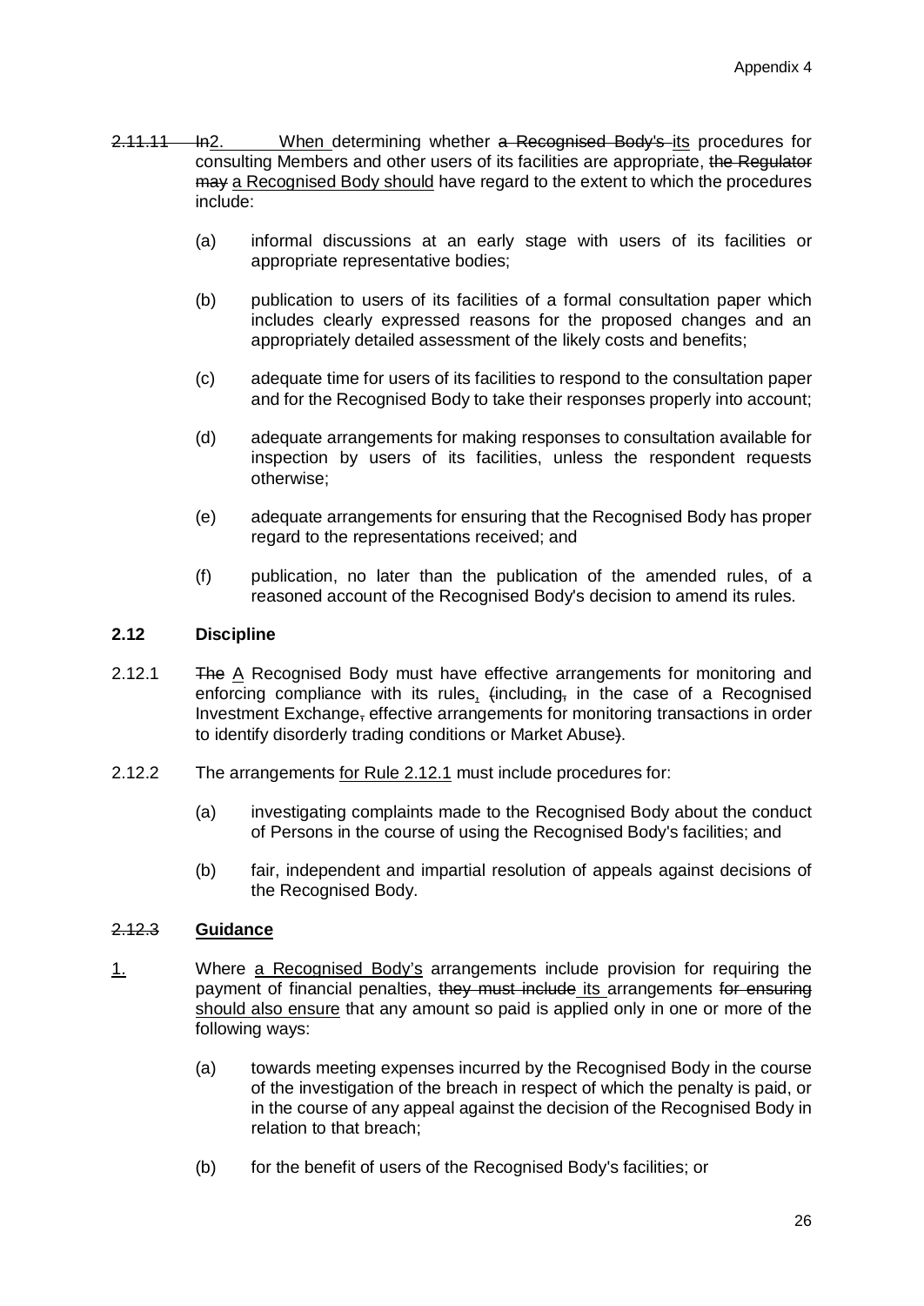~~2.11.11~~ ~~In~~2. When determining whether ~~a Recognised Body's~~ its procedures for consulting Members and other users of its facilities are appropriate, ~~the Regulator may~~ a Recognised Body should have regard to the extent to which the procedures include:

(a) informal discussions at an early stage with users of its facilities or appropriate representative bodies;

(b) publication to users of its facilities of a formal consultation paper which includes clearly expressed reasons for the proposed changes and an appropriately detailed assessment of the likely costs and benefits;

(c) adequate time for users of its facilities to respond to the consultation paper and for the Recognised Body to take their responses properly into account;

(d) adequate arrangements for making responses to consultation available for inspection by users of its facilities, unless the respondent requests otherwise;

(e) adequate arrangements for ensuring that the Recognised Body has proper regard to the representations received; and

(f) publication, no later than the publication of the amended rules, of a reasoned account of the Recognised Body's decision to amend its rules.

### 2.12 Discipline

2.12.1 ~~The~~ A Recognised Body must have effective arrangements for monitoring and enforcing compliance with its rules, ~~(~~including~~,~~ in the case of a Recognised Investment Exchange~~,~~ effective arrangements for monitoring transactions in order to identify disorderly trading conditions or Market Abuse~~)~~.

2.12.2 The arrangements for Rule 2.12.1 must include procedures for:

(a) investigating complaints made to the Recognised Body about the conduct of Persons in the course of using the Recognised Body's facilities; and

(b) fair, independent and impartial resolution of appeals against decisions of the Recognised Body.

### ~~2.12.3~~ Guidance

1. Where a Recognised Body's arrangements include provision for requiring the payment of financial penalties, ~~they must include~~ its arrangements ~~for ensuring~~ should also ensure that any amount so paid is applied only in one or more of the following ways:

(a) towards meeting expenses incurred by the Recognised Body in the course of the investigation of the breach in respect of which the penalty is paid, or in the course of any appeal against the decision of the Recognised Body in relation to that breach;

(b) for the benefit of users of the Recognised Body's facilities; or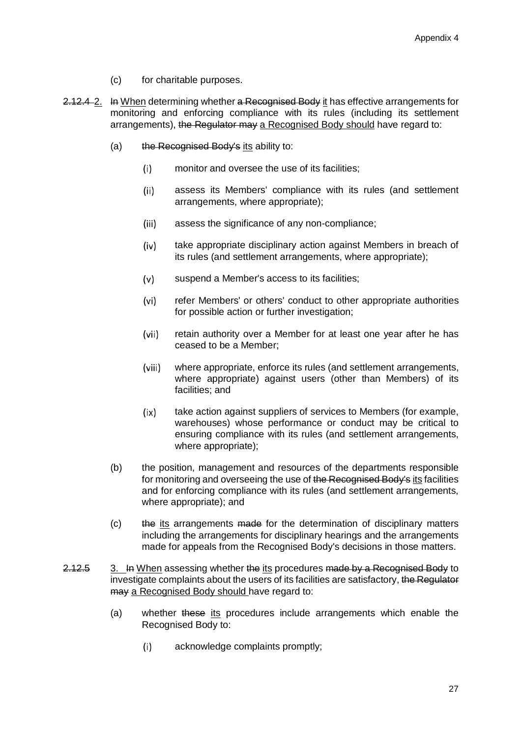(c) for charitable purposes.

~~2.12.4~~ 2. ~~In~~ When determining whether ~~a Recognised Body~~ it has effective arrangements for monitoring and enforcing compliance with its rules (including its settlement arrangements), ~~the Regulator may~~ a Recognised Body should have regard to:

(a) ~~the Recognised Body's~~ its ability to:

(i) monitor and oversee the use of its facilities;

(ii) assess its Members' compliance with its rules (and settlement arrangements, where appropriate);

(iii) assess the significance of any non-compliance;

(iv) take appropriate disciplinary action against Members in breach of its rules (and settlement arrangements, where appropriate);

(v) suspend a Member's access to its facilities;

(vi) refer Members' or others' conduct to other appropriate authorities for possible action or further investigation;

(vii) retain authority over a Member for at least one year after he has ceased to be a Member;

(viii) where appropriate, enforce its rules (and settlement arrangements, where appropriate) against users (other than Members) of its facilities; and

(ix) take action against suppliers of services to Members (for example, warehouses) whose performance or conduct may be critical to ensuring compliance with its rules (and settlement arrangements, where appropriate);

(b) the position, management and resources of the departments responsible for monitoring and overseeing the use of ~~the Recognised Body's~~ its facilities and for enforcing compliance with its rules (and settlement arrangements, where appropriate); and

(c) ~~the~~ its arrangements ~~made~~ for the determination of disciplinary matters including the arrangements for disciplinary hearings and the arrangements made for appeals from the Recognised Body's decisions in those matters.

~~2.12.5~~ 3. ~~In~~ When assessing whether ~~the~~ its procedures ~~made by a Recognised Body~~ to investigate complaints about the users of its facilities are satisfactory, ~~the Regulator may~~ a Recognised Body should have regard to:

(a) whether ~~these~~ its procedures include arrangements which enable the Recognised Body to:

(i) acknowledge complaints promptly;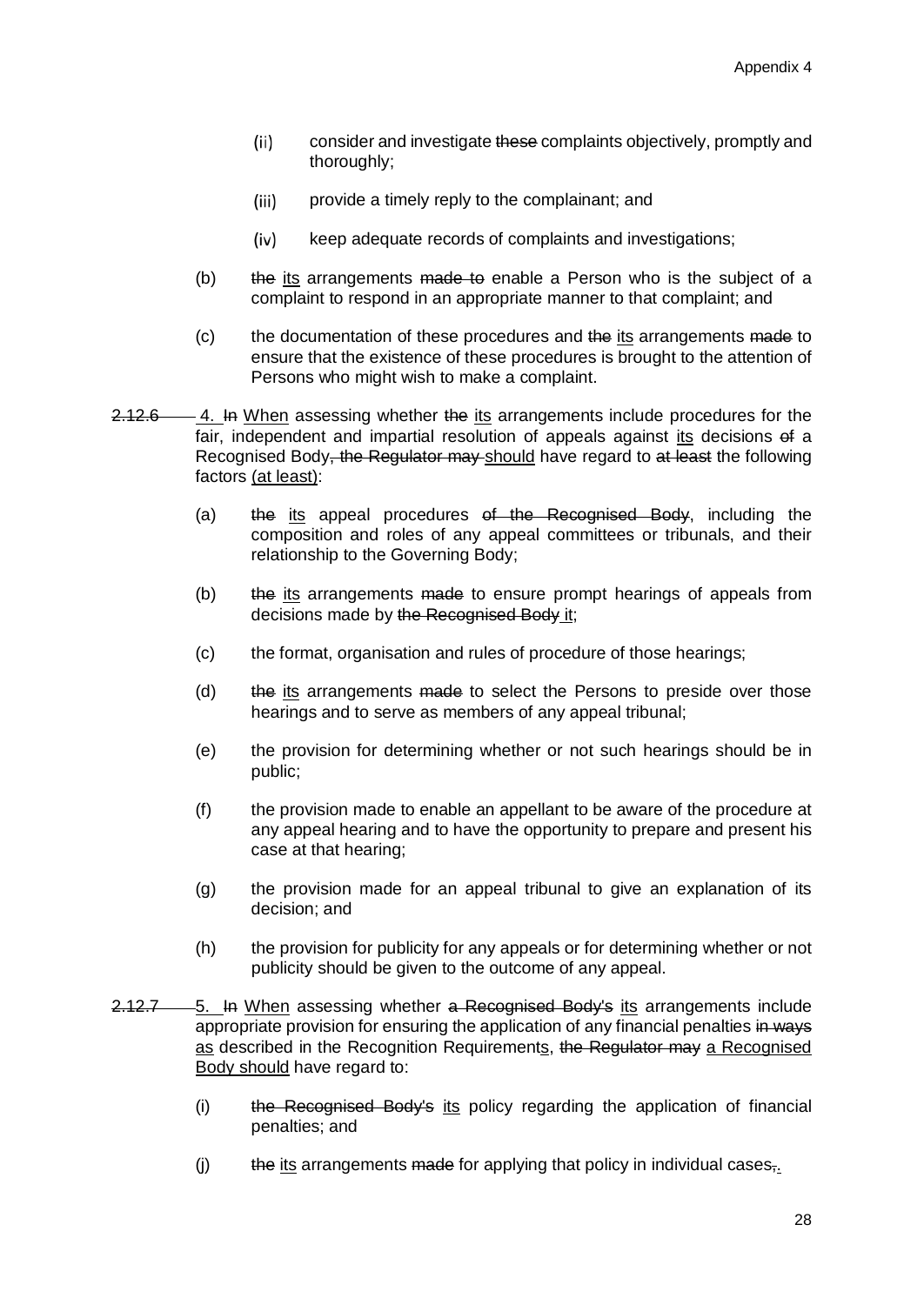(ii) consider and investigate ~~these~~ complaints objectively, promptly and thoroughly;

(iii) provide a timely reply to the complainant; and

(iv) keep adequate records of complaints and investigations;

(b) ~~the~~ <u>its</u> arrangements ~~made to~~ enable a Person who is the subject of a complaint to respond in an appropriate manner to that complaint; and

(c) the documentation of these procedures and ~~the~~ <u>its</u> arrangements ~~made~~ to ensure that the existence of these procedures is brought to the attention of Persons who might wish to make a complaint.

~~2.12.6~~ <u>4.</u> ~~In~~ <u>When</u> assessing whether ~~the~~ <u>its</u> arrangements include procedures for the fair, independent and impartial resolution of appeals against <u>its</u> decisions ~~of~~ a Recognised Body~~, the Regulator may~~ <u>should</u> have regard to ~~at least~~ the following factors <u>(at least)</u>:

(a) ~~the~~ <u>its</u> appeal procedures ~~of the Recognised Body~~, including the composition and roles of any appeal committees or tribunals, and their relationship to the Governing Body;

(b) ~~the~~ <u>its</u> arrangements ~~made~~ to ensure prompt hearings of appeals from decisions made by ~~the Recognised Body~~ <u>it</u>;

(c) the format, organisation and rules of procedure of those hearings;

(d) ~~the~~ <u>its</u> arrangements ~~made~~ to select the Persons to preside over those hearings and to serve as members of any appeal tribunal;

(e) the provision for determining whether or not such hearings should be in public;

(f) the provision made to enable an appellant to be aware of the procedure at any appeal hearing and to have the opportunity to prepare and present his case at that hearing;

(g) the provision made for an appeal tribunal to give an explanation of its decision; and

(h) the provision for publicity for any appeals or for determining whether or not publicity should be given to the outcome of any appeal.

~~2.12.7~~ <u>5.</u> ~~In~~ <u>When</u> assessing whether ~~a Recognised Body's~~ <u>its</u> arrangements include appropriate provision for ensuring the application of any financial penalties ~~in ways~~ <u>as</u> described in the Recognition Requirement<u>s</u>, ~~the Regulator may~~ <u>a Recognised Body should</u> have regard to:

(i) ~~the Recognised Body's~~ <u>its</u> policy regarding the application of financial penalties; and

(j) ~~the~~ <u>its</u> arrangements ~~made~~ for applying that policy in individual cases~~,~~<u>.</u>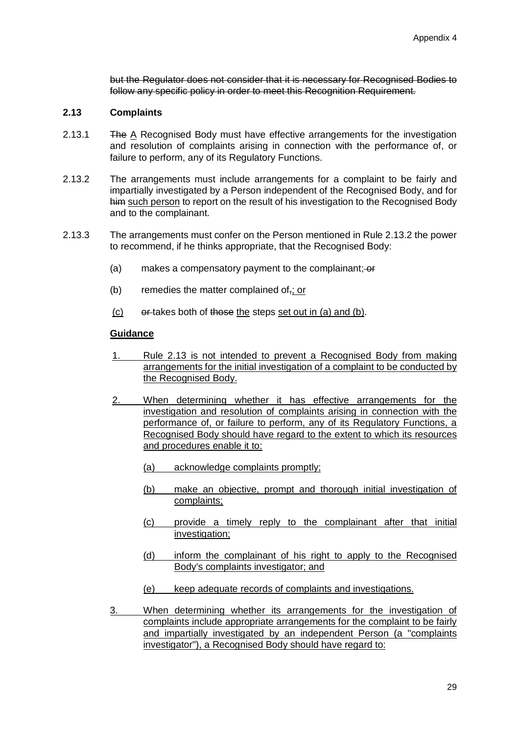~~but the Regulator does not consider that it is necessary for Recognised Bodies to follow any specific policy in order to meet this Recognition Requirement.~~

**2.13 Complaints**

2.13.1 ~~The~~ <u>A</u> Recognised Body must have effective arrangements for the investigation and resolution of complaints arising in connection with the performance of, or failure to perform, any of its Regulatory Functions.

2.13.2 The arrangements must include arrangements for a complaint to be fairly and impartially investigated by a Person independent of the Recognised Body, and for ~~him~~ <u>such person</u> to report on the result of his investigation to the Recognised Body and to the complainant.

2.13.3 The arrangements must confer on the Person mentioned in Rule 2.13.2 the power to recommend, if he thinks appropriate, that the Recognised Body:

(a) makes a compensatory payment to the complainant;~~ or~~

(b) remedies the matter complained of~~,~~<u>; or</u>

<u>(c)</u> ~~or~~ takes both of ~~those~~ <u>the</u> steps <u>set out in (a) and (b)</u>.

<u>**Guidance**</u>

<u>1. Rule 2.13 is not intended to prevent a Recognised Body from making arrangements for the initial investigation of a complaint to be conducted by the Recognised Body.</u>

<u>2. When determining whether it has effective arrangements for the investigation and resolution of complaints arising in connection with the performance of, or failure to perform, any of its Regulatory Functions, a Recognised Body should have regard to the extent to which its resources and procedures enable it to:</u>

<u>(a) acknowledge complaints promptly;</u>

<u>(b) make an objective, prompt and thorough initial investigation of complaints;</u>

<u>(c) provide a timely reply to the complainant after that initial investigation;</u>

<u>(d) inform the complainant of his right to apply to the Recognised Body's complaints investigator; and</u>

<u>(e) keep adequate records of complaints and investigations.</u>

<u>3. When determining whether its arrangements for the investigation of complaints include appropriate arrangements for the complaint to be fairly and impartially investigated by an independent Person (a "complaints investigator"), a Recognised Body should have regard to:</u>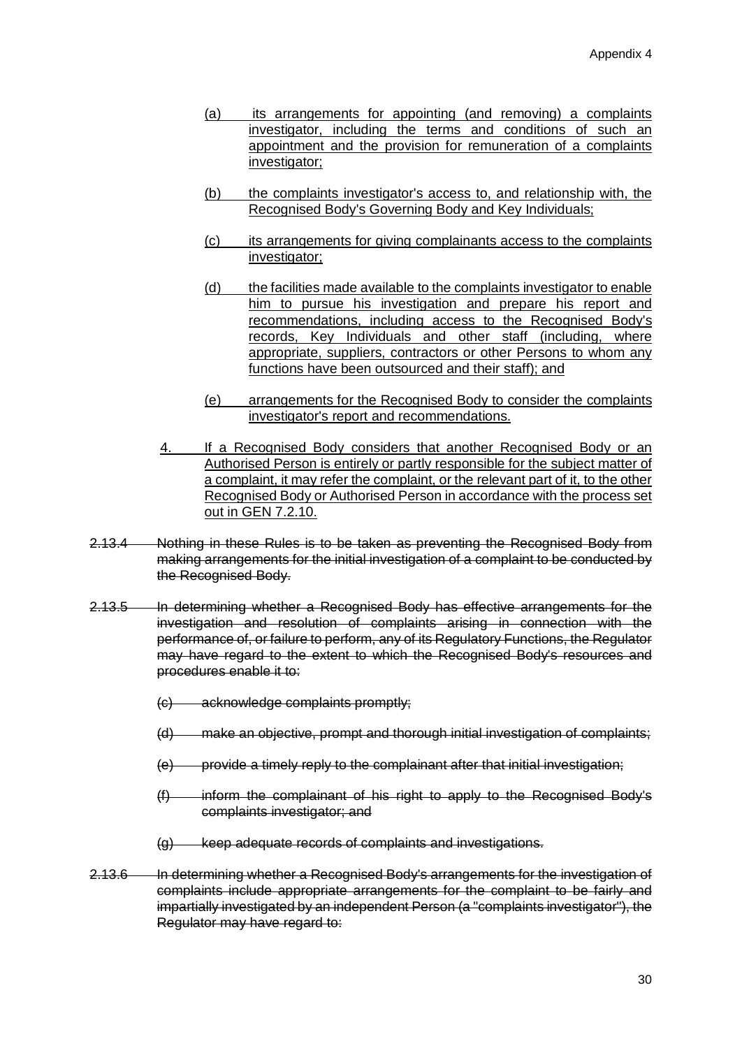(a) its arrangements for appointing (and removing) a complaints investigator, including the terms and conditions of such an appointment and the provision for remuneration of a complaints investigator;

(b) the complaints investigator's access to, and relationship with, the Recognised Body's Governing Body and Key Individuals;

(c) its arrangements for giving complainants access to the complaints investigator;

(d) the facilities made available to the complaints investigator to enable him to pursue his investigation and prepare his report and recommendations, including access to the Recognised Body's records, Key Individuals and other staff (including, where appropriate, suppliers, contractors or other Persons to whom any functions have been outsourced and their staff); and

(e) arrangements for the Recognised Body to consider the complaints investigator's report and recommendations.

4. If a Recognised Body considers that another Recognised Body or an Authorised Person is entirely or partly responsible for the subject matter of a complaint, it may refer the complaint, or the relevant part of it, to the other Recognised Body or Authorised Person in accordance with the process set out in GEN 7.2.10.

~~2.13.4 Nothing in these Rules is to be taken as preventing the Recognised Body from making arrangements for the initial investigation of a complaint to be conducted by the Recognised Body.~~

~~2.13.5 In determining whether a Recognised Body has effective arrangements for the investigation and resolution of complaints arising in connection with the performance of, or failure to perform, any of its Regulatory Functions, the Regulator may have regard to the extent to which the Recognised Body's resources and procedures enable it to:~~

~~(c) acknowledge complaints promptly;~~

~~(d) make an objective, prompt and thorough initial investigation of complaints;~~

~~(e) provide a timely reply to the complainant after that initial investigation;~~

~~(f) inform the complainant of his right to apply to the Recognised Body's complaints investigator; and~~

~~(g) keep adequate records of complaints and investigations.~~

~~2.13.6 In determining whether a Recognised Body's arrangements for the investigation of complaints include appropriate arrangements for the complaint to be fairly and impartially investigated by an independent Person (a "complaints investigator"), the Regulator may have regard to:~~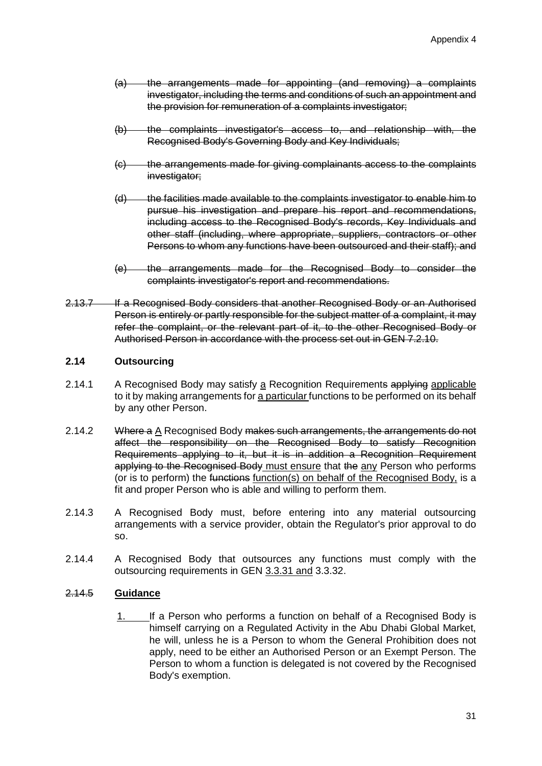- ~~(a) the arrangements made for appointing (and removing) a complaints investigator, including the terms and conditions of such an appointment and the provision for remuneration of a complaints investigator;~~

- ~~(b) the complaints investigator's access to, and relationship with, the Recognised Body's Governing Body and Key Individuals;~~

- ~~(c) the arrangements made for giving complainants access to the complaints investigator;~~

- ~~(d) the facilities made available to the complaints investigator to enable him to pursue his investigation and prepare his report and recommendations, including access to the Recognised Body's records, Key Individuals and other staff (including, where appropriate, suppliers, contractors or other Persons to whom any functions have been outsourced and their staff); and~~

- ~~(e) the arrangements made for the Recognised Body to consider the complaints investigator's report and recommendations.~~

~~2.13.7 If a Recognised Body considers that another Recognised Body or an Authorised Person is entirely or partly responsible for the subject matter of a complaint, it may refer the complaint, or the relevant part of it, to the other Recognised Body or Authorised Person in accordance with the process set out in GEN 7.2.10.~~

### 2.14 Outsourcing

2.14.1 A Recognised Body may satisfy <u>a</u> Recognition Requirement~~s~~ ~~applying~~ <u>applicable</u> to it by making arrangements for <u>a particular</u> function~~s~~ to be performed on its behalf by any other Person.

2.14.2 ~~Where a~~ <u>A</u> Recognised Body ~~makes such arrangements, the arrangements do not affect the responsibility on the Recognised Body to satisfy Recognition Requirements applying to it, but it is in addition a Recognition Requirement applying to the Recognised Body~~ <u>must ensure</u> that ~~the~~ <u>any</u> Person who performs (or is to perform) the ~~functions~~ <u>function(s) on behalf of the Recognised Body,</u> is a fit and proper Person who is able and willing to perform them.

2.14.3 A Recognised Body must, before entering into any material outsourcing arrangements with a service provider, obtain the Regulator's prior approval to do so.

2.14.4 A Recognised Body that outsources any functions must comply with the outsourcing requirements in GEN <u>3.3.31 and</u> 3.3.32.

~~2.14.5~~ **<u>Guidance</u>**

<u>1.</u> If a Person who performs a function on behalf of a Recognised Body is himself carrying on a Regulated Activity in the Abu Dhabi Global Market, he will, unless he is a Person to whom the General Prohibition does not apply, need to be either an Authorised Person or an Exempt Person. The Person to whom a function is delegated is not covered by the Recognised Body's exemption.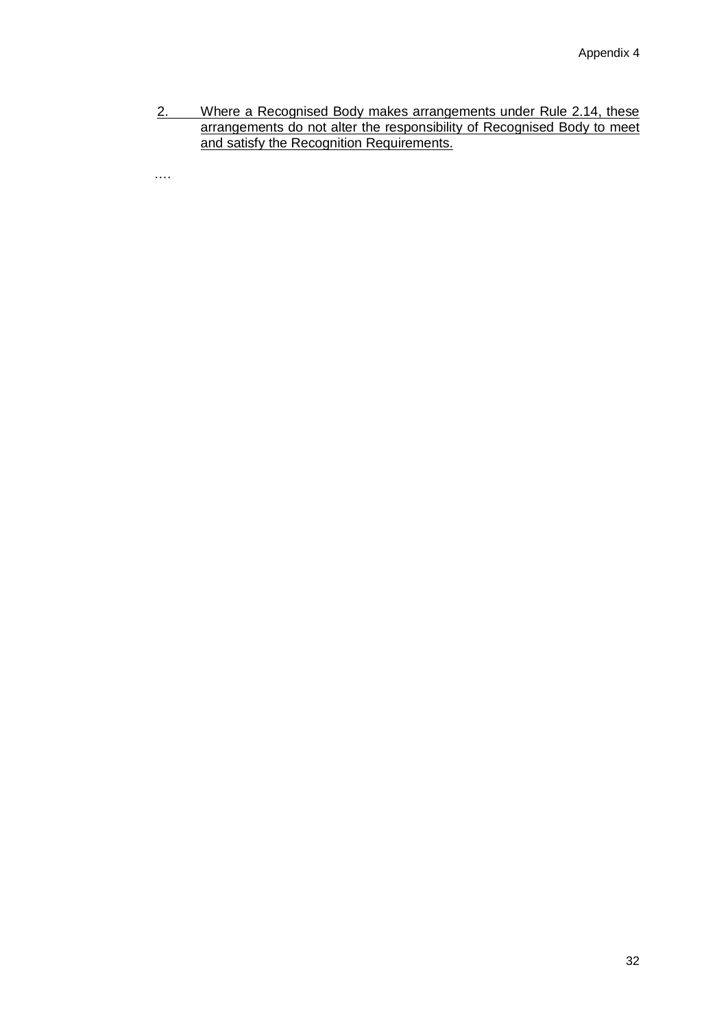<u>2. Where a Recognised Body makes arrangements under Rule 2.14, these arrangements do not alter the responsibility of Recognised Body to meet and satisfy the Recognition Requirements.</u>

….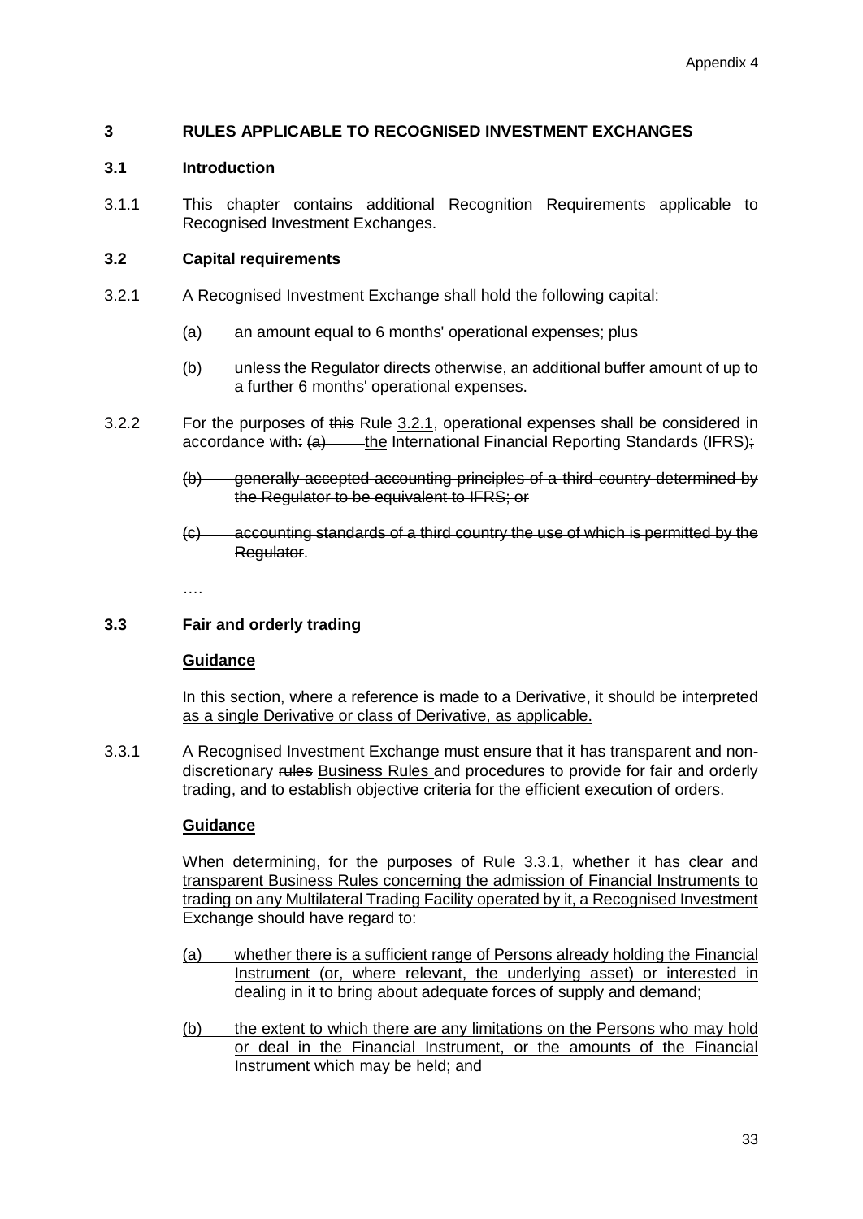## 3 RULES APPLICABLE TO RECOGNISED INVESTMENT EXCHANGES

### 3.1 Introduction

3.1.1 This chapter contains additional Recognition Requirements applicable to Recognised Investment Exchanges.

### 3.2 Capital requirements

3.2.1 A Recognised Investment Exchange shall hold the following capital:

(a) an amount equal to 6 months' operational expenses; plus

(b) unless the Regulator directs otherwise, an additional buffer amount of up to a further 6 months' operational expenses.

3.2.2 For the purposes of ~~this~~ Rule 3.2.1, operational expenses shall be considered in accordance with~~: (a)~~ the International Financial Reporting Standards (IFRS)~~;~~

~~(b) generally accepted accounting principles of a third country determined by the Regulator to be equivalent to IFRS; or~~

~~(c) accounting standards of a third country the use of which is permitted by the Regulator~~.

….

### 3.3 Fair and orderly trading

**Guidance**

In this section, where a reference is made to a Derivative, it should be interpreted as a single Derivative or class of Derivative, as applicable.

3.3.1 A Recognised Investment Exchange must ensure that it has transparent and non-discretionary ~~rules~~ Business Rules and procedures to provide for fair and orderly trading, and to establish objective criteria for the efficient execution of orders.

**Guidance**

When determining, for the purposes of Rule 3.3.1, whether it has clear and transparent Business Rules concerning the admission of Financial Instruments to trading on any Multilateral Trading Facility operated by it, a Recognised Investment Exchange should have regard to:

(a) whether there is a sufficient range of Persons already holding the Financial Instrument (or, where relevant, the underlying asset) or interested in dealing in it to bring about adequate forces of supply and demand;

(b) the extent to which there are any limitations on the Persons who may hold or deal in the Financial Instrument, or the amounts of the Financial Instrument which may be held; and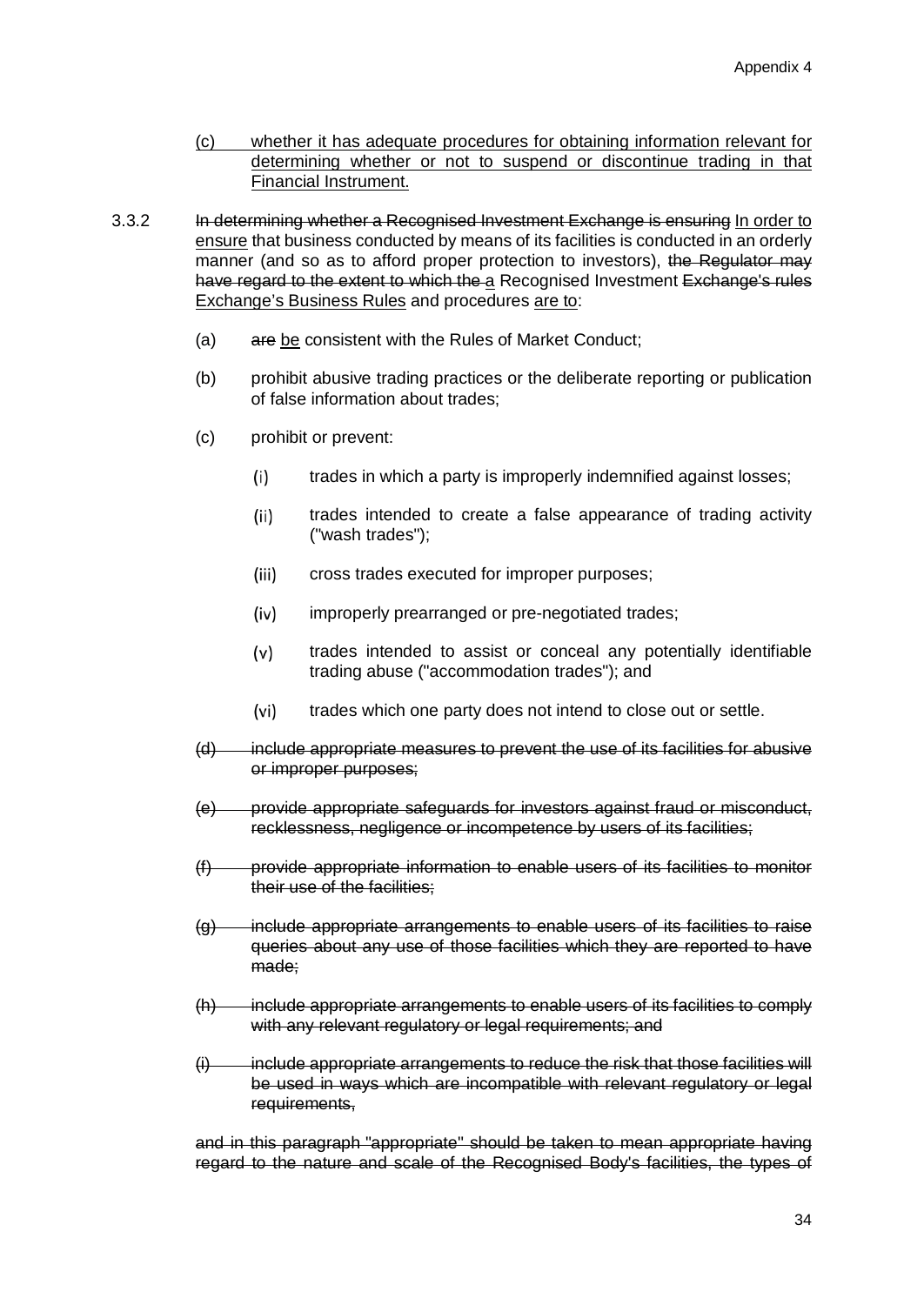(c) <u>whether it has adequate procedures for obtaining information relevant for determining whether or not to suspend or discontinue trading in that Financial Instrument.</u>

3.3.2 ~~In determining whether a Recognised Investment Exchange is ensuring~~ <u>In order to ensure</u> that business conducted by means of its facilities is conducted in an orderly manner (and so as to afford proper protection to investors), ~~the Regulator may have regard to the extent to which the~~ <u>a</u> Recognised Investment ~~Exchange's rules~~ <u>Exchange's Business Rules</u> and procedures <u>are to</u>:

(a) ~~are~~ <u>be</u> consistent with the Rules of Market Conduct;

(b) prohibit abusive trading practices or the deliberate reporting or publication of false information about trades;

(c) prohibit or prevent:

(i) trades in which a party is improperly indemnified against losses;

(ii) trades intended to create a false appearance of trading activity ("wash trades");

(iii) cross trades executed for improper purposes;

(iv) improperly prearranged or pre-negotiated trades;

(v) trades intended to assist or conceal any potentially identifiable trading abuse ("accommodation trades"); and

(vi) trades which one party does not intend to close out or settle.

~~(d) include appropriate measures to prevent the use of its facilities for abusive or improper purposes;~~

~~(e) provide appropriate safeguards for investors against fraud or misconduct, recklessness, negligence or incompetence by users of its facilities;~~

~~(f) provide appropriate information to enable users of its facilities to monitor their use of the facilities;~~

~~(g) include appropriate arrangements to enable users of its facilities to raise queries about any use of those facilities which they are reported to have made;~~

~~(h) include appropriate arrangements to enable users of its facilities to comply with any relevant regulatory or legal requirements; and~~

~~(i) include appropriate arrangements to reduce the risk that those facilities will be used in ways which are incompatible with relevant regulatory or legal requirements,~~

~~and in this paragraph "appropriate" should be taken to mean appropriate having regard to the nature and scale of the Recognised Body's facilities, the types of~~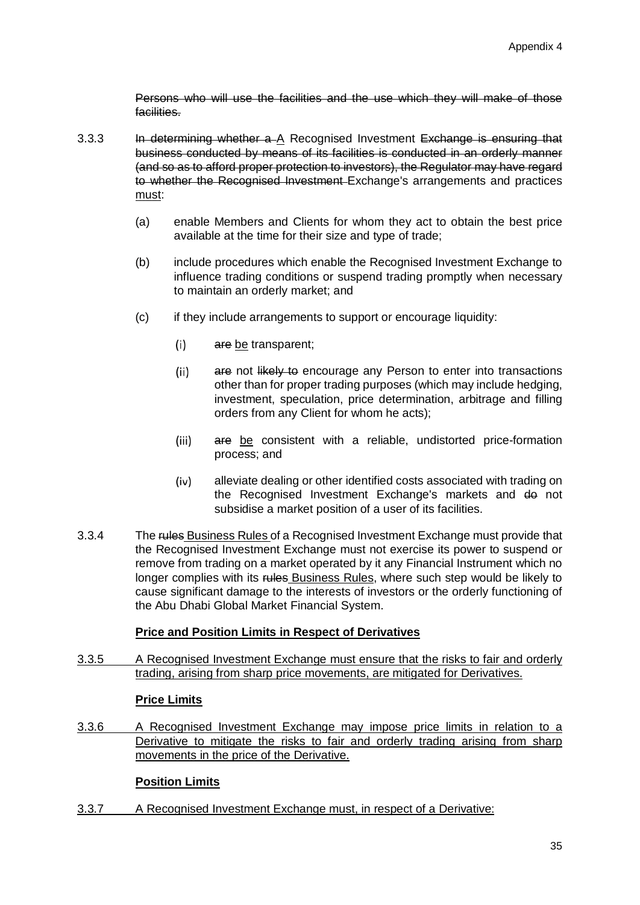~~Persons who will use the facilities and the use which they will make of those facilities.~~

3.3.3 ~~In determining whether a~~ <u>A</u> Recognised Investment ~~Exchange is ensuring that business conducted by means of its facilities is conducted in an orderly manner (and so as to afford proper protection to investors), the Regulator may have regard to whether the Recognised Investment~~ Exchange's arrangements and practices <u>must</u>:

(a) enable Members and Clients for whom they act to obtain the best price available at the time for their size and type of trade;

(b) include procedures which enable the Recognised Investment Exchange to influence trading conditions or suspend trading promptly when necessary to maintain an orderly market; and

(c) if they include arrangements to support or encourage liquidity:

(i) ~~are~~ <u>be</u> transparent;

(ii) are not ~~likely to~~ encourage any Person to enter into transactions other than for proper trading purposes (which may include hedging, investment, speculation, price determination, arbitrage and filling orders from any Client for whom he acts);

(iii) ~~are~~ <u>be</u> consistent with a reliable, undistorted price-formation process; and

(iv) alleviate dealing or other identified costs associated with trading on the Recognised Investment Exchange's markets and ~~do~~ not subsidise a market position of a user of its facilities.

3.3.4 The ~~rules~~ <u>Business Rules</u> of a Recognised Investment Exchange must provide that the Recognised Investment Exchange must not exercise its power to suspend or remove from trading on a market operated by it any Financial Instrument which no longer complies with its ~~rules~~ <u>Business Rules</u>, where such step would be likely to cause significant damage to the interests of investors or the orderly functioning of the Abu Dhabi Global Market Financial System.

<u>**Price and Position Limits in Respect of Derivatives**</u>

<u>3.3.5 A Recognised Investment Exchange must ensure that the risks to fair and orderly trading, arising from sharp price movements, are mitigated for Derivatives.</u>

<u>**Price Limits**</u>

<u>3.3.6 A Recognised Investment Exchange may impose price limits in relation to a Derivative to mitigate the risks to fair and orderly trading arising from sharp movements in the price of the Derivative.</u>

<u>**Position Limits**</u>

<u>3.3.7 A Recognised Investment Exchange must, in respect of a Derivative:</u>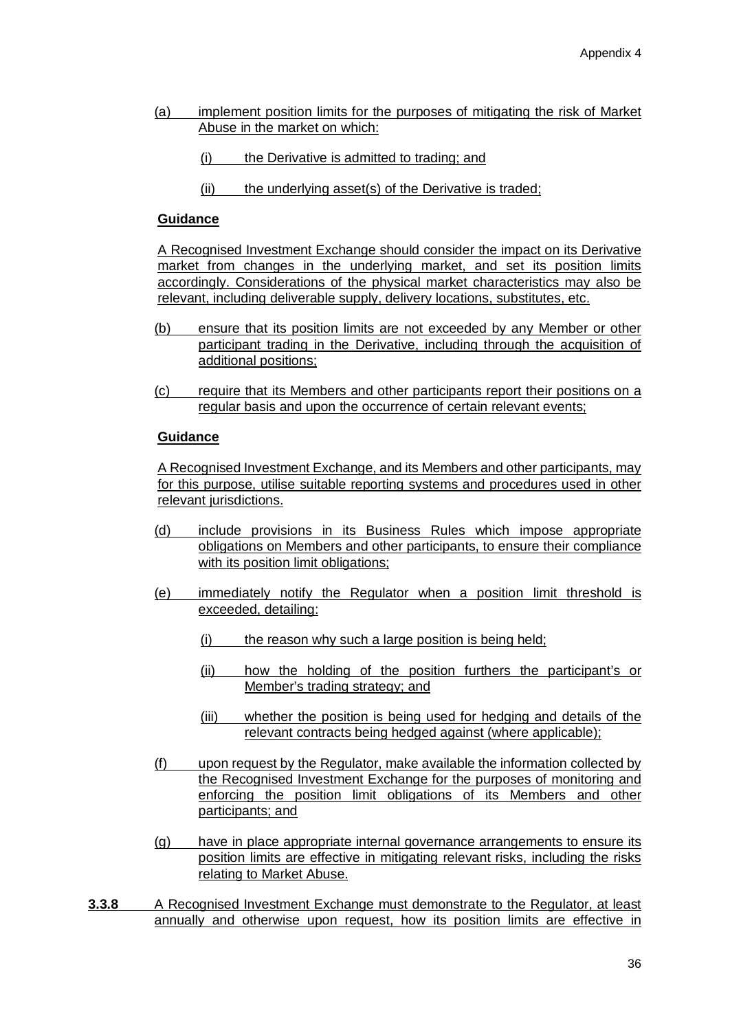(a) implement position limits for the purposes of mitigating the risk of Market Abuse in the market on which:

   (i) the Derivative is admitted to trading; and

   (ii) the underlying asset(s) of the Derivative is traded;

**Guidance**

A Recognised Investment Exchange should consider the impact on its Derivative market from changes in the underlying market, and set its position limits accordingly. Considerations of the physical market characteristics may also be relevant, including deliverable supply, delivery locations, substitutes, etc.

(b) ensure that its position limits are not exceeded by any Member or other participant trading in the Derivative, including through the acquisition of additional positions;

(c) require that its Members and other participants report their positions on a regular basis and upon the occurrence of certain relevant events;

**Guidance**

A Recognised Investment Exchange, and its Members and other participants, may for this purpose, utilise suitable reporting systems and procedures used in other relevant jurisdictions.

(d) include provisions in its Business Rules which impose appropriate obligations on Members and other participants, to ensure their compliance with its position limit obligations;

(e) immediately notify the Regulator when a position limit threshold is exceeded, detailing:

   (i) the reason why such a large position is being held;

   (ii) how the holding of the position furthers the participant's or Member's trading strategy; and

   (iii) whether the position is being used for hedging and details of the relevant contracts being hedged against (where applicable);

(f) upon request by the Regulator, make available the information collected by the Recognised Investment Exchange for the purposes of monitoring and enforcing the position limit obligations of its Members and other participants; and

(g) have in place appropriate internal governance arrangements to ensure its position limits are effective in mitigating relevant risks, including the risks relating to Market Abuse.

**3.3.8** A Recognised Investment Exchange must demonstrate to the Regulator, at least annually and otherwise upon request, how its position limits are effective in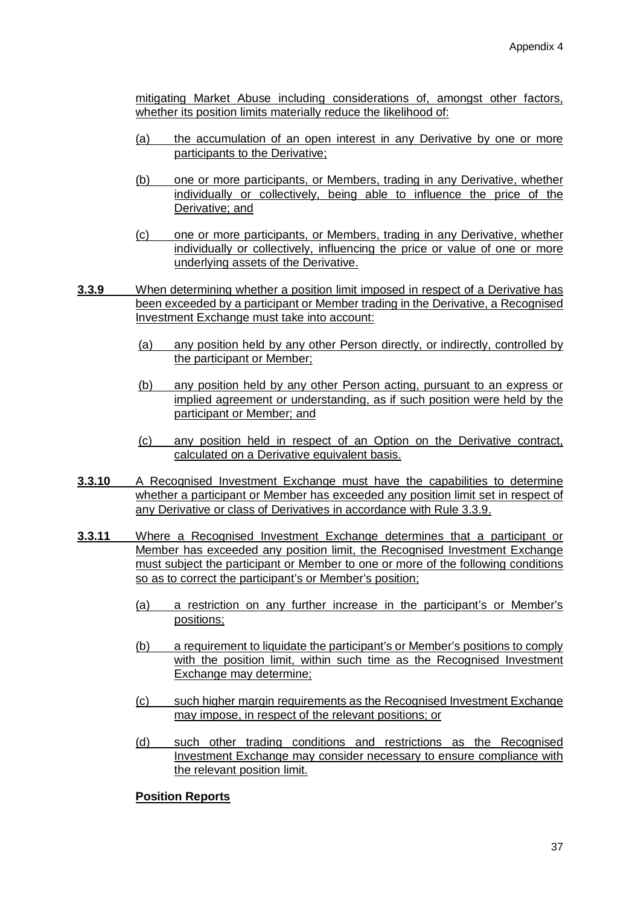mitigating Market Abuse including considerations of, amongst other factors, whether its position limits materially reduce the likelihood of:

(a) the accumulation of an open interest in any Derivative by one or more participants to the Derivative;

(b) one or more participants, or Members, trading in any Derivative, whether individually or collectively, being able to influence the price of the Derivative; and

(c) one or more participants, or Members, trading in any Derivative, whether individually or collectively, influencing the price or value of one or more underlying assets of the Derivative.

**3.3.9** When determining whether a position limit imposed in respect of a Derivative has been exceeded by a participant or Member trading in the Derivative, a Recognised Investment Exchange must take into account:

(a) any position held by any other Person directly, or indirectly, controlled by the participant or Member;

(b) any position held by any other Person acting, pursuant to an express or implied agreement or understanding, as if such position were held by the participant or Member; and

(c) any position held in respect of an Option on the Derivative contract, calculated on a Derivative equivalent basis.

**3.3.10** A Recognised Investment Exchange must have the capabilities to determine whether a participant or Member has exceeded any position limit set in respect of any Derivative or class of Derivatives in accordance with Rule 3.3.9.

**3.3.11** Where a Recognised Investment Exchange determines that a participant or Member has exceeded any position limit, the Recognised Investment Exchange must subject the participant or Member to one or more of the following conditions so as to correct the participant's or Member's position;

(a) a restriction on any further increase in the participant's or Member's positions;

(b) a requirement to liquidate the participant's or Member's positions to comply with the position limit, within such time as the Recognised Investment Exchange may determine;

(c) such higher margin requirements as the Recognised Investment Exchange may impose, in respect of the relevant positions; or

(d) such other trading conditions and restrictions as the Recognised Investment Exchange may consider necessary to ensure compliance with the relevant position limit.

**Position Reports**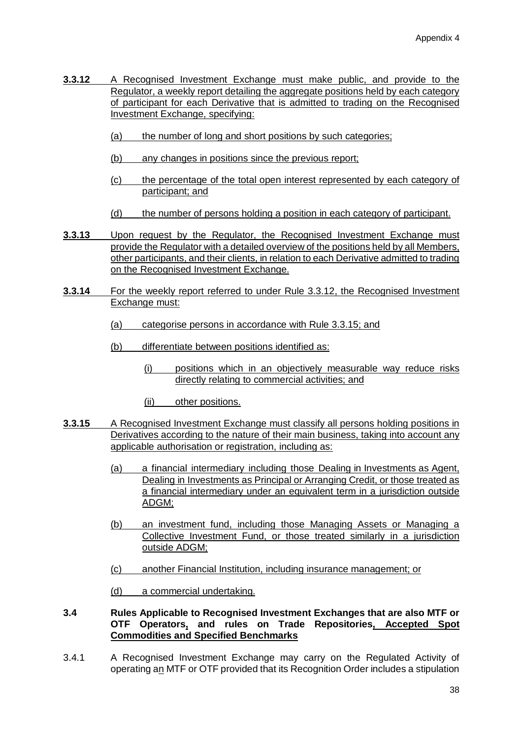**3.3.12** A Recognised Investment Exchange must make public, and provide to the Regulator, a weekly report detailing the aggregate positions held by each category of participant for each Derivative that is admitted to trading on the Recognised Investment Exchange, specifying:

(a) the number of long and short positions by such categories;

(b) any changes in positions since the previous report;

(c) the percentage of the total open interest represented by each category of participant; and

(d) the number of persons holding a position in each category of participant.

**3.3.13** Upon request by the Regulator, the Recognised Investment Exchange must provide the Regulator with a detailed overview of the positions held by all Members, other participants, and their clients, in relation to each Derivative admitted to trading on the Recognised Investment Exchange.

**3.3.14** For the weekly report referred to under Rule 3.3.12, the Recognised Investment Exchange must:

(a) categorise persons in accordance with Rule 3.3.15; and

(b) differentiate between positions identified as:

(i) positions which in an objectively measurable way reduce risks directly relating to commercial activities; and

(ii) other positions.

**3.3.15** A Recognised Investment Exchange must classify all persons holding positions in Derivatives according to the nature of their main business, taking into account any applicable authorisation or registration, including as:

(a) a financial intermediary including those Dealing in Investments as Agent, Dealing in Investments as Principal or Arranging Credit, or those treated as a financial intermediary under an equivalent term in a jurisdiction outside ADGM;

(b) an investment fund, including those Managing Assets or Managing a Collective Investment Fund, or those treated similarly in a jurisdiction outside ADGM;

(c) another Financial Institution, including insurance management; or

(d) a commercial undertaking.

**3.4 Rules Applicable to Recognised Investment Exchanges that are also MTF or OTF Operators, and rules on Trade Repositories, Accepted Spot Commodities and Specified Benchmarks**

3.4.1 A Recognised Investment Exchange may carry on the Regulated Activity of operating an MTF or OTF provided that its Recognition Order includes a stipulation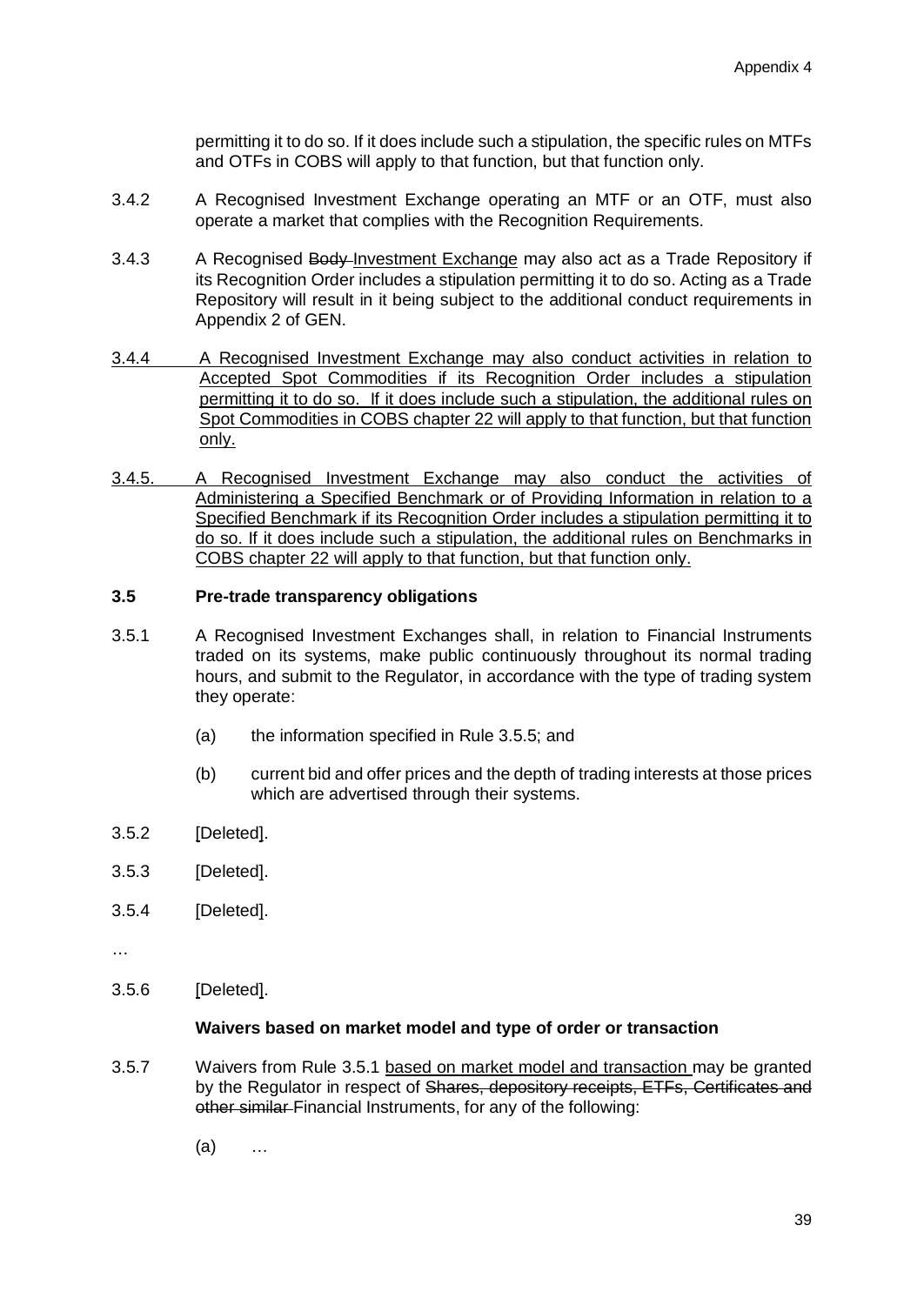permitting it to do so. If it does include such a stipulation, the specific rules on MTFs and OTFs in COBS will apply to that function, but that function only.

3.4.2 A Recognised Investment Exchange operating an MTF or an OTF, must also operate a market that complies with the Recognition Requirements.

3.4.3 A Recognised ~~Body~~ Investment Exchange may also act as a Trade Repository if its Recognition Order includes a stipulation permitting it to do so. Acting as a Trade Repository will result in it being subject to the additional conduct requirements in Appendix 2 of GEN.

3.4.4 A Recognised Investment Exchange may also conduct activities in relation to Accepted Spot Commodities if its Recognition Order includes a stipulation permitting it to do so. If it does include such a stipulation, the additional rules on Spot Commodities in COBS chapter 22 will apply to that function, but that function only.

3.4.5. A Recognised Investment Exchange may also conduct the activities of Administering a Specified Benchmark or of Providing Information in relation to a Specified Benchmark if its Recognition Order includes a stipulation permitting it to do so. If it does include such a stipulation, the additional rules on Benchmarks in COBS chapter 22 will apply to that function, but that function only.

### 3.5 Pre-trade transparency obligations

3.5.1 A Recognised Investment Exchanges shall, in relation to Financial Instruments traded on its systems, make public continuously throughout its normal trading hours, and submit to the Regulator, in accordance with the type of trading system they operate:

(a) the information specified in Rule 3.5.5; and

(b) current bid and offer prices and the depth of trading interests at those prices which are advertised through their systems.

3.5.2 [Deleted].

3.5.3 [Deleted].

3.5.4 [Deleted].

…

3.5.6 [Deleted].

**Waivers based on market model and type of order or transaction**

3.5.7 Waivers from Rule 3.5.1 based on market model and transaction may be granted by the Regulator in respect of ~~Shares, depository receipts, ETFs, Certificates and other similar~~ Financial Instruments, for any of the following:

(a) …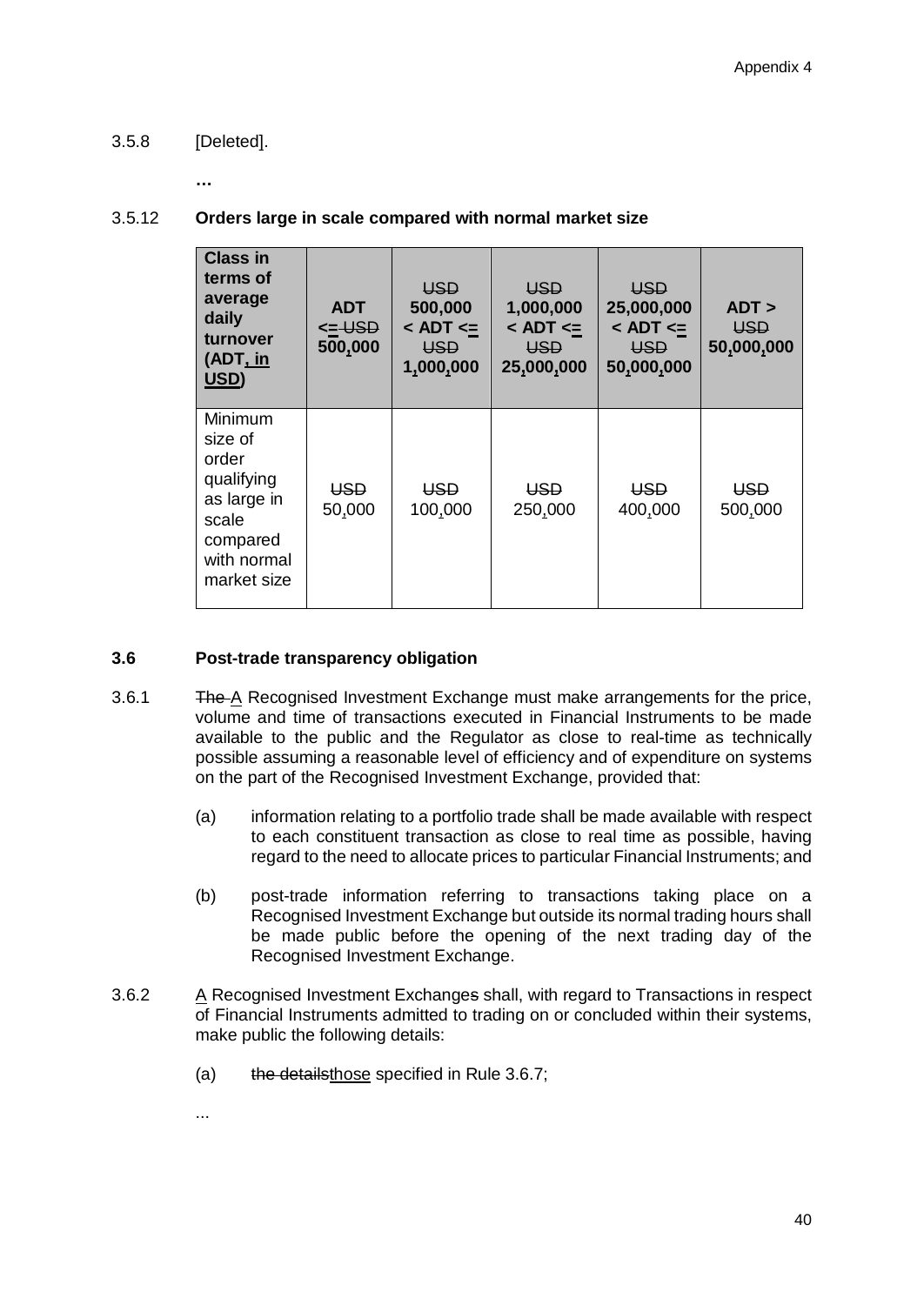3.5.8 [Deleted].

…

3.5.12 **Orders large in scale compared with normal market size**

| **Class in terms of average daily turnover (ADT, in USD)** | **ADT <= USD 500,000** | **USD 500,000 < ADT <= USD 1,000,000** | **USD 1,000,000 < ADT <= USD 25,000,000** | **USD 25,000,000 < ADT <= USD 50,000,000** | **ADT > USD 50,000,000** |
|---|---|---|---|---|---|
| Minimum size of order qualifying as large in scale compared with normal market size | USD 50,000 | USD 100,000 | USD 250,000 | USD 400,000 | USD 500,000 |

### 3.6 Post-trade transparency obligation

3.6.1 The A Recognised Investment Exchange must make arrangements for the price, volume and time of transactions executed in Financial Instruments to be made available to the public and the Regulator as close to real-time as technically possible assuming a reasonable level of efficiency and of expenditure on systems on the part of the Recognised Investment Exchange, provided that:

(a) information relating to a portfolio trade shall be made available with respect to each constituent transaction as close to real time as possible, having regard to the need to allocate prices to particular Financial Instruments; and

(b) post-trade information referring to transactions taking place on a Recognised Investment Exchange but outside its normal trading hours shall be made public before the opening of the next trading day of the Recognised Investment Exchange.

3.6.2 A Recognised Investment Exchanges shall, with regard to Transactions in respect of Financial Instruments admitted to trading on or concluded within their systems, make public the following details:

(a) the detailsthose specified in Rule 3.6.7;

...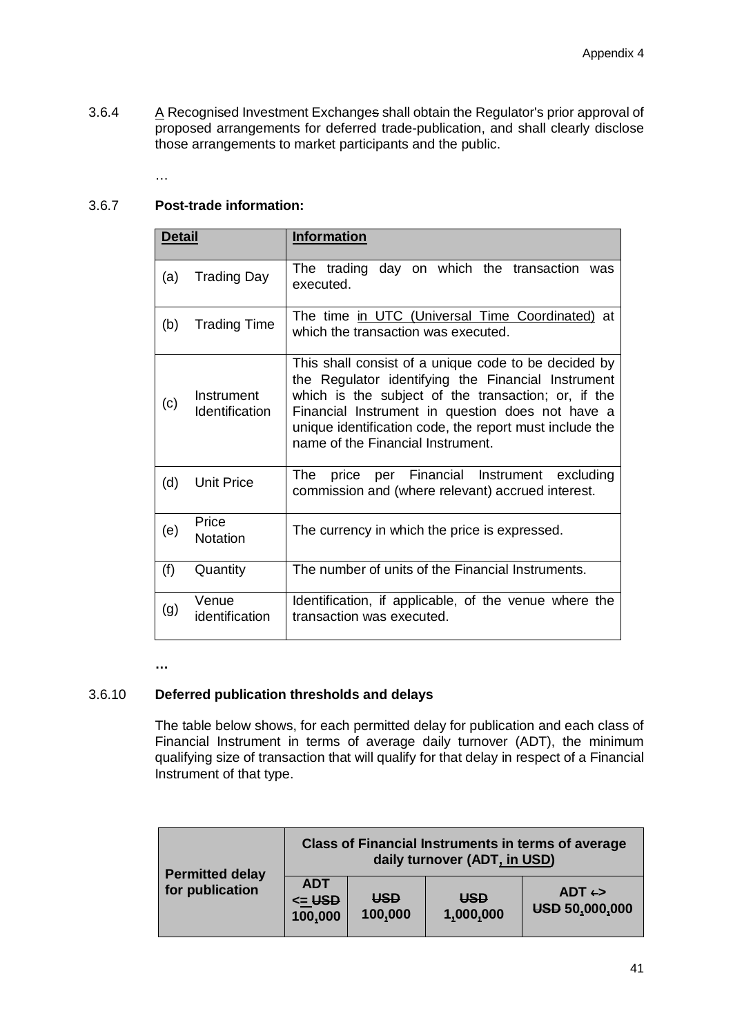3.6.4 A Recognised Investment Exchanges shall obtain the Regulator's prior approval of proposed arrangements for deferred trade-publication, and shall clearly disclose those arrangements to market participants and the public.

…

3.6.7 **Post-trade information:**

| Detail | | Information |
|---|---|---|
| (a) | Trading Day | The trading day on which the transaction was executed. |
| (b) | Trading Time | The time in UTC (Universal Time Coordinated) at which the transaction was executed. |
| (c) | Instrument Identification | This shall consist of a unique code to be decided by the Regulator identifying the Financial Instrument which is the subject of the transaction; or, if the Financial Instrument in question does not have a unique identification code, the report must include the name of the Financial Instrument. |
| (d) | Unit Price | The price per Financial Instrument excluding commission and (where relevant) accrued interest. |
| (e) | Price Notation | The currency in which the price is expressed. |
| (f) | Quantity | The number of units of the Financial Instruments. |
| (g) | Venue identification | Identification, if applicable, of the venue where the transaction was executed. |

…

3.6.10 **Deferred publication thresholds and delays**

The table below shows, for each permitted delay for publication and each class of Financial Instrument in terms of average daily turnover (ADT), the minimum qualifying size of transaction that will qualify for that delay in respect of a Financial Instrument of that type.

| Permitted delay for publication | Class of Financial Instruments in terms of average daily turnover (ADT, in USD) | | | |
|---|---|---|---|---|
| | ADT <= USD 100,000 | USD 100,000 | USD 1,000,000 | ADT <> USD 50,000,000 |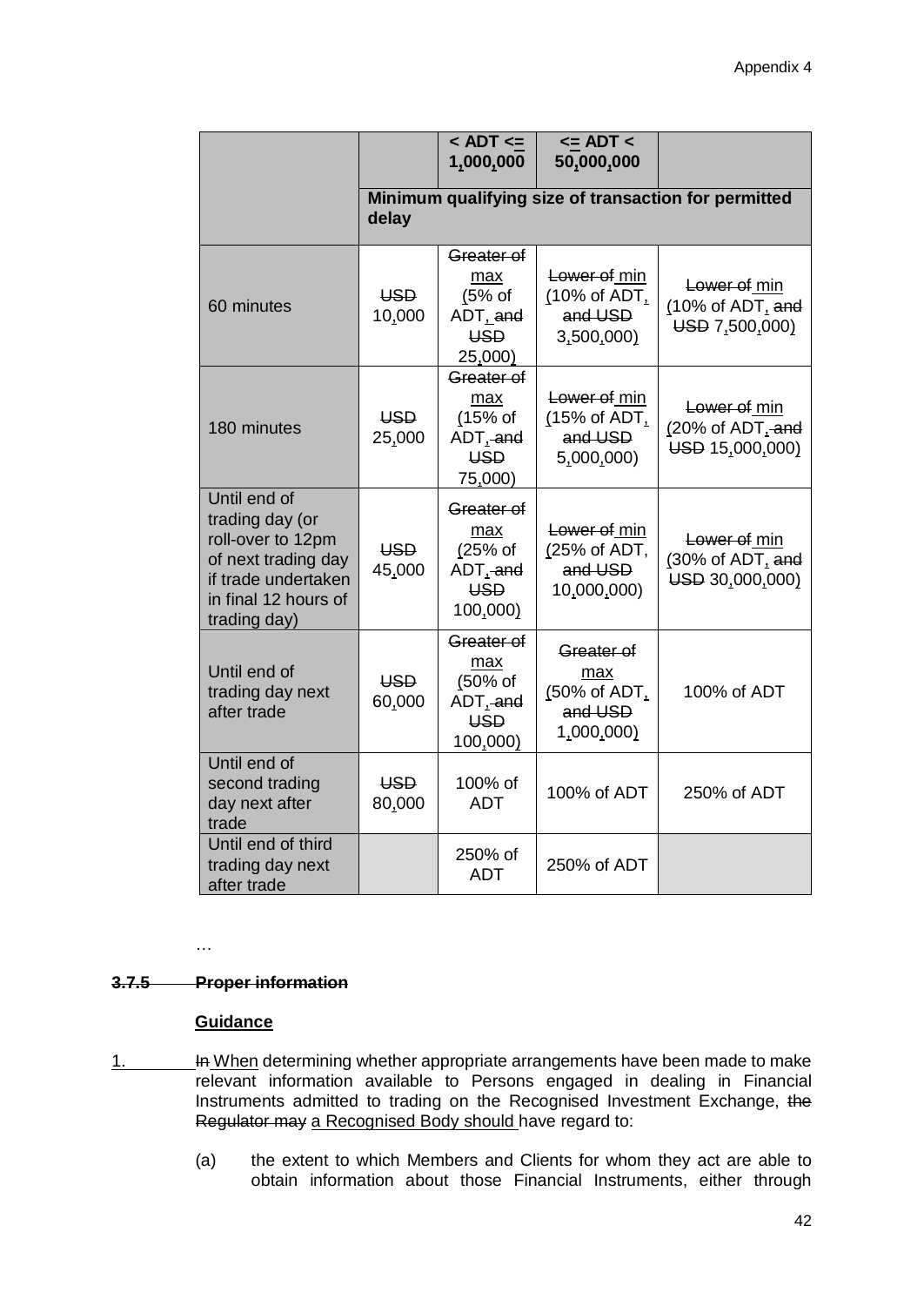Appendix 4

| | | < ADT <= 1,000,000 | <= ADT < 50,000,000 | |
|---|---|---|---|---|
| | Minimum qualifying size of transaction for permitted delay | | | |
| 60 minutes | ~~USD~~ 10,000 | ~~Greater of~~ max (5% of ADT, ~~and USD~~ 25,000) | ~~Lower of~~ min (10% of ADT, ~~and USD~~ 3,500,000) | ~~Lower of~~ min (10% of ADT, ~~and USD~~ 7,500,000) |
| 180 minutes | ~~USD~~ 25,000 | ~~Greater of~~ max (15% of ADT, ~~and USD~~ 75,000) | ~~Lower of~~ min (15% of ADT, ~~and USD~~ 5,000,000) | ~~Lower of~~ min (20% of ADT, ~~and USD~~ 15,000,000) |
| Until end of trading day (or roll-over to 12pm of next trading day if trade undertaken in final 12 hours of trading day) | ~~USD~~ 45,000 | ~~Greater of~~ max (25% of ADT, ~~and USD~~ 100,000) | ~~Lower of~~ min (25% of ADT, ~~and USD~~ 10,000,000) | ~~Lower of~~ min (30% of ADT, ~~and USD~~ 30,000,000) |
| Until end of trading day next after trade | ~~USD~~ 60,000 | ~~Greater of~~ max (50% of ADT, ~~and USD~~ 100,000) | ~~Greater of~~ max (50% of ADT, ~~and USD~~ 1,000,000) | 100% of ADT |
| Until end of second trading day next after trade | ~~USD~~ 80,000 | 100% of ADT | 100% of ADT | 250% of ADT |
| Until end of third trading day next after trade | | 250% of ADT | 250% of ADT | |

…

~~**3.7.5 Proper information**~~

**Guidance**

1. ~~In~~ When determining whether appropriate arrangements have been made to make relevant information available to Persons engaged in dealing in Financial Instruments admitted to trading on the Recognised Investment Exchange, ~~the Regulator may~~ a Recognised Body should have regard to:

   (a) the extent to which Members and Clients for whom they act are able to obtain information about those Financial Instruments, either through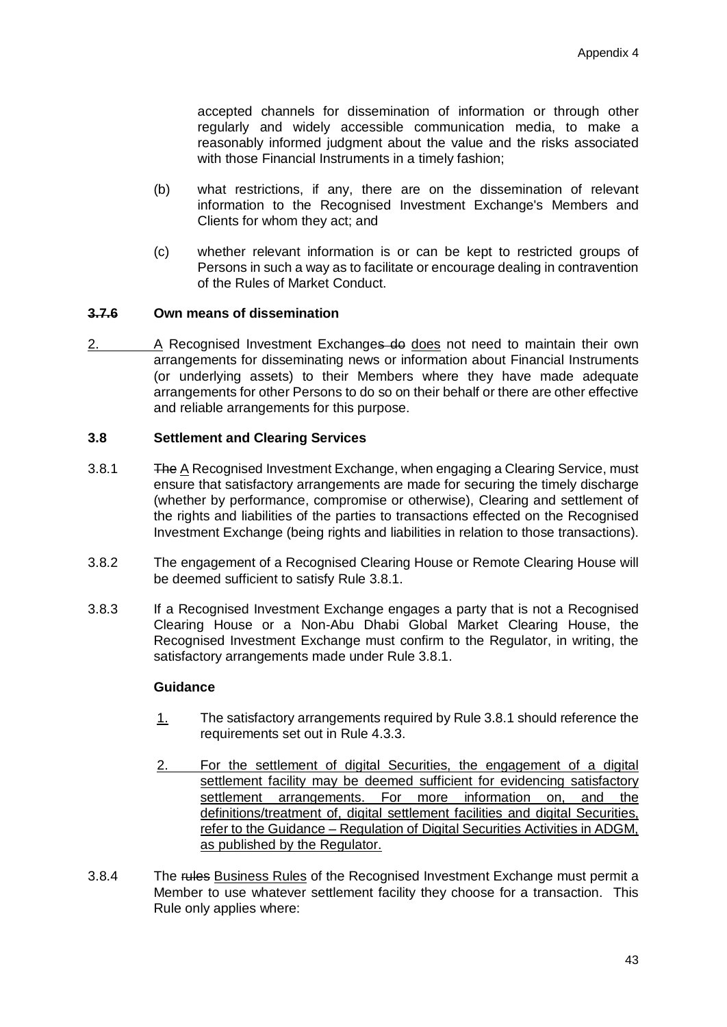accepted channels for dissemination of information or through other regularly and widely accessible communication media, to make a reasonably informed judgment about the value and the risks associated with those Financial Instruments in a timely fashion;

(b) what restrictions, if any, there are on the dissemination of relevant information to the Recognised Investment Exchange's Members and Clients for whom they act; and

(c) whether relevant information is or can be kept to restricted groups of Persons in such a way as to facilitate or encourage dealing in contravention of the Rules of Market Conduct.

### ~~3.7.6~~ Own means of dissemination

<u>2.</u> <u>A</u> Recognised Investment Exchange~~s do~~ <u>does</u> not need to maintain their own arrangements for disseminating news or information about Financial Instruments (or underlying assets) to their Members where they have made adequate arrangements for other Persons to do so on their behalf or there are other effective and reliable arrangements for this purpose.

### 3.8 Settlement and Clearing Services

3.8.1 ~~The~~ <u>A</u> Recognised Investment Exchange, when engaging a Clearing Service, must ensure that satisfactory arrangements are made for securing the timely discharge (whether by performance, compromise or otherwise), Clearing and settlement of the rights and liabilities of the parties to transactions effected on the Recognised Investment Exchange (being rights and liabilities in relation to those transactions).

3.8.2 The engagement of a Recognised Clearing House or Remote Clearing House will be deemed sufficient to satisfy Rule 3.8.1.

3.8.3 If a Recognised Investment Exchange engages a party that is not a Recognised Clearing House or a Non-Abu Dhabi Global Market Clearing House, the Recognised Investment Exchange must confirm to the Regulator, in writing, the satisfactory arrangements made under Rule 3.8.1.

**Guidance**

<u>1.</u> The satisfactory arrangements required by Rule 3.8.1 should reference the requirements set out in Rule 4.3.3.

<u>2. For the settlement of digital Securities, the engagement of a digital settlement facility may be deemed sufficient for evidencing satisfactory settlement arrangements. For more information on, and the definitions/treatment of, digital settlement facilities and digital Securities, refer to the Guidance – Regulation of Digital Securities Activities in ADGM, as published by the Regulator.</u>

3.8.4 The ~~rules~~ <u>Business Rules</u> of the Recognised Investment Exchange must permit a Member to use whatever settlement facility they choose for a transaction. This Rule only applies where: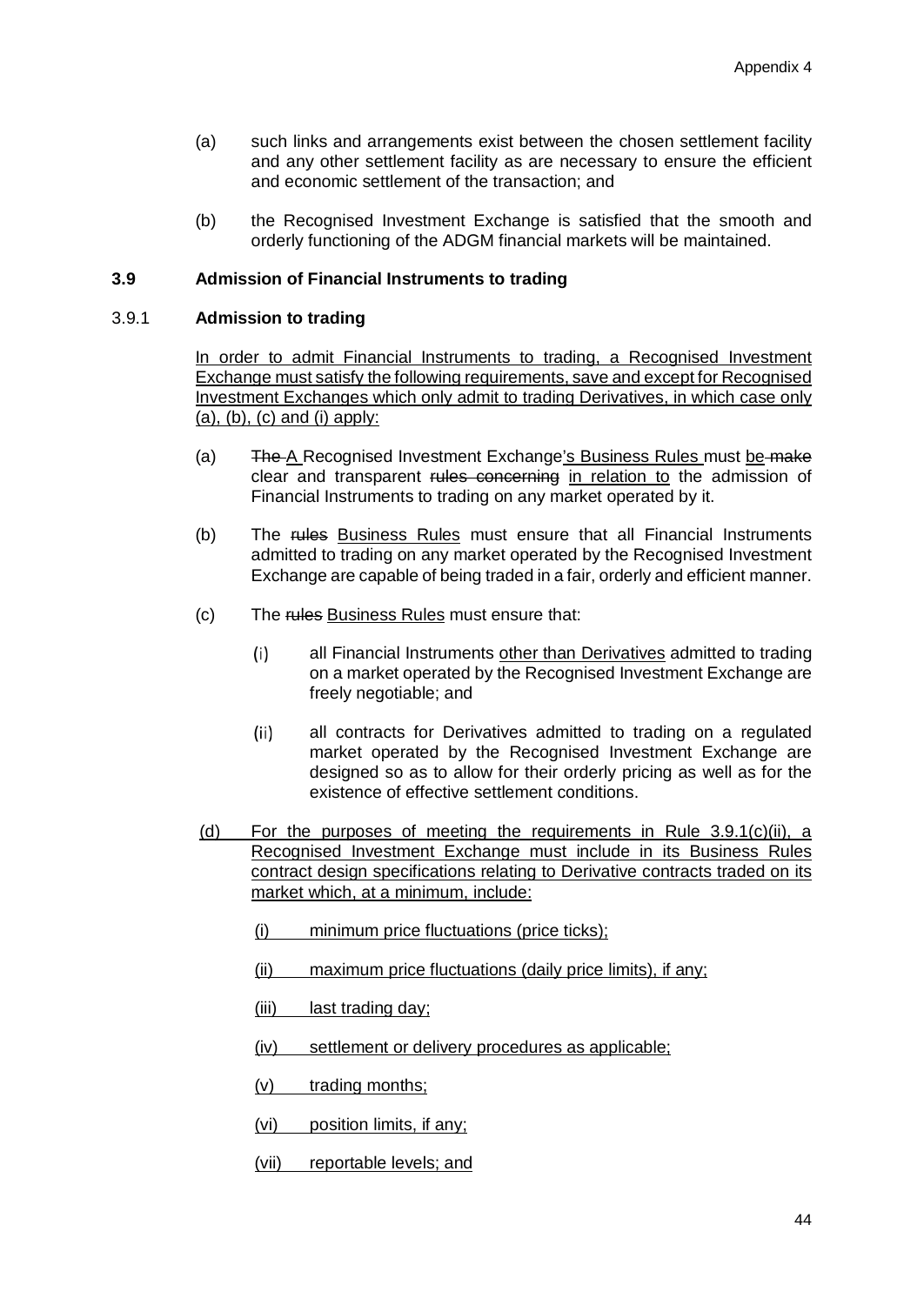(a) such links and arrangements exist between the chosen settlement facility and any other settlement facility as are necessary to ensure the efficient and economic settlement of the transaction; and

(b) the Recognised Investment Exchange is satisfied that the smooth and orderly functioning of the ADGM financial markets will be maintained.

### 3.9 Admission of Financial Instruments to trading

#### 3.9.1 Admission to trading

In order to admit Financial Instruments to trading, a Recognised Investment Exchange must satisfy the following requirements, save and except for Recognised Investment Exchanges which only admit to trading Derivatives, in which case only (a), (b), (c) and (i) apply:

(a) ~~The~~ A Recognised Investment Exchange's Business Rules must be ~~make~~ clear and transparent ~~rules concerning~~ in relation to the admission of Financial Instruments to trading on any market operated by it.

(b) The ~~rules~~ Business Rules must ensure that all Financial Instruments admitted to trading on any market operated by the Recognised Investment Exchange are capable of being traded in a fair, orderly and efficient manner.

(c) The ~~rules~~ Business Rules must ensure that:

(i) all Financial Instruments other than Derivatives admitted to trading on a market operated by the Recognised Investment Exchange are freely negotiable; and

(ii) all contracts for Derivatives admitted to trading on a regulated market operated by the Recognised Investment Exchange are designed so as to allow for their orderly pricing as well as for the existence of effective settlement conditions.

(d) For the purposes of meeting the requirements in Rule 3.9.1(c)(ii), a Recognised Investment Exchange must include in its Business Rules contract design specifications relating to Derivative contracts traded on its market which, at a minimum, include:

(i) minimum price fluctuations (price ticks);

(ii) maximum price fluctuations (daily price limits), if any;

(iii) last trading day;

(iv) settlement or delivery procedures as applicable;

(v) trading months;

(vi) position limits, if any;

(vii) reportable levels; and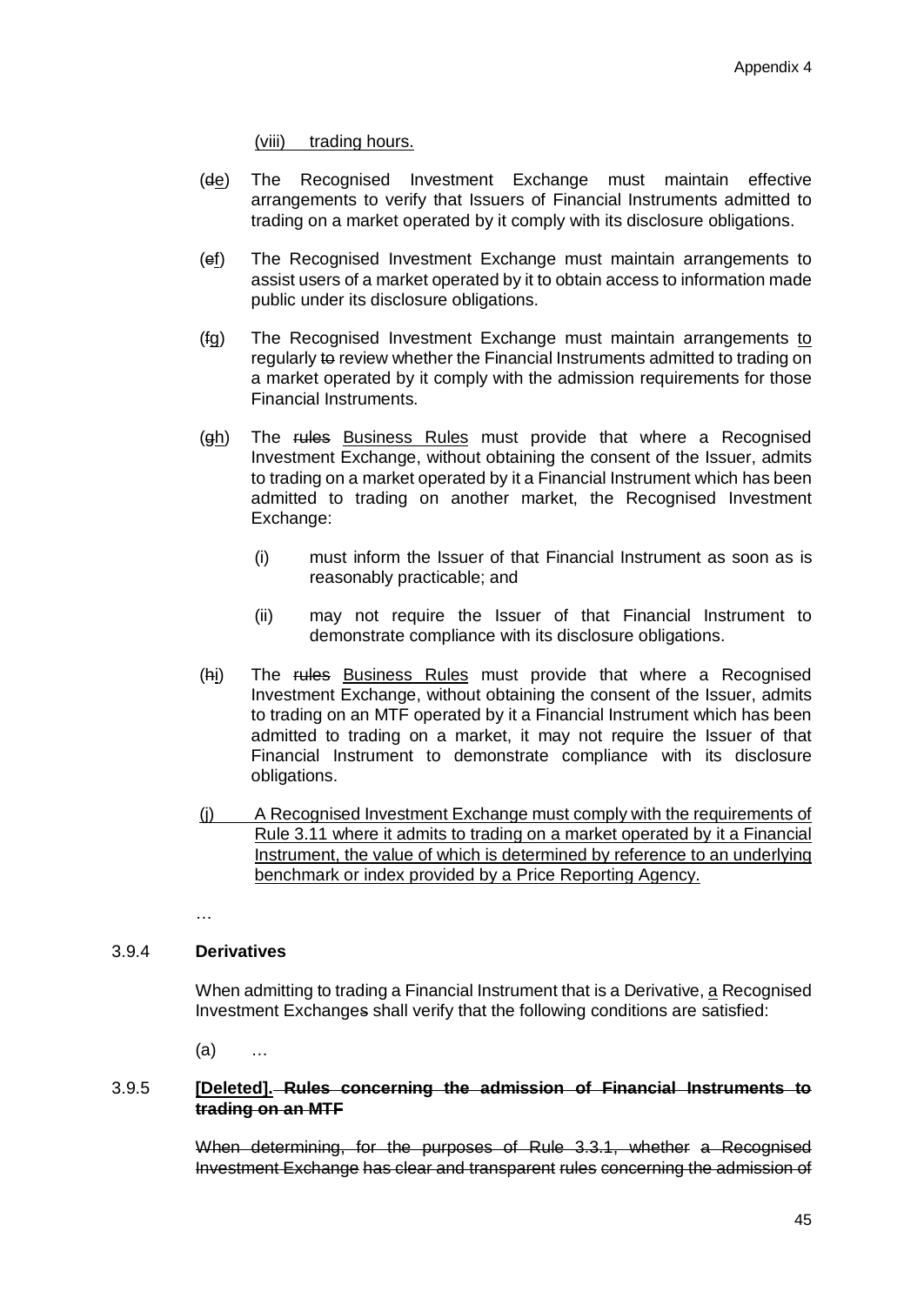(viii) trading hours.

(de) The Recognised Investment Exchange must maintain effective arrangements to verify that Issuers of Financial Instruments admitted to trading on a market operated by it comply with its disclosure obligations.

(ef) The Recognised Investment Exchange must maintain arrangements to assist users of a market operated by it to obtain access to information made public under its disclosure obligations.

(fg) The Recognised Investment Exchange must maintain arrangements to regularly to review whether the Financial Instruments admitted to trading on a market operated by it comply with the admission requirements for those Financial Instruments.

(gh) The rules Business Rules must provide that where a Recognised Investment Exchange, without obtaining the consent of the Issuer, admits to trading on a market operated by it a Financial Instrument which has been admitted to trading on another market, the Recognised Investment Exchange:

(i) must inform the Issuer of that Financial Instrument as soon as is reasonably practicable; and

(ii) may not require the Issuer of that Financial Instrument to demonstrate compliance with its disclosure obligations.

(hi) The rules Business Rules must provide that where a Recognised Investment Exchange, without obtaining the consent of the Issuer, admits to trading on an MTF operated by it a Financial Instrument which has been admitted to trading on a market, it may not require the Issuer of that Financial Instrument to demonstrate compliance with its disclosure obligations.

(j) A Recognised Investment Exchange must comply with the requirements of Rule 3.11 where it admits to trading on a market operated by it a Financial Instrument, the value of which is determined by reference to an underlying benchmark or index provided by a Price Reporting Agency.

…

3.9.4 **Derivatives**

When admitting to trading a Financial Instrument that is a Derivative, a Recognised Investment Exchanges shall verify that the following conditions are satisfied:

(a) …

3.9.5 **[Deleted]. Rules concerning the admission of Financial Instruments to trading on an MTF**

When determining, for the purposes of Rule 3.3.1, whether a Recognised Investment Exchange has clear and transparent rules concerning the admission of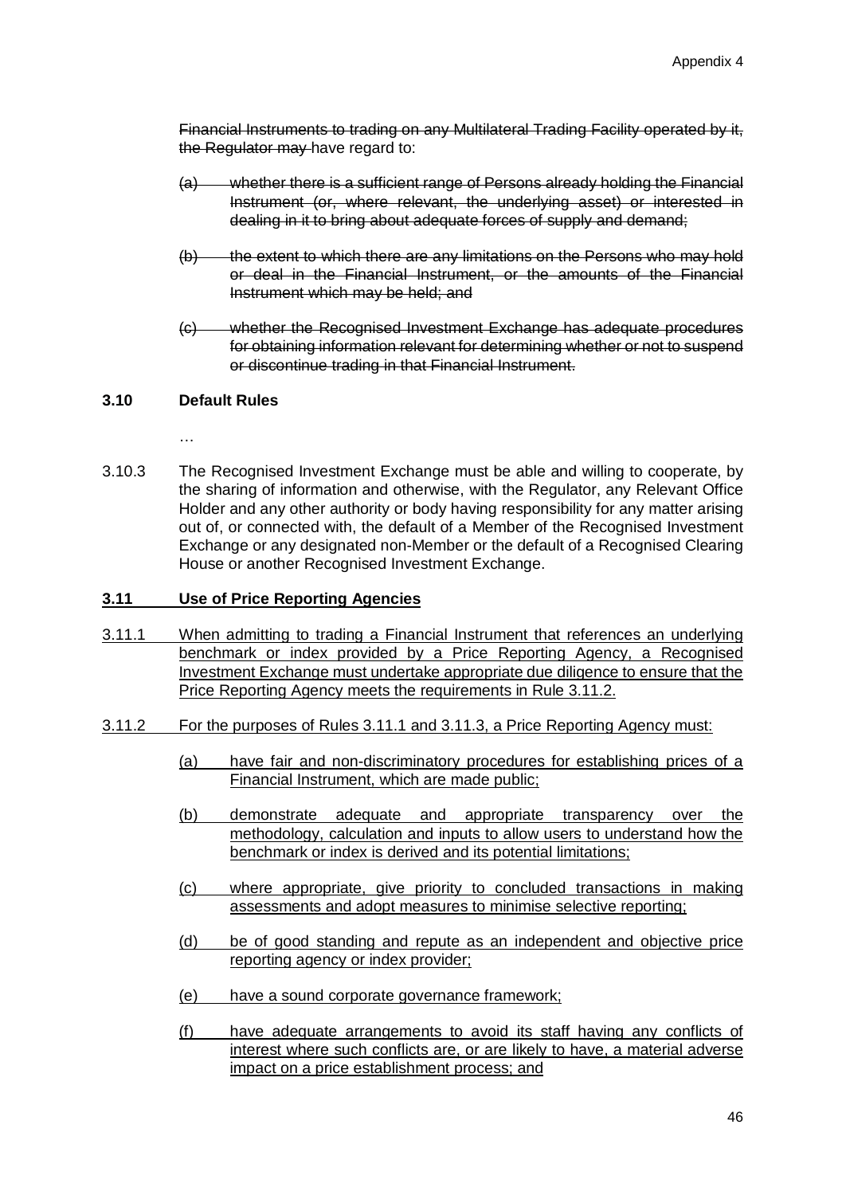~~Financial Instruments to trading on any Multilateral Trading Facility operated by it, the Regulator may~~ have regard to:

~~(a) whether there is a sufficient range of Persons already holding the Financial Instrument (or, where relevant, the underlying asset) or interested in dealing in it to bring about adequate forces of supply and demand;~~

~~(b) the extent to which there are any limitations on the Persons who may hold or deal in the Financial Instrument, or the amounts of the Financial Instrument which may be held; and~~

~~(c) whether the Recognised Investment Exchange has adequate procedures for obtaining information relevant for determining whether or not to suspend or discontinue trading in that Financial Instrument.~~

**3.10 Default Rules**

…

3.10.3 The Recognised Investment Exchange must be able and willing to cooperate, by the sharing of information and otherwise, with the Regulator, any Relevant Office Holder and any other authority or body having responsibility for any matter arising out of, or connected with, the default of a Member of the Recognised Investment Exchange or any designated non-Member or the default of a Recognised Clearing House or another Recognised Investment Exchange.

<u>**3.11 Use of Price Reporting Agencies**</u>

<u>3.11.1 When admitting to trading a Financial Instrument that references an underlying benchmark or index provided by a Price Reporting Agency, a Recognised Investment Exchange must undertake appropriate due diligence to ensure that the Price Reporting Agency meets the requirements in Rule 3.11.2.</u>

<u>3.11.2 For the purposes of Rules 3.11.1 and 3.11.3, a Price Reporting Agency must:</u>

<u>(a) have fair and non-discriminatory procedures for establishing prices of a Financial Instrument, which are made public;</u>

<u>(b) demonstrate adequate and appropriate transparency over the methodology, calculation and inputs to allow users to understand how the benchmark or index is derived and its potential limitations;</u>

<u>(c) where appropriate, give priority to concluded transactions in making assessments and adopt measures to minimise selective reporting;</u>

<u>(d) be of good standing and repute as an independent and objective price reporting agency or index provider;</u>

<u>(e) have a sound corporate governance framework;</u>

<u>(f) have adequate arrangements to avoid its staff having any conflicts of interest where such conflicts are, or are likely to have, a material adverse impact on a price establishment process; and</u>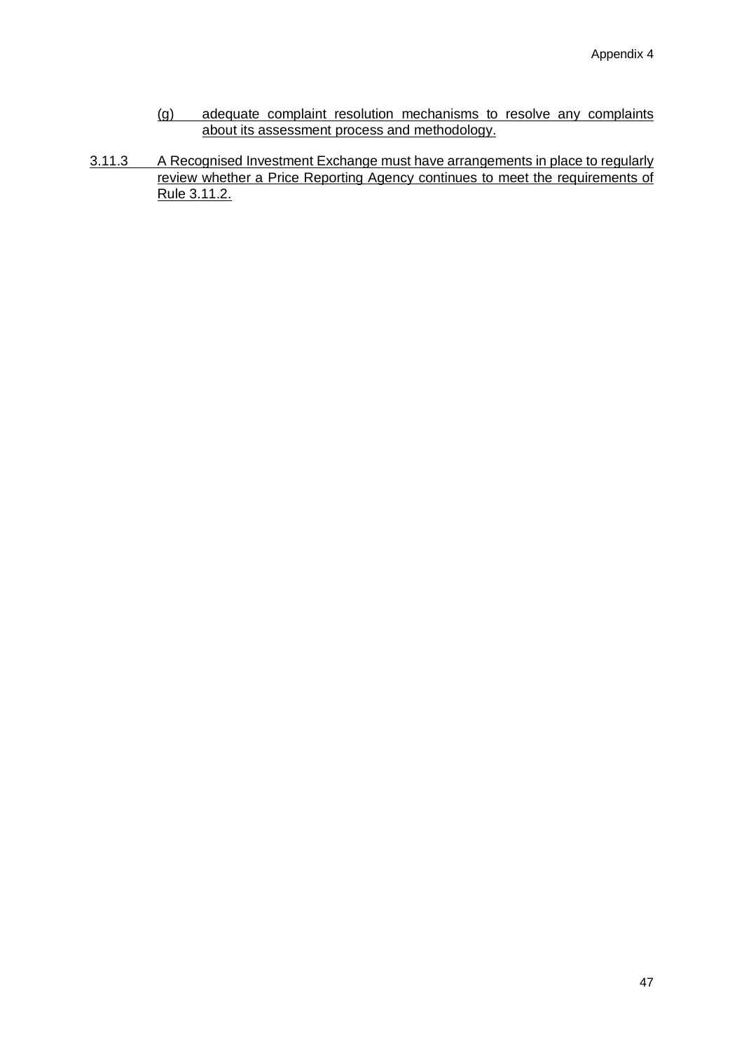(g) adequate complaint resolution mechanisms to resolve any complaints about its assessment process and methodology.

3.11.3 A Recognised Investment Exchange must have arrangements in place to regularly review whether a Price Reporting Agency continues to meet the requirements of Rule 3.11.2.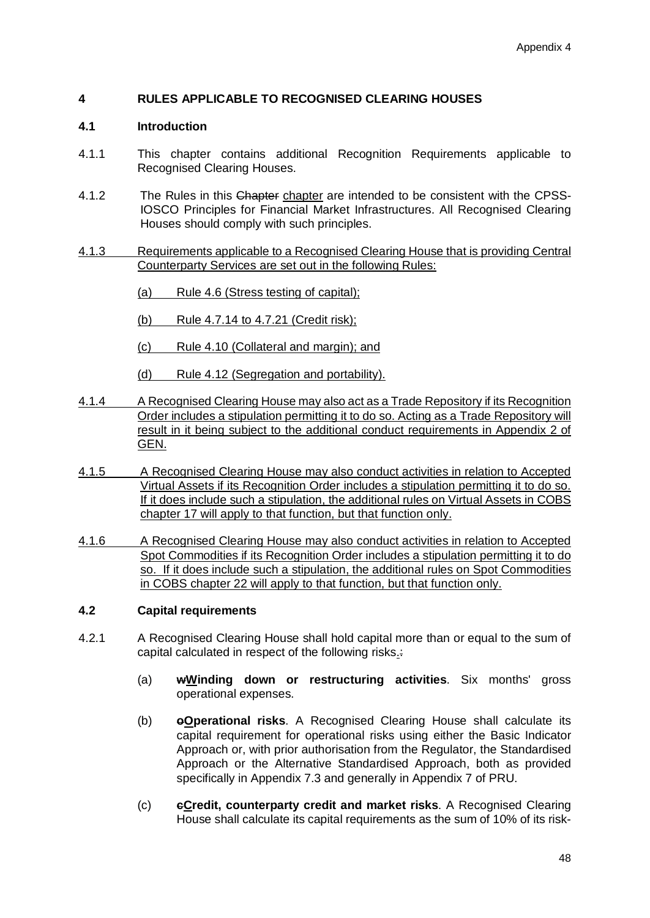Appendix 4

## 4 RULES APPLICABLE TO RECOGNISED CLEARING HOUSES

### 4.1 Introduction

4.1.1 This chapter contains additional Recognition Requirements applicable to Recognised Clearing Houses.

4.1.2 The Rules in this ~~Chapter~~ <u>chapter</u> are intended to be consistent with the CPSS-IOSCO Principles for Financial Market Infrastructures. All Recognised Clearing Houses should comply with such principles.

<u>4.1.3 Requirements applicable to a Recognised Clearing House that is providing Central Counterparty Services are set out in the following Rules:</u>

<u>(a) Rule 4.6 (Stress testing of capital);</u>

<u>(b) Rule 4.7.14 to 4.7.21 (Credit risk);</u>

<u>(c) Rule 4.10 (Collateral and margin); and</u>

<u>(d) Rule 4.12 (Segregation and portability).</u>

<u>4.1.4 A Recognised Clearing House may also act as a Trade Repository if its Recognition Order includes a stipulation permitting it to do so. Acting as a Trade Repository will result in it being subject to the additional conduct requirements in Appendix 2 of GEN.</u>

<u>4.1.5 A Recognised Clearing House may also conduct activities in relation to Accepted Virtual Assets if its Recognition Order includes a stipulation permitting it to do so. If it does include such a stipulation, the additional rules on Virtual Assets in COBS chapter 17 will apply to that function, but that function only.</u>

<u>4.1.6 A Recognised Clearing House may also conduct activities in relation to Accepted Spot Commodities if its Recognition Order includes a stipulation permitting it to do so. If it does include such a stipulation, the additional rules on Spot Commodities in COBS chapter 22 will apply to that function, but that function only.</u>

### 4.2 Capital requirements

4.2.1 A Recognised Clearing House shall hold capital more than or equal to the sum of capital calculated in respect of the following risks<u>.</u>~~:~~

(a) **~~w~~<u>W</u>inding down or restructuring activities**. Six months' gross operational expenses.

(b) **~~o~~<u>O</u>perational risks**. A Recognised Clearing House shall calculate its capital requirement for operational risks using either the Basic Indicator Approach or, with prior authorisation from the Regulator, the Standardised Approach or the Alternative Standardised Approach, both as provided specifically in Appendix 7.3 and generally in Appendix 7 of PRU.

(c) **~~c~~<u>C</u>redit, counterparty credit and market risks**. A Recognised Clearing House shall calculate its capital requirements as the sum of 10% of its risk-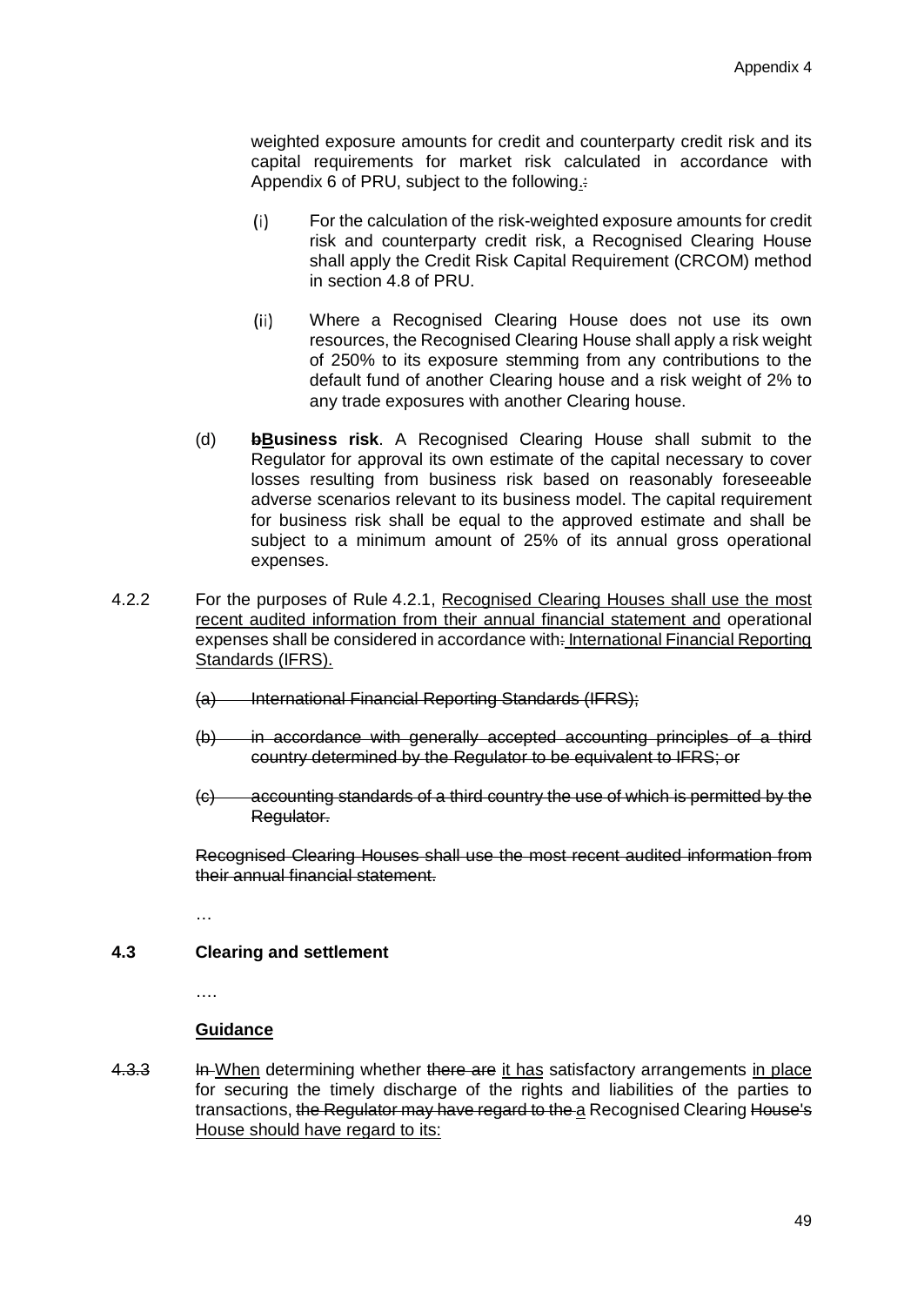weighted exposure amounts for credit and counterparty credit risk and its capital requirements for market risk calculated in accordance with Appendix 6 of PRU, subject to the following.~~:~~

(i) For the calculation of the risk-weighted exposure amounts for credit risk and counterparty credit risk, a Recognised Clearing House shall apply the Credit Risk Capital Requirement (CRCOM) method in section 4.8 of PRU.

(ii) Where a Recognised Clearing House does not use its own resources, the Recognised Clearing House shall apply a risk weight of 250% to its exposure stemming from any contributions to the default fund of another Clearing house and a risk weight of 2% to any trade exposures with another Clearing house.

(d) **~~b~~<u>B</u>usiness risk**. A Recognised Clearing House shall submit to the Regulator for approval its own estimate of the capital necessary to cover losses resulting from business risk based on reasonably foreseeable adverse scenarios relevant to its business model. The capital requirement for business risk shall be equal to the approved estimate and shall be subject to a minimum amount of 25% of its annual gross operational expenses.

4.2.2 For the purposes of Rule 4.2.1, <u>Recognised Clearing Houses shall use the most recent audited information from their annual financial statement and</u> operational expenses shall be considered in accordance with~~:~~ <u>International Financial Reporting Standards (IFRS).</u>

~~(a) International Financial Reporting Standards (IFRS);~~

~~(b) in accordance with generally accepted accounting principles of a third country determined by the Regulator to be equivalent to IFRS; or~~

~~(c) accounting standards of a third country the use of which is permitted by the Regulator.~~

~~Recognised Clearing Houses shall use the most recent audited information from their annual financial statement.~~

…

**4.3 Clearing and settlement**

….

**<u>Guidance</u>**

~~4.3.3~~ ~~In~~ <u>When</u> determining whether ~~there are~~ <u>it has</u> satisfactory arrangements <u>in place</u> for securing the timely discharge of the rights and liabilities of the parties to transactions, ~~the Regulator may have regard to the~~ <u>a</u> Recognised Clearing ~~House's~~ <u>House should have regard to its:</u>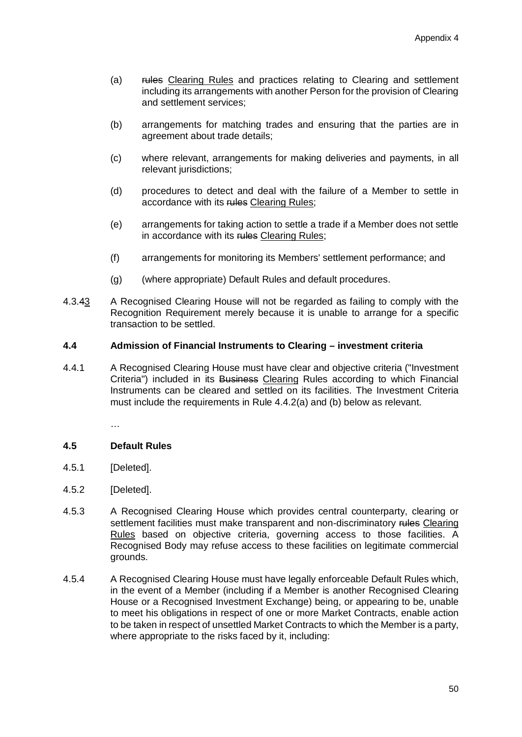(a) ~~rules~~ <u>Clearing Rules</u> and practices relating to Clearing and settlement including its arrangements with another Person for the provision of Clearing and settlement services;

(b) arrangements for matching trades and ensuring that the parties are in agreement about trade details;

(c) where relevant, arrangements for making deliveries and payments, in all relevant jurisdictions;

(d) procedures to detect and deal with the failure of a Member to settle in accordance with its ~~rules~~ <u>Clearing Rules</u>;

(e) arrangements for taking action to settle a trade if a Member does not settle in accordance with its ~~rules~~ <u>Clearing Rules</u>;

(f) arrangements for monitoring its Members' settlement performance; and

(g) (where appropriate) Default Rules and default procedures.

4.3.~~4~~<u>3</u> A Recognised Clearing House will not be regarded as failing to comply with the Recognition Requirement merely because it is unable to arrange for a specific transaction to be settled.

**4.4 Admission of Financial Instruments to Clearing – investment criteria**

4.4.1 A Recognised Clearing House must have clear and objective criteria ("Investment Criteria") included in its ~~Business~~ <u>Clearing</u> Rules according to which Financial Instruments can be cleared and settled on its facilities. The Investment Criteria must include the requirements in Rule 4.4.2(a) and (b) below as relevant.

…

**4.5 Default Rules**

4.5.1 [Deleted].

4.5.2 [Deleted].

4.5.3 A Recognised Clearing House which provides central counterparty, clearing or settlement facilities must make transparent and non-discriminatory ~~rules~~ <u>Clearing Rules</u> based on objective criteria, governing access to those facilities. A Recognised Body may refuse access to these facilities on legitimate commercial grounds.

4.5.4 A Recognised Clearing House must have legally enforceable Default Rules which, in the event of a Member (including if a Member is another Recognised Clearing House or a Recognised Investment Exchange) being, or appearing to be, unable to meet his obligations in respect of one or more Market Contracts, enable action to be taken in respect of unsettled Market Contracts to which the Member is a party, where appropriate to the risks faced by it, including: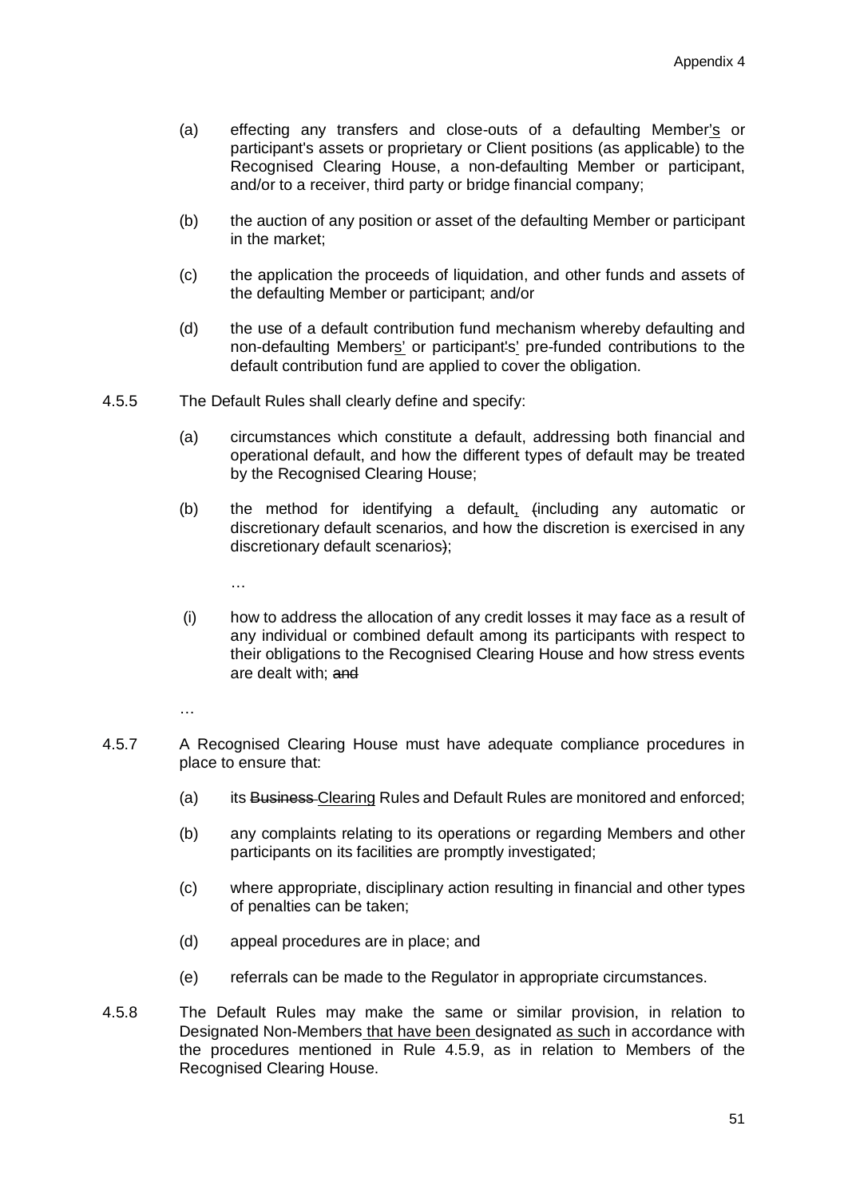(a) effecting any transfers and close-outs of a defaulting Member's or participant's assets or proprietary or Client positions (as applicable) to the Recognised Clearing House, a non-defaulting Member or participant, and/or to a receiver, third party or bridge financial company;

(b) the auction of any position or asset of the defaulting Member or participant in the market;

(c) the application the proceeds of liquidation, and other funds and assets of the defaulting Member or participant; and/or

(d) the use of a default contribution fund mechanism whereby defaulting and non-defaulting Members' or participant's' pre-funded contributions to the default contribution fund are applied to cover the obligation.

4.5.5 The Default Rules shall clearly define and specify:

(a) circumstances which constitute a default, addressing both financial and operational default, and how the different types of default may be treated by the Recognised Clearing House;

(b) the method for identifying a default, ~~(~~including any automatic or discretionary default scenarios, and how the discretion is exercised in any discretionary default scenarios~~)~~;

…

(i) how to address the allocation of any credit losses it may face as a result of any individual or combined default among its participants with respect to their obligations to the Recognised Clearing House and how stress events are dealt with; ~~and~~

…

4.5.7 A Recognised Clearing House must have adequate compliance procedures in place to ensure that:

(a) its ~~Business~~ Clearing Rules and Default Rules are monitored and enforced;

(b) any complaints relating to its operations or regarding Members and other participants on its facilities are promptly investigated;

(c) where appropriate, disciplinary action resulting in financial and other types of penalties can be taken;

(d) appeal procedures are in place; and

(e) referrals can be made to the Regulator in appropriate circumstances.

4.5.8 The Default Rules may make the same or similar provision, in relation to Designated Non-Members that have been designated as such in accordance with the procedures mentioned in Rule 4.5.9, as in relation to Members of the Recognised Clearing House.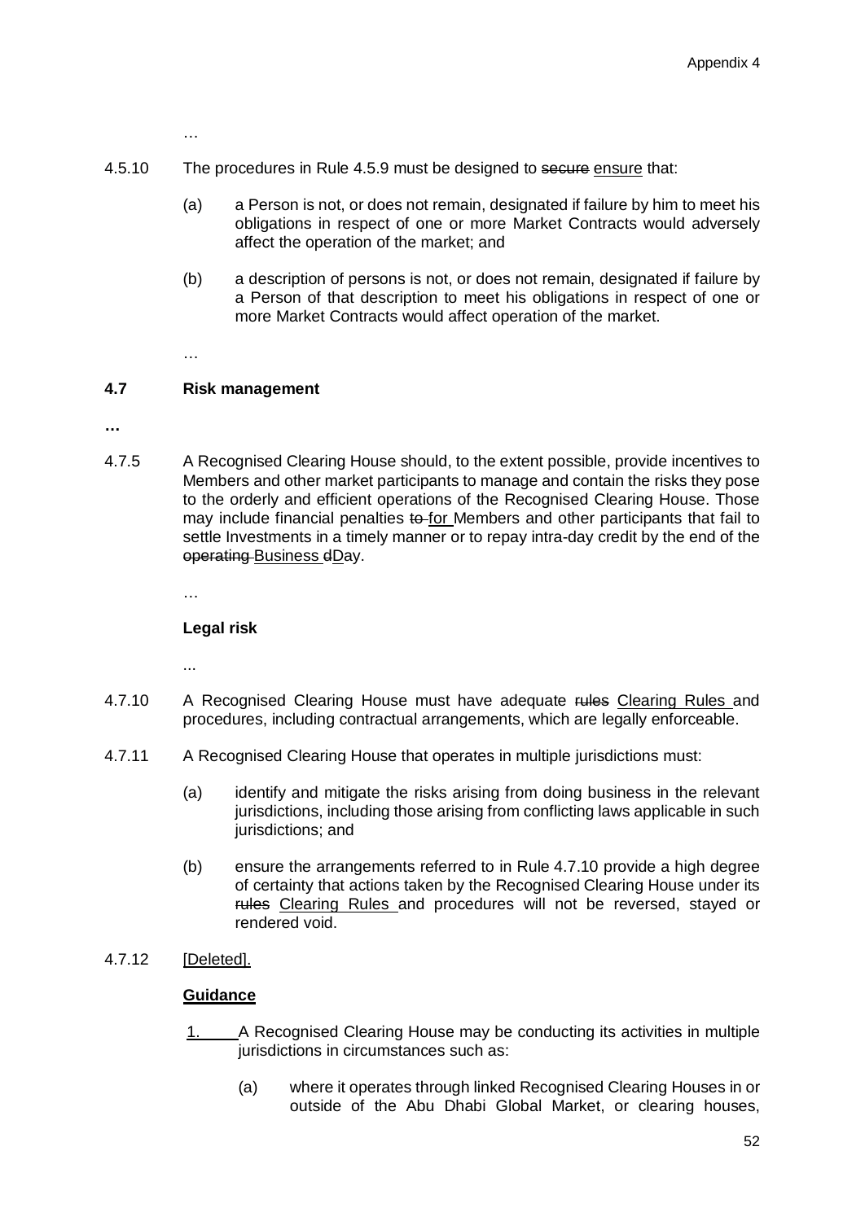…

4.5.10 The procedures in Rule 4.5.9 must be designed to ~~secure~~ ensure that:

(a) a Person is not, or does not remain, designated if failure by him to meet his obligations in respect of one or more Market Contracts would adversely affect the operation of the market; and

(b) a description of persons is not, or does not remain, designated if failure by a Person of that description to meet his obligations in respect of one or more Market Contracts would affect operation of the market.

…

### 4.7 Risk management

**…**

4.7.5 A Recognised Clearing House should, to the extent possible, provide incentives to Members and other market participants to manage and contain the risks they pose to the orderly and efficient operations of the Recognised Clearing House. Those may include financial penalties ~~to~~ for Members and other participants that fail to settle Investments in a timely manner or to repay intra-day credit by the end of the ~~operating~~ Business ~~d~~Day.

…

**Legal risk**

...

4.7.10 A Recognised Clearing House must have adequate ~~rules~~ Clearing Rules and procedures, including contractual arrangements, which are legally enforceable.

4.7.11 A Recognised Clearing House that operates in multiple jurisdictions must:

(a) identify and mitigate the risks arising from doing business in the relevant jurisdictions, including those arising from conflicting laws applicable in such jurisdictions; and

(b) ensure the arrangements referred to in Rule 4.7.10 provide a high degree of certainty that actions taken by the Recognised Clearing House under its ~~rules~~ Clearing Rules and procedures will not be reversed, stayed or rendered void.

4.7.12 [Deleted].

**Guidance**

1. A Recognised Clearing House may be conducting its activities in multiple jurisdictions in circumstances such as:

(a) where it operates through linked Recognised Clearing Houses in or outside of the Abu Dhabi Global Market, or clearing houses,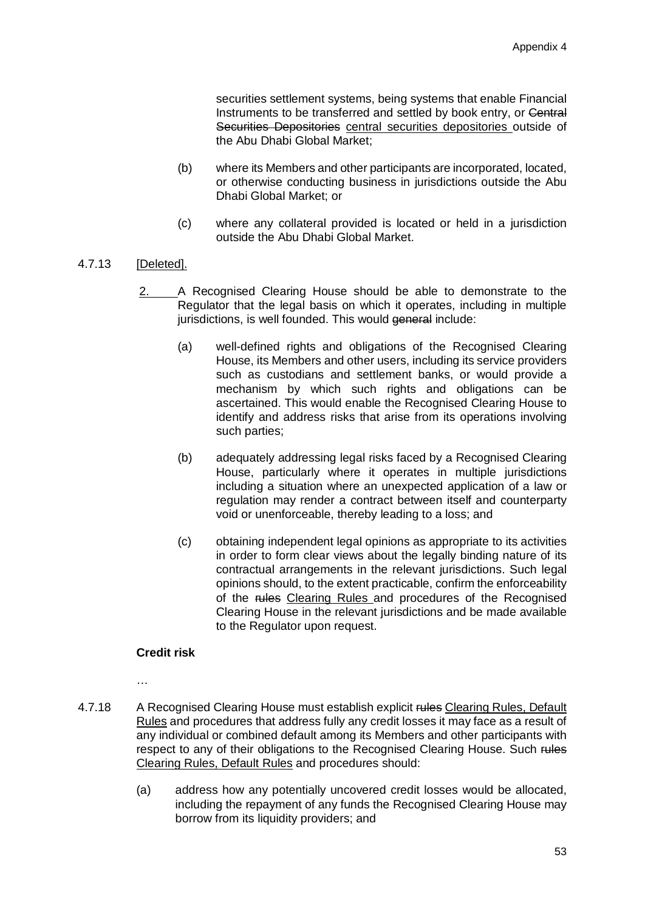securities settlement systems, being systems that enable Financial Instruments to be transferred and settled by book entry, or ~~Central Securities Depositories~~ <u>central securities depositories</u> outside of the Abu Dhabi Global Market;

(b) where its Members and other participants are incorporated, located, or otherwise conducting business in jurisdictions outside the Abu Dhabi Global Market; or

(c) where any collateral provided is located or held in a jurisdiction outside the Abu Dhabi Global Market.

4.7.13 <u>[Deleted].</u>

<u>2.</u> A Recognised Clearing House should be able to demonstrate to the Regulator that the legal basis on which it operates, including in multiple jurisdictions, is well founded. This would ~~general~~ include:

(a) well-defined rights and obligations of the Recognised Clearing House, its Members and other users, including its service providers such as custodians and settlement banks, or would provide a mechanism by which such rights and obligations can be ascertained. This would enable the Recognised Clearing House to identify and address risks that arise from its operations involving such parties;

(b) adequately addressing legal risks faced by a Recognised Clearing House, particularly where it operates in multiple jurisdictions including a situation where an unexpected application of a law or regulation may render a contract between itself and counterparty void or unenforceable, thereby leading to a loss; and

(c) obtaining independent legal opinions as appropriate to its activities in order to form clear views about the legally binding nature of its contractual arrangements in the relevant jurisdictions. Such legal opinions should, to the extent practicable, confirm the enforceability of the ~~rules~~ <u>Clearing Rules</u> and procedures of the Recognised Clearing House in the relevant jurisdictions and be made available to the Regulator upon request.

**Credit risk**

…

4.7.18 A Recognised Clearing House must establish explicit ~~rules~~ <u>Clearing Rules, Default Rules</u> and procedures that address fully any credit losses it may face as a result of any individual or combined default among its Members and other participants with respect to any of their obligations to the Recognised Clearing House. Such ~~rules~~ <u>Clearing Rules, Default Rules</u> and procedures should:

(a) address how any potentially uncovered credit losses would be allocated, including the repayment of any funds the Recognised Clearing House may borrow from its liquidity providers; and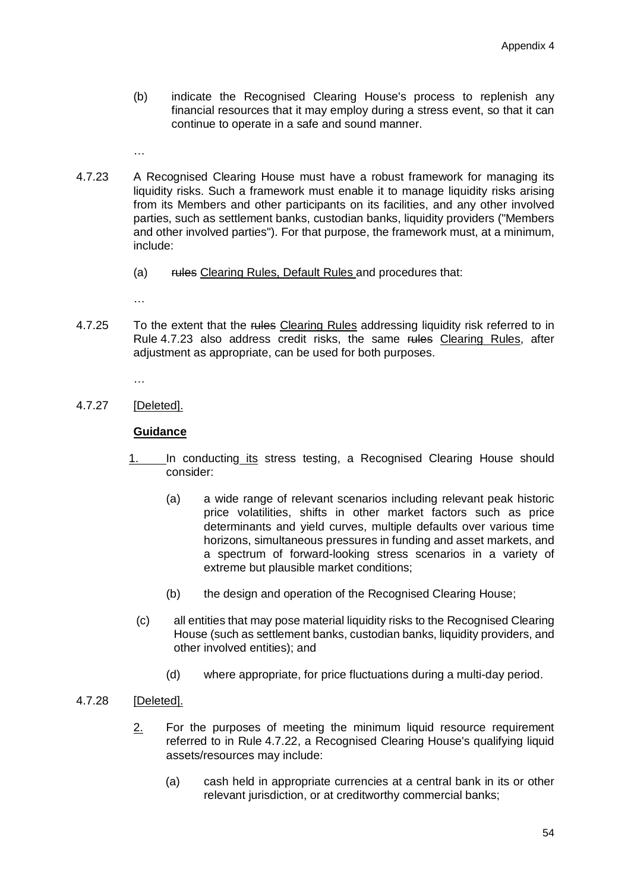(b) indicate the Recognised Clearing House's process to replenish any financial resources that it may employ during a stress event, so that it can continue to operate in a safe and sound manner.

…

4.7.23 A Recognised Clearing House must have a robust framework for managing its liquidity risks. Such a framework must enable it to manage liquidity risks arising from its Members and other participants on its facilities, and any other involved parties, such as settlement banks, custodian banks, liquidity providers ("Members and other involved parties"). For that purpose, the framework must, at a minimum, include:

(a) ~~rules~~ Clearing Rules, Default Rules and procedures that:

…

4.7.25 To the extent that the ~~rules~~ Clearing Rules addressing liquidity risk referred to in Rule 4.7.23 also address credit risks, the same ~~rules~~ Clearing Rules, after adjustment as appropriate, can be used for both purposes.

…

4.7.27 [Deleted].

**Guidance**

1. In conducting its stress testing, a Recognised Clearing House should consider:

   (a) a wide range of relevant scenarios including relevant peak historic price volatilities, shifts in other market factors such as price determinants and yield curves, multiple defaults over various time horizons, simultaneous pressures in funding and asset markets, and a spectrum of forward-looking stress scenarios in a variety of extreme but plausible market conditions;

   (b) the design and operation of the Recognised Clearing House;

   (c) all entities that may pose material liquidity risks to the Recognised Clearing House (such as settlement banks, custodian banks, liquidity providers, and other involved entities); and

   (d) where appropriate, for price fluctuations during a multi-day period.

4.7.28 [Deleted].

2. For the purposes of meeting the minimum liquid resource requirement referred to in Rule 4.7.22, a Recognised Clearing House's qualifying liquid assets/resources may include:

   (a) cash held in appropriate currencies at a central bank in its or other relevant jurisdiction, or at creditworthy commercial banks;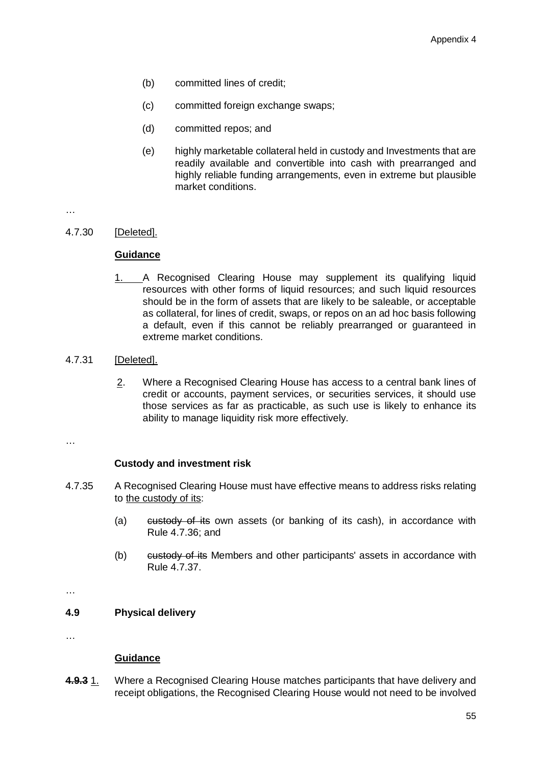(b) committed lines of credit;

(c) committed foreign exchange swaps;

(d) committed repos; and

(e) highly marketable collateral held in custody and Investments that are readily available and convertible into cash with prearranged and highly reliable funding arrangements, even in extreme but plausible market conditions.

…

4.7.30 [Deleted].

**Guidance**

1. A Recognised Clearing House may supplement its qualifying liquid resources with other forms of liquid resources; and such liquid resources should be in the form of assets that are likely to be saleable, or acceptable as collateral, for lines of credit, swaps, or repos on an ad hoc basis following a default, even if this cannot be reliably prearranged or guaranteed in extreme market conditions.

4.7.31 [Deleted].

2. Where a Recognised Clearing House has access to a central bank lines of credit or accounts, payment services, or securities services, it should use those services as far as practicable, as such use is likely to enhance its ability to manage liquidity risk more effectively.

…

**Custody and investment risk**

4.7.35 A Recognised Clearing House must have effective means to address risks relating to the custody of its:

(a) ~~custody of its~~ own assets (or banking of its cash), in accordance with Rule 4.7.36; and

(b) ~~custody of its~~ Members and other participants' assets in accordance with Rule 4.7.37.

…

**4.9 Physical delivery**

…

**Guidance**

~~**4.9.3**~~ 1. Where a Recognised Clearing House matches participants that have delivery and receipt obligations, the Recognised Clearing House would not need to be involved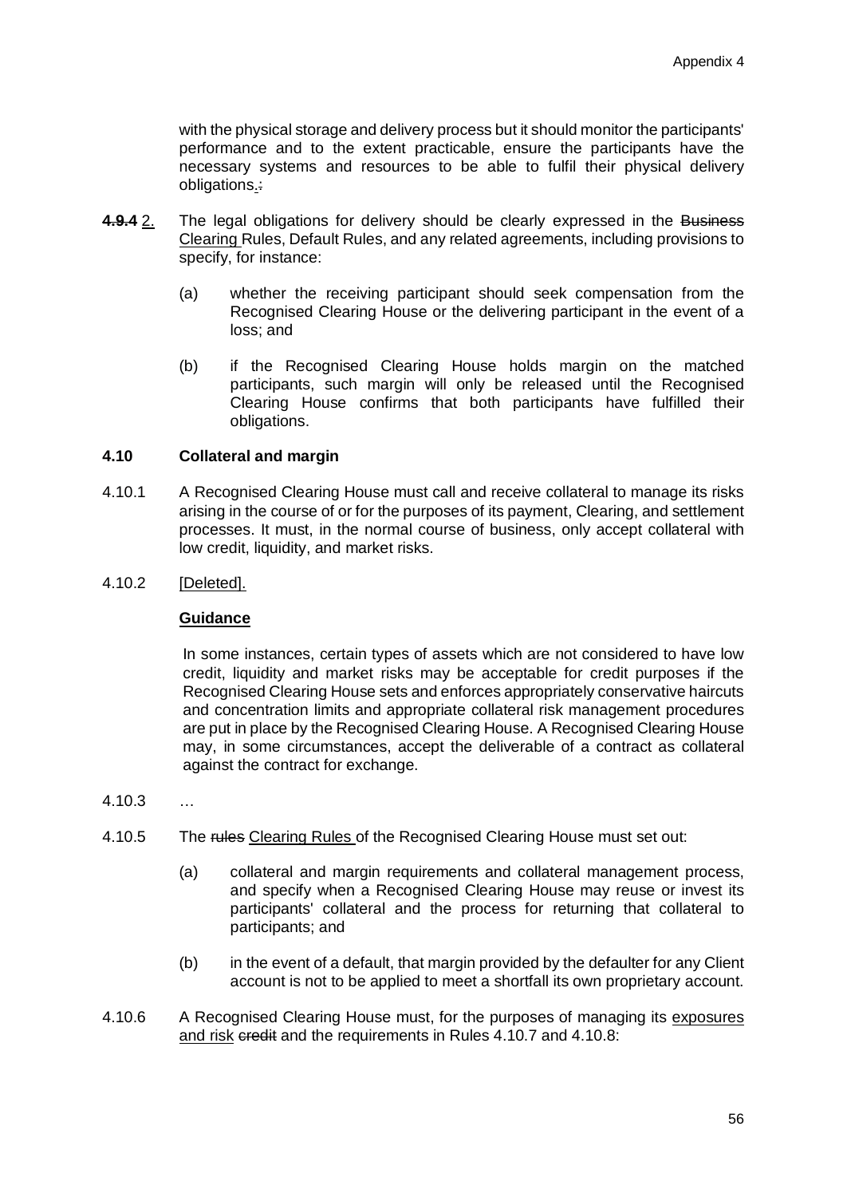with the physical storage and delivery process but it should monitor the participants' performance and to the extent practicable, ensure the participants have the necessary systems and resources to be able to fulfil their physical delivery obligations.:

~~**4.9.4**~~ 2. The legal obligations for delivery should be clearly expressed in the ~~Business~~ Clearing Rules, Default Rules, and any related agreements, including provisions to specify, for instance:

(a) whether the receiving participant should seek compensation from the Recognised Clearing House or the delivering participant in the event of a loss; and

(b) if the Recognised Clearing House holds margin on the matched participants, such margin will only be released until the Recognised Clearing House confirms that both participants have fulfilled their obligations.

**4.10 Collateral and margin**

4.10.1 A Recognised Clearing House must call and receive collateral to manage its risks arising in the course of or for the purposes of its payment, Clearing, and settlement processes. It must, in the normal course of business, only accept collateral with low credit, liquidity, and market risks.

4.10.2 [Deleted].

**Guidance**

In some instances, certain types of assets which are not considered to have low credit, liquidity and market risks may be acceptable for credit purposes if the Recognised Clearing House sets and enforces appropriately conservative haircuts and concentration limits and appropriate collateral risk management procedures are put in place by the Recognised Clearing House. A Recognised Clearing House may, in some circumstances, accept the deliverable of a contract as collateral against the contract for exchange.

4.10.3 …

4.10.5 The ~~rules~~ Clearing Rules of the Recognised Clearing House must set out:

(a) collateral and margin requirements and collateral management process, and specify when a Recognised Clearing House may reuse or invest its participants' collateral and the process for returning that collateral to participants; and

(b) in the event of a default, that margin provided by the defaulter for any Client account is not to be applied to meet a shortfall its own proprietary account.

4.10.6 A Recognised Clearing House must, for the purposes of managing its exposures and risk ~~credit~~ and the requirements in Rules 4.10.7 and 4.10.8: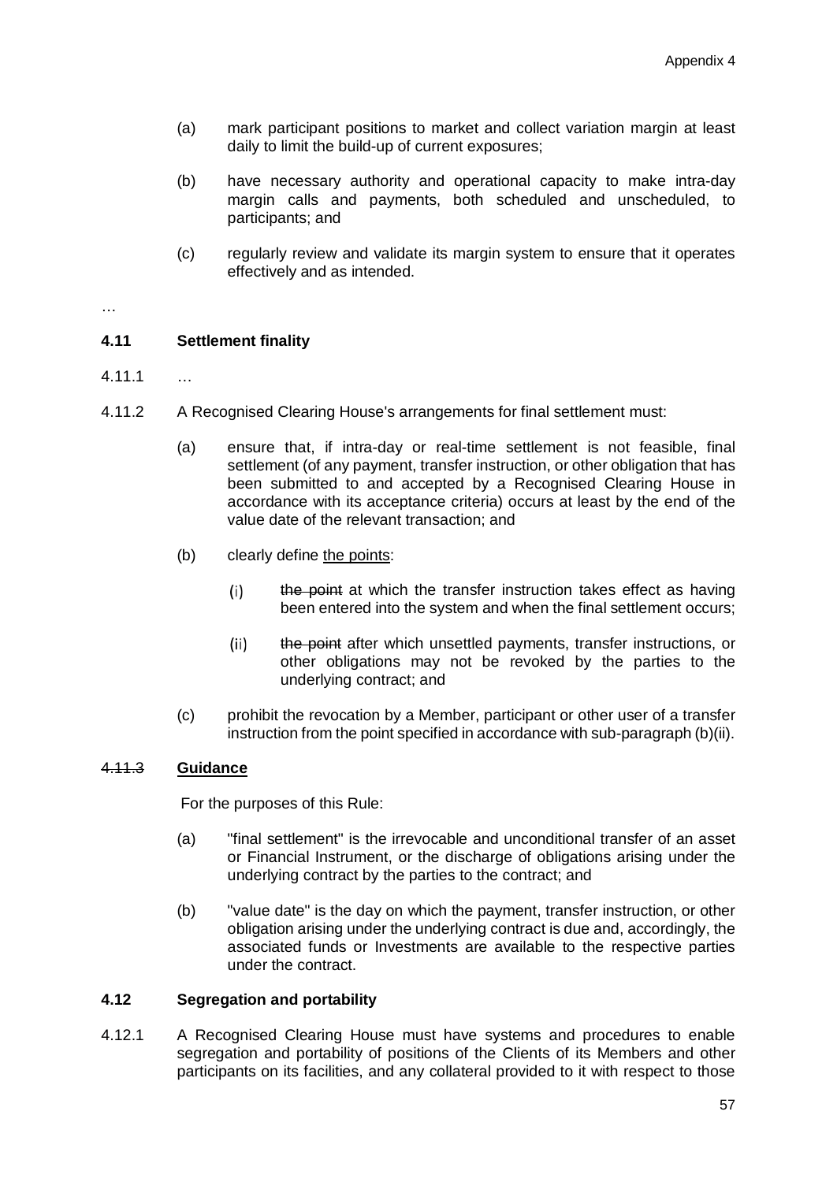(a) mark participant positions to market and collect variation margin at least daily to limit the build-up of current exposures;

(b) have necessary authority and operational capacity to make intra-day margin calls and payments, both scheduled and unscheduled, to participants; and

(c) regularly review and validate its margin system to ensure that it operates effectively and as intended.

…

**4.11 Settlement finality**

4.11.1 …

4.11.2 A Recognised Clearing House's arrangements for final settlement must:

(a) ensure that, if intra-day or real-time settlement is not feasible, final settlement (of any payment, transfer instruction, or other obligation that has been submitted to and accepted by a Recognised Clearing House in accordance with its acceptance criteria) occurs at least by the end of the value date of the relevant transaction; and

(b) clearly define <u>the points</u>:

(i) ~~the point~~ at which the transfer instruction takes effect as having been entered into the system and when the final settlement occurs;

(ii) ~~the point~~ after which unsettled payments, transfer instructions, or other obligations may not be revoked by the parties to the underlying contract; and

(c) prohibit the revocation by a Member, participant or other user of a transfer instruction from the point specified in accordance with sub-paragraph (b)(ii).

~~4.11.3~~ **<u>Guidance</u>**

For the purposes of this Rule:

(a) "final settlement" is the irrevocable and unconditional transfer of an asset or Financial Instrument, or the discharge of obligations arising under the underlying contract by the parties to the contract; and

(b) "value date" is the day on which the payment, transfer instruction, or other obligation arising under the underlying contract is due and, accordingly, the associated funds or Investments are available to the respective parties under the contract.

**4.12 Segregation and portability**

4.12.1 A Recognised Clearing House must have systems and procedures to enable segregation and portability of positions of the Clients of its Members and other participants on its facilities, and any collateral provided to it with respect to those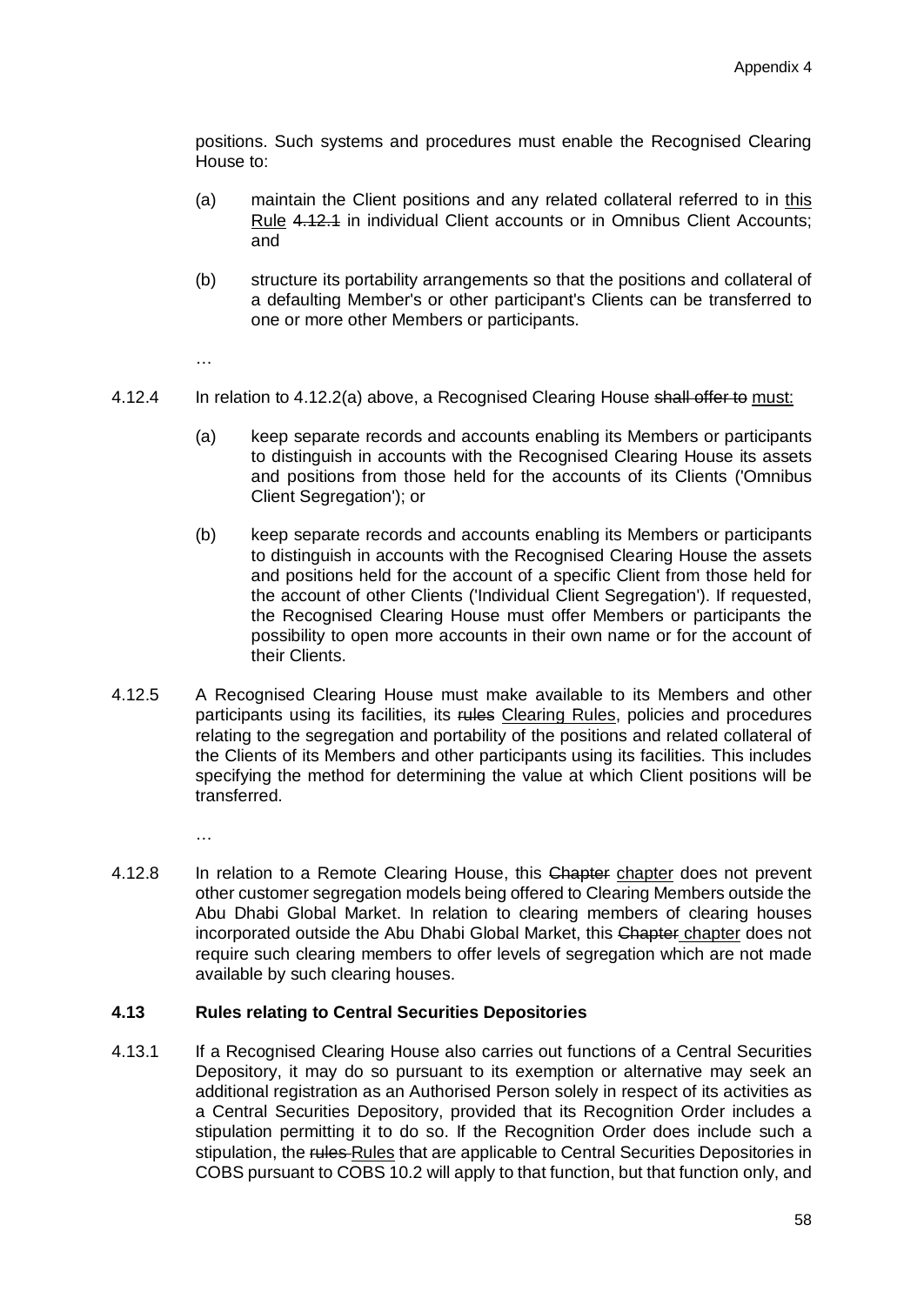positions. Such systems and procedures must enable the Recognised Clearing House to:

(a) maintain the Client positions and any related collateral referred to in <u>this Rule</u> ~~4.12.1~~ in individual Client accounts or in Omnibus Client Accounts; and

(b) structure its portability arrangements so that the positions and collateral of a defaulting Member's or other participant's Clients can be transferred to one or more other Members or participants.

…

4.12.4 In relation to 4.12.2(a) above, a Recognised Clearing House ~~shall offer to~~ <u>must:</u>

(a) keep separate records and accounts enabling its Members or participants to distinguish in accounts with the Recognised Clearing House its assets and positions from those held for the accounts of its Clients ('Omnibus Client Segregation'); or

(b) keep separate records and accounts enabling its Members or participants to distinguish in accounts with the Recognised Clearing House the assets and positions held for the account of a specific Client from those held for the account of other Clients ('Individual Client Segregation'). If requested, the Recognised Clearing House must offer Members or participants the possibility to open more accounts in their own name or for the account of their Clients.

4.12.5 A Recognised Clearing House must make available to its Members and other participants using its facilities, its ~~rules~~ <u>Clearing Rules</u>, policies and procedures relating to the segregation and portability of the positions and related collateral of the Clients of its Members and other participants using its facilities. This includes specifying the method for determining the value at which Client positions will be transferred.

…

4.12.8 In relation to a Remote Clearing House, this ~~Chapter~~ <u>chapter</u> does not prevent other customer segregation models being offered to Clearing Members outside the Abu Dhabi Global Market. In relation to clearing members of clearing houses incorporated outside the Abu Dhabi Global Market, this ~~Chapter~~ <u>chapter</u> does not require such clearing members to offer levels of segregation which are not made available by such clearing houses.

### 4.13 Rules relating to Central Securities Depositories

4.13.1 If a Recognised Clearing House also carries out functions of a Central Securities Depository, it may do so pursuant to its exemption or alternative may seek an additional registration as an Authorised Person solely in respect of its activities as a Central Securities Depository, provided that its Recognition Order includes a stipulation permitting it to do so. If the Recognition Order does include such a stipulation, the ~~rules~~ <u>Rules</u> that are applicable to Central Securities Depositories in COBS pursuant to COBS 10.2 will apply to that function, but that function only, and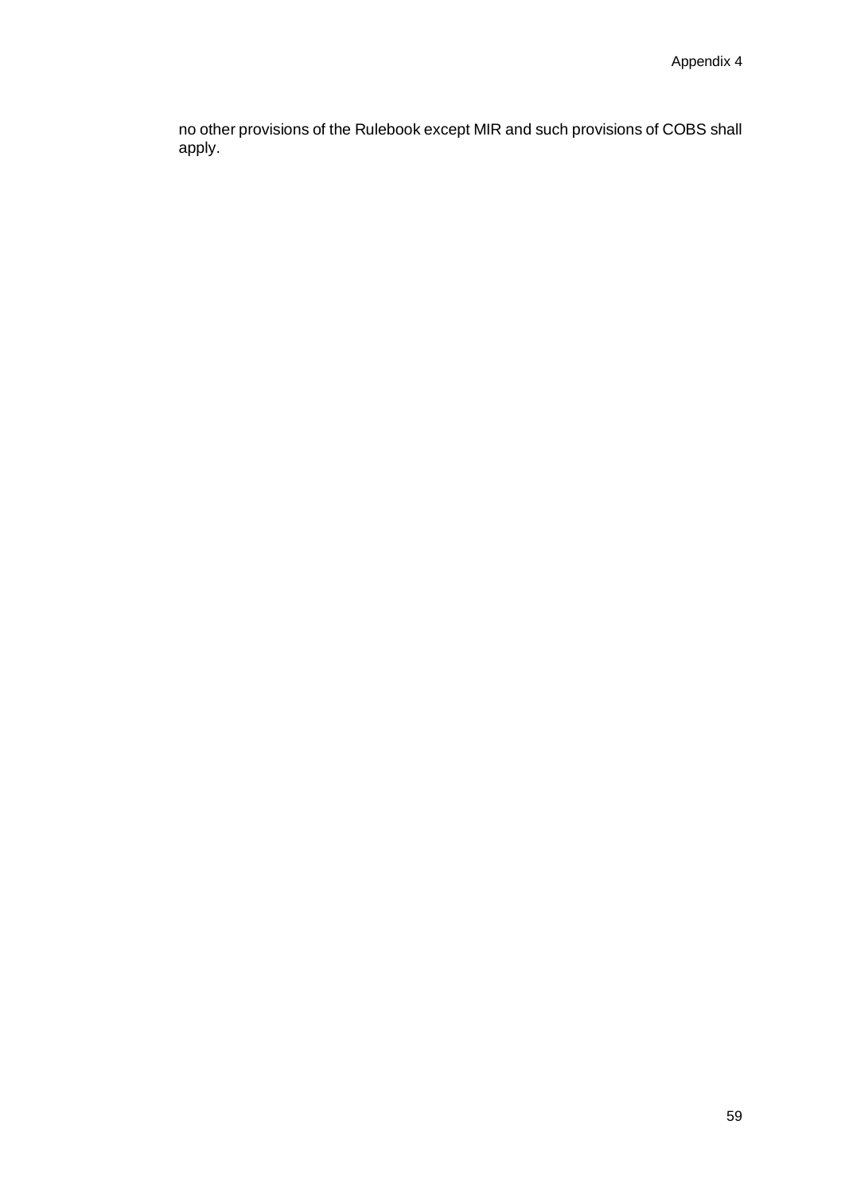no other provisions of the Rulebook except MIR and such provisions of COBS shall apply.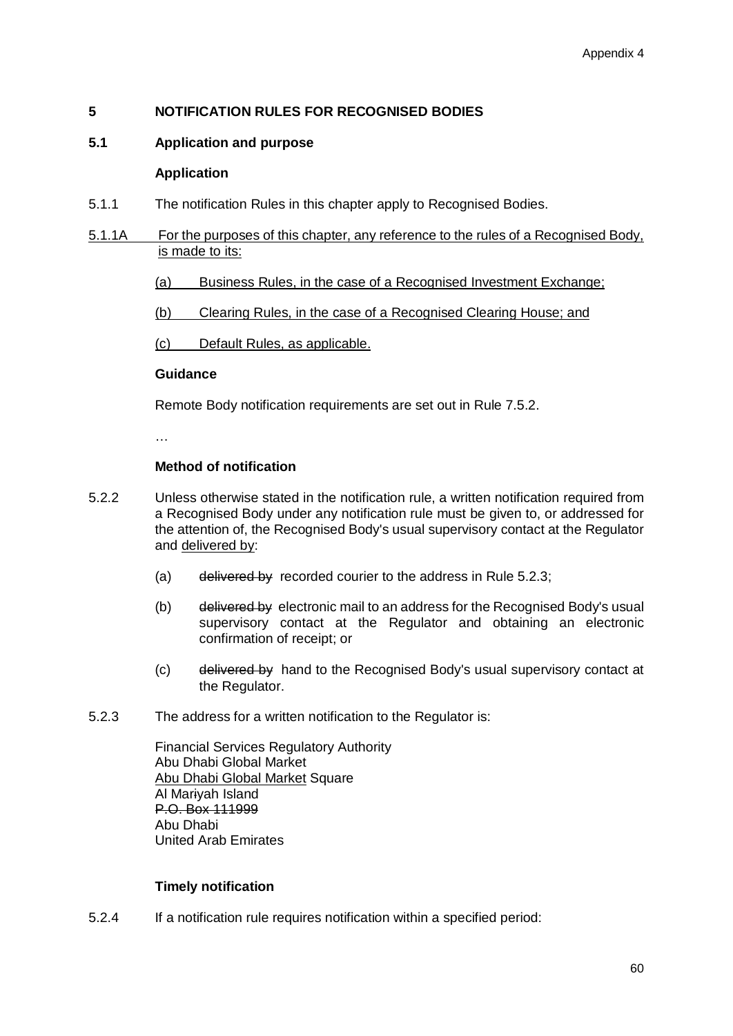## 5 NOTIFICATION RULES FOR RECOGNISED BODIES

### 5.1 Application and purpose

**Application**

5.1.1 The notification Rules in this chapter apply to Recognised Bodies.

<u>5.1.1A For the purposes of this chapter, any reference to the rules of a Recognised Body, is made to its:</u>

<u>(a) Business Rules, in the case of a Recognised Investment Exchange;</u>

<u>(b) Clearing Rules, in the case of a Recognised Clearing House; and</u>

<u>(c) Default Rules, as applicable.</u>

**Guidance**

Remote Body notification requirements are set out in Rule 7.5.2.

…

**Method of notification**

5.2.2 Unless otherwise stated in the notification rule, a written notification required from a Recognised Body under any notification rule must be given to, or addressed for the attention of, the Recognised Body's usual supervisory contact at the Regulator and <u>delivered by</u>:

(a) ~~delivered by~~ recorded courier to the address in Rule 5.2.3;

(b) ~~delivered by~~ electronic mail to an address for the Recognised Body's usual supervisory contact at the Regulator and obtaining an electronic confirmation of receipt; or

(c) ~~delivered by~~ hand to the Recognised Body's usual supervisory contact at the Regulator.

5.2.3 The address for a written notification to the Regulator is:

Financial Services Regulatory Authority
Abu Dhabi Global Market
<u>Abu Dhabi Global Market</u> Square
Al Mariyah Island
~~P.O. Box 111999~~
Abu Dhabi
United Arab Emirates

**Timely notification**

5.2.4 If a notification rule requires notification within a specified period: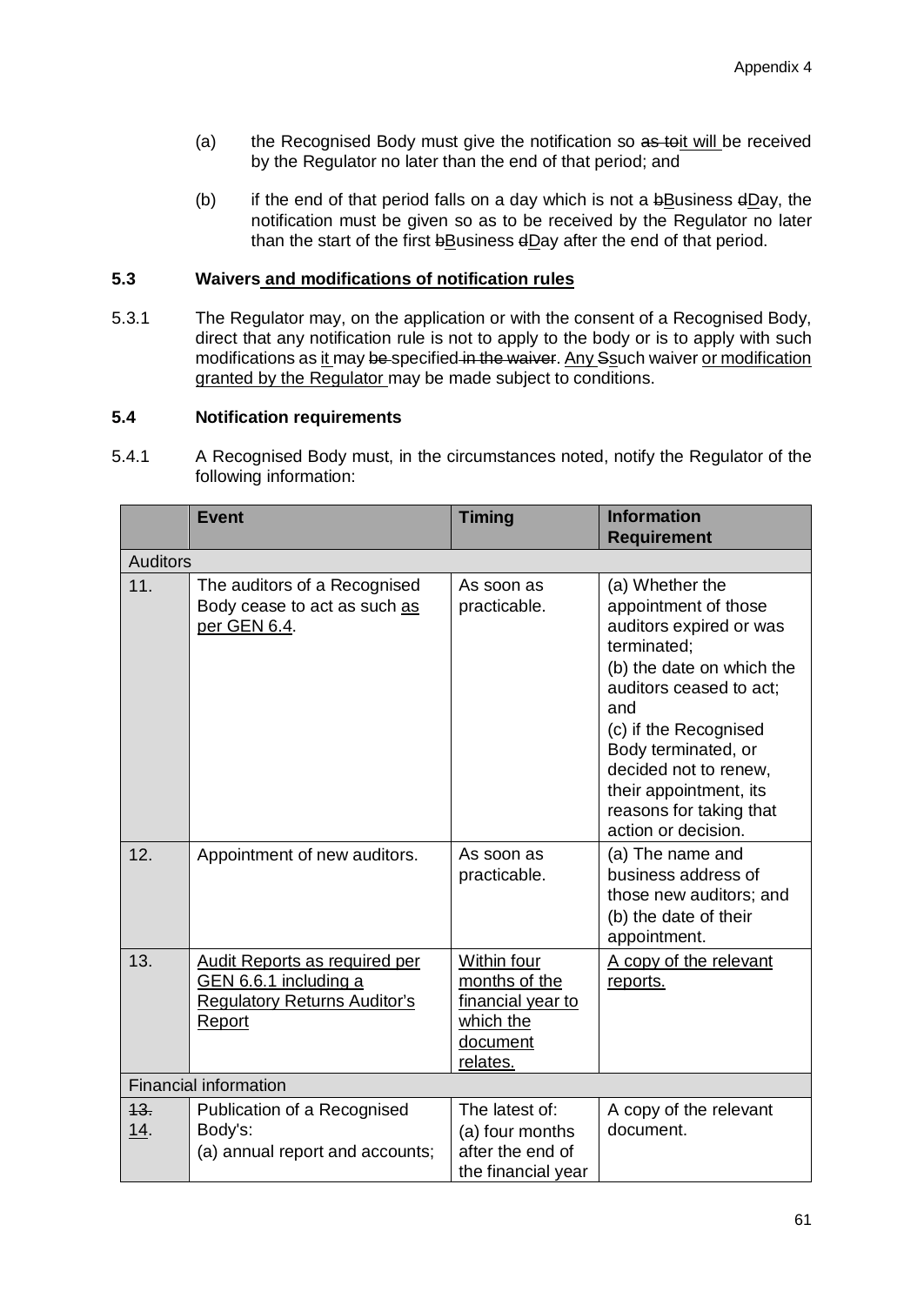(a) the Recognised Body must give the notification so ~~as to~~it will be received by the Regulator no later than the end of that period; and

(b) if the end of that period falls on a day which is not a ~~b~~<u>B</u>usiness ~~d~~<u>D</u>ay, the notification must be given so as to be received by the Regulator no later than the start of the first ~~b~~<u>B</u>usiness ~~d~~<u>D</u>ay after the end of that period.

### 5.3 Waivers <u>and modifications of notification rules</u>

5.3.1 The Regulator may, on the application or with the consent of a Recognised Body, direct that any notification rule is not to apply to the body or is to apply with such modifications as <u>it</u> may ~~be~~ specified ~~in the waiver~~. <u>Any</u> ~~S~~<u>s</u>uch waiver <u>or modification granted by the Regulator</u> may be made subject to conditions.

### 5.4 Notification requirements

5.4.1 A Recognised Body must, in the circumstances noted, notify the Regulator of the following information:

| | Event | Timing | Information Requirement |
|---|---|---|---|
| Auditors | | | |
| 11. | The auditors of a Recognised Body cease to act as such <u>as per GEN 6.4</u>. | As soon as practicable. | (a) Whether the appointment of those auditors expired or was terminated;<br>(b) the date on which the auditors ceased to act; and<br>(c) if the Recognised Body terminated, or decided not to renew, their appointment, its reasons for taking that action or decision. |
| 12. | Appointment of new auditors. | As soon as practicable. | (a) The name and business address of those new auditors; and<br>(b) the date of their appointment. |
| 13. | <u>Audit Reports as required per GEN 6.6.1 including a Regulatory Returns Auditor's Report</u> | <u>Within four months of the financial year to which the document relates.</u> | <u>A copy of the relevant reports.</u> |
| Financial information | | | |
| ~~13.~~ <u>14</u>. | Publication of a Recognised Body's:<br>(a) annual report and accounts; | The latest of:<br>(a) four months after the end of the financial year | A copy of the relevant document. |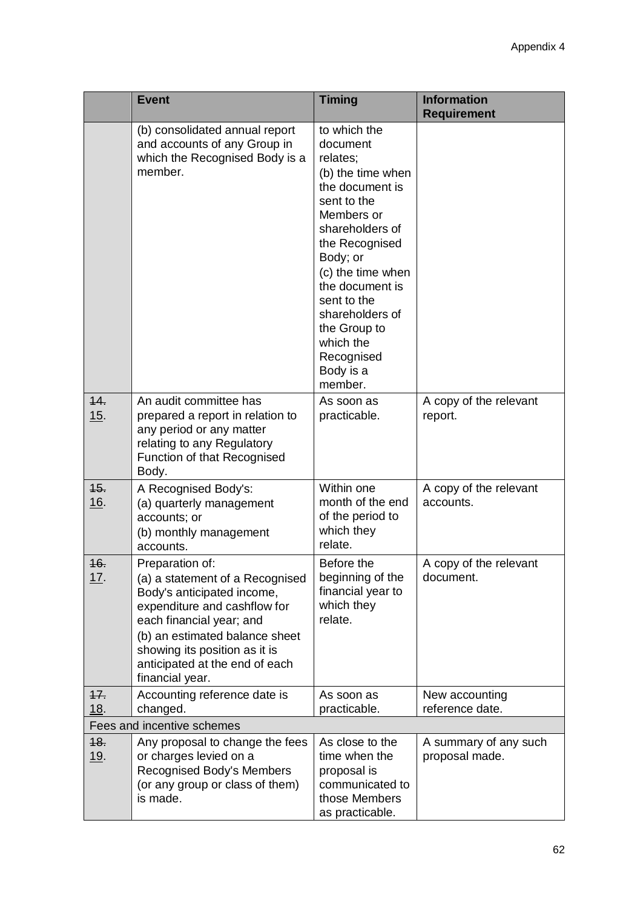| | Event | Timing | Information Requirement |
|---|---|---|---|
| | (b) consolidated annual report and accounts of any Group in which the Recognised Body is a member. | to which the document relates;<br>(b) the time when the document is sent to the Members or shareholders of the Recognised Body; or<br>(c) the time when the document is sent to the shareholders of the Group to which the Recognised Body is a member. | |
| ~~14.~~ 15. | An audit committee has prepared a report in relation to any period or any matter relating to any Regulatory Function of that Recognised Body. | As soon as practicable. | A copy of the relevant report. |
| ~~15.~~ 16. | A Recognised Body's:<br>(a) quarterly management accounts; or<br>(b) monthly management accounts. | Within one month of the end of the period to which they relate. | A copy of the relevant accounts. |
| ~~16.~~ 17. | Preparation of:<br>(a) a statement of a Recognised Body's anticipated income, expenditure and cashflow for each financial year; and<br>(b) an estimated balance sheet showing its position as it is anticipated at the end of each financial year. | Before the beginning of the financial year to which they relate. | A copy of the relevant document. |
| ~~17.~~ 18. | Accounting reference date is changed. | As soon as practicable. | New accounting reference date. |
| Fees and incentive schemes | | | |
| ~~18.~~ 19. | Any proposal to change the fees or charges levied on a Recognised Body's Members (or any group or class of them) is made. | As close to the time when the proposal is communicated to those Members as practicable. | A summary of any such proposal made. |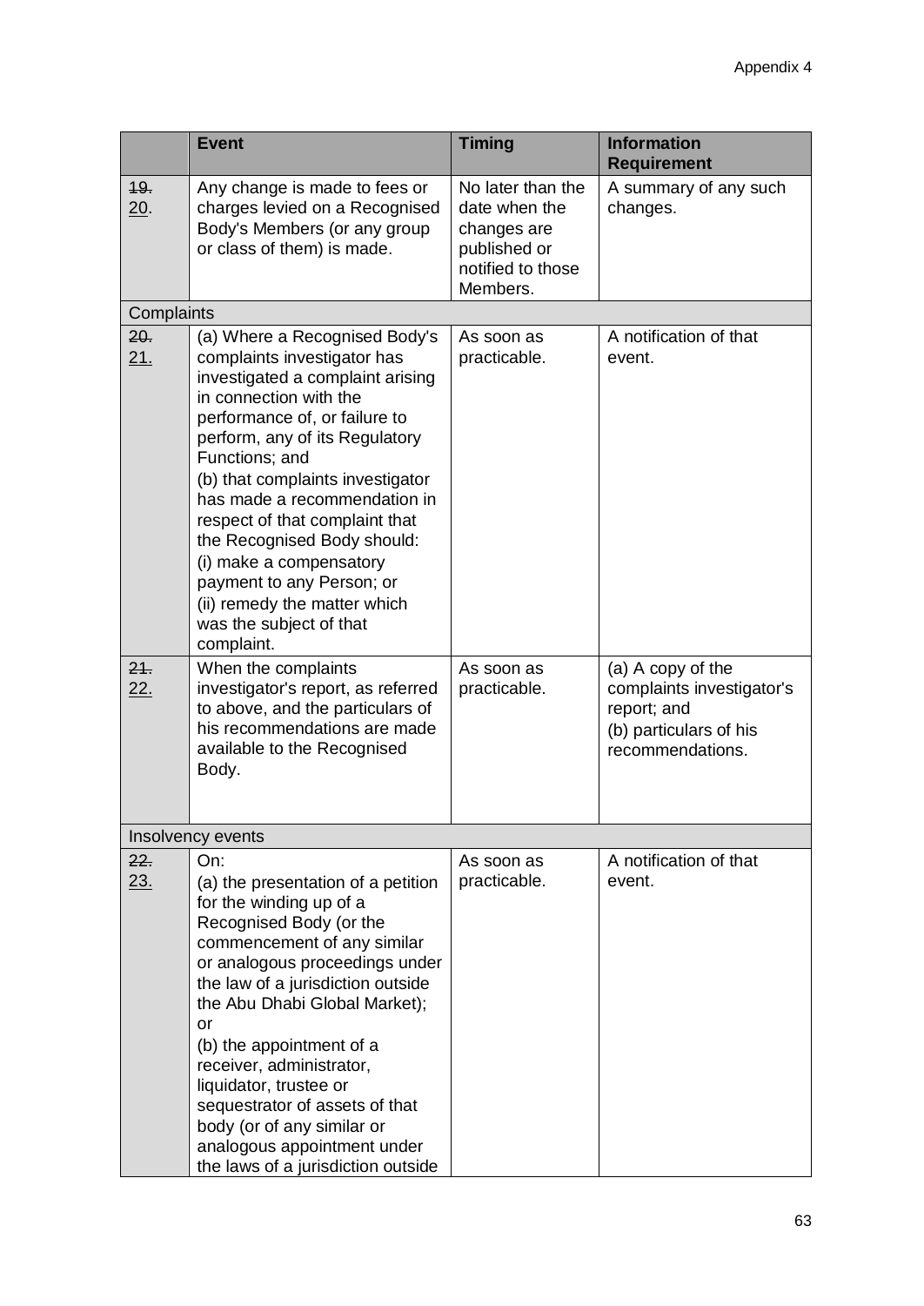| | Event | Timing | Information Requirement |
|---|---|---|---|
| ~~19.~~ <u>20</u>. | Any change is made to fees or charges levied on a Recognised Body's Members (or any group or class of them) is made. | No later than the date when the changes are published or notified to those Members. | A summary of any such changes. |
| Complaints | | | |
| ~~20.~~ <u>21.</u> | (a) Where a Recognised Body's complaints investigator has investigated a complaint arising in connection with the performance of, or failure to perform, any of its Regulatory Functions; and<br>(b) that complaints investigator has made a recommendation in respect of that complaint that the Recognised Body should:<br>(i) make a compensatory payment to any Person; or<br>(ii) remedy the matter which was the subject of that complaint. | As soon as practicable. | A notification of that event. |
| ~~21.~~ <u>22.</u> | When the complaints investigator's report, as referred to above, and the particulars of his recommendations are made available to the Recognised Body. | As soon as practicable. | (a) A copy of the complaints investigator's report; and<br>(b) particulars of his recommendations. |
| Insolvency events | | | |
| ~~22.~~ <u>23.</u> | On:<br>(a) the presentation of a petition for the winding up of a Recognised Body (or the commencement of any similar or analogous proceedings under the law of a jurisdiction outside the Abu Dhabi Global Market); or<br>(b) the appointment of a receiver, administrator, liquidator, trustee or sequestrator of assets of that body (or of any similar or analogous appointment under the laws of a jurisdiction outside | As soon as practicable. | A notification of that event. |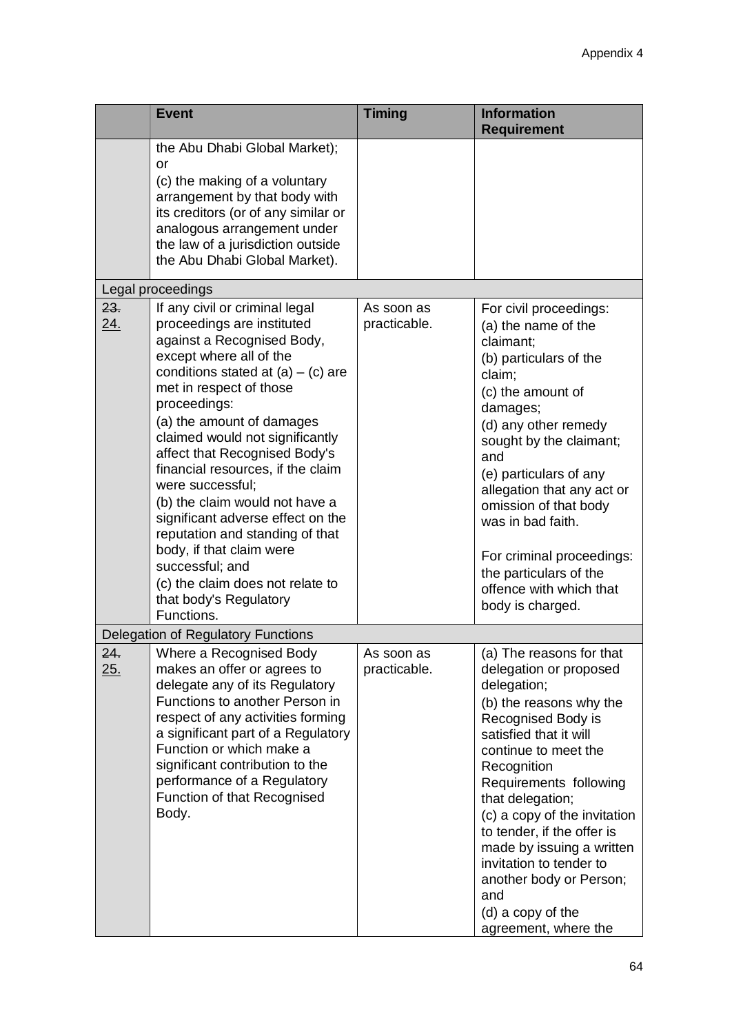| | Event | Timing | Information Requirement |
|---|---|---|---|
| | the Abu Dhabi Global Market); or<br>(c) the making of a voluntary arrangement by that body with its creditors (or of any similar or analogous arrangement under the law of a jurisdiction outside the Abu Dhabi Global Market). | | |
| Legal proceedings | | | |
| ~~23.~~ <u>24.</u> | If any civil or criminal legal proceedings are instituted against a Recognised Body, except where all of the conditions stated at (a) – (c) are met in respect of those proceedings:<br>(a) the amount of damages claimed would not significantly affect that Recognised Body's financial resources, if the claim were successful;<br>(b) the claim would not have a significant adverse effect on the reputation and standing of that body, if that claim were successful; and<br>(c) the claim does not relate to that body's Regulatory Functions. | As soon as practicable. | For civil proceedings:<br>(a) the name of the claimant;<br>(b) particulars of the claim;<br>(c) the amount of damages;<br>(d) any other remedy sought by the claimant; and<br>(e) particulars of any allegation that any act or omission of that body was in bad faith.<br><br>For criminal proceedings: the particulars of the offence with which that body is charged. |
| Delegation of Regulatory Functions | | | |
| ~~24.~~ <u>25.</u> | Where a Recognised Body makes an offer or agrees to delegate any of its Regulatory Functions to another Person in respect of any activities forming a significant part of a Regulatory Function or which make a significant contribution to the performance of a Regulatory Function of that Recognised Body. | As soon as practicable. | (a) The reasons for that delegation or proposed delegation;<br>(b) the reasons why the Recognised Body is satisfied that it will continue to meet the Recognition Requirements following that delegation;<br>(c) a copy of the invitation to tender, if the offer is made by issuing a written invitation to tender to another body or Person; and<br>(d) a copy of the agreement, where the |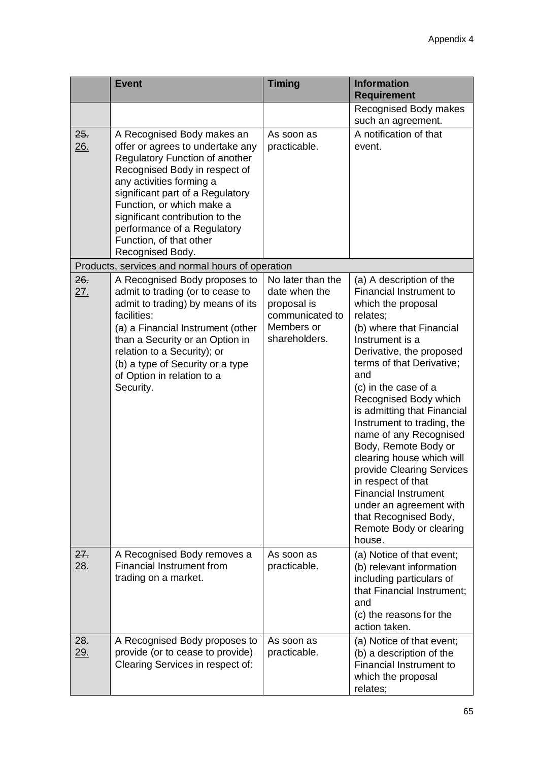|  | Event | Timing | Information Requirement |
|---|---|---|---|
|  |  |  | Recognised Body makes such an agreement. |
| ~~25.~~ 26. | A Recognised Body makes an offer or agrees to undertake any Regulatory Function of another Recognised Body in respect of any activities forming a significant part of a Regulatory Function, or which make a significant contribution to the performance of a Regulatory Function, of that other Recognised Body. | As soon as practicable. | A notification of that event. |
| Products, services and normal hours of operation |  |  |  |
| ~~26.~~ 27. | A Recognised Body proposes to admit to trading (or to cease to admit to trading) by means of its facilities:<br>(a) a Financial Instrument (other than a Security or an Option in relation to a Security); or<br>(b) a type of Security or a type of Option in relation to a Security. | No later than the date when the proposal is communicated to Members or shareholders. | (a) A description of the Financial Instrument to which the proposal relates;<br>(b) where that Financial Instrument is a Derivative, the proposed terms of that Derivative; and<br>(c) in the case of a Recognised Body which is admitting that Financial Instrument to trading, the name of any Recognised Body, Remote Body or clearing house which will provide Clearing Services in respect of that Financial Instrument under an agreement with that Recognised Body, Remote Body or clearing house. |
| ~~27.~~ 28. | A Recognised Body removes a Financial Instrument from trading on a market. | As soon as practicable. | (a) Notice of that event;<br>(b) relevant information including particulars of that Financial Instrument; and<br>(c) the reasons for the action taken. |
| ~~28.~~ 29. | A Recognised Body proposes to provide (or to cease to provide) Clearing Services in respect of: | As soon as practicable. | (a) Notice of that event;<br>(b) a description of the Financial Instrument to which the proposal relates; |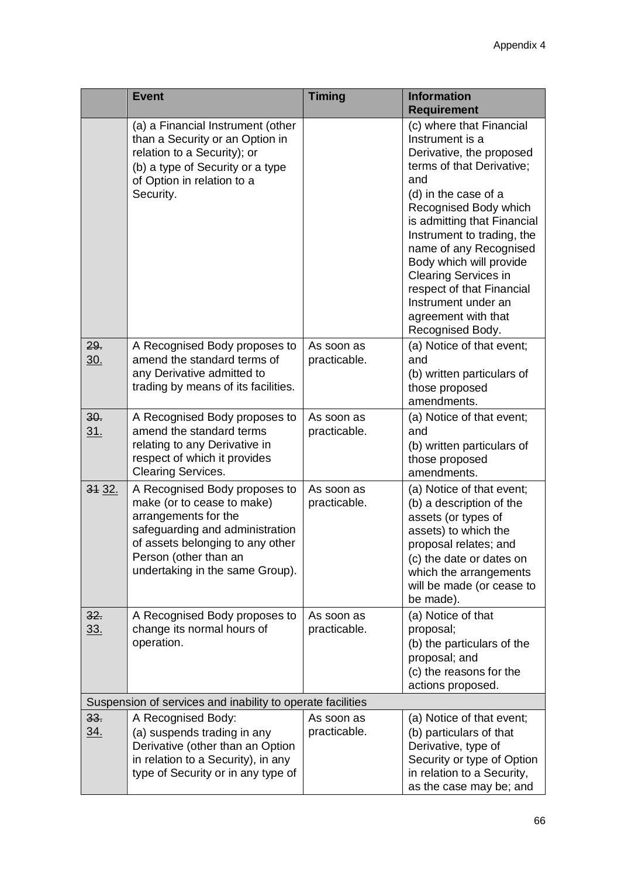| | Event | Timing | Information Requirement |
|---|---|---|---|
| | (a) a Financial Instrument (other than a Security or an Option in relation to a Security); or<br>(b) a type of Security or a type of Option in relation to a Security. | | (c) where that Financial Instrument is a Derivative, the proposed terms of that Derivative; and<br>(d) in the case of a Recognised Body which is admitting that Financial Instrument to trading, the name of any Recognised Body which will provide Clearing Services in respect of that Financial Instrument under an agreement with that Recognised Body. |
| ~~29.~~ <u>30.</u> | A Recognised Body proposes to amend the standard terms of any Derivative admitted to trading by means of its facilities. | As soon as practicable. | (a) Notice of that event; and<br>(b) written particulars of those proposed amendments. |
| ~~30.~~ <u>31.</u> | A Recognised Body proposes to amend the standard terms relating to any Derivative in respect of which it provides Clearing Services. | As soon as practicable. | (a) Notice of that event; and<br>(b) written particulars of those proposed amendments. |
| ~~31~~ <u>32.</u> | A Recognised Body proposes to make (or to cease to make) arrangements for the safeguarding and administration of assets belonging to any other Person (other than an undertaking in the same Group). | As soon as practicable. | (a) Notice of that event;<br>(b) a description of the assets (or types of assets) to which the proposal relates; and<br>(c) the date or dates on which the arrangements will be made (or cease to be made). |
| ~~32.~~ <u>33.</u> | A Recognised Body proposes to change its normal hours of operation. | As soon as practicable. | (a) Notice of that proposal;<br>(b) the particulars of the proposal; and<br>(c) the reasons for the actions proposed. |
| Suspension of services and inability to operate facilities | | | |
| ~~33.~~ <u>34.</u> | A Recognised Body:<br>(a) suspends trading in any Derivative (other than an Option in relation to a Security), in any type of Security or in any type of | As soon as practicable. | (a) Notice of that event;<br>(b) particulars of that Derivative, type of Security or type of Option in relation to a Security, as the case may be; and |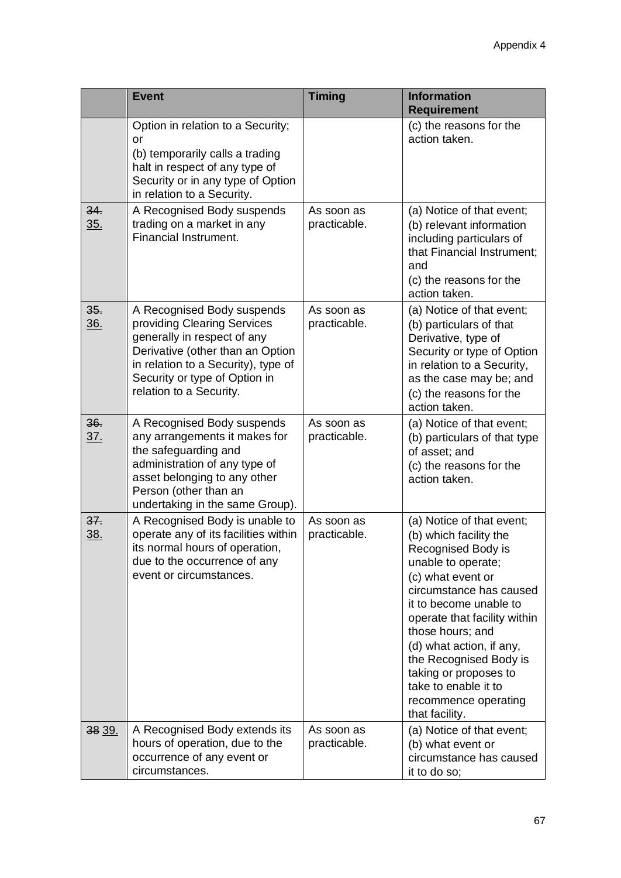|  | Event | Timing | Information Requirement |
|---|---|---|---|
|  | Option in relation to a Security; or<br>(b) temporarily calls a trading halt in respect of any type of Security or in any type of Option in relation to a Security. |  | (c) the reasons for the action taken. |
| ~~34.~~ <u>35.</u> | A Recognised Body suspends trading on a market in any Financial Instrument. | As soon as practicable. | (a) Notice of that event;<br>(b) relevant information including particulars of that Financial Instrument; and<br>(c) the reasons for the action taken. |
| ~~35.~~ <u>36.</u> | A Recognised Body suspends providing Clearing Services generally in respect of any Derivative (other than an Option in relation to a Security), type of Security or type of Option in relation to a Security. | As soon as practicable. | (a) Notice of that event;<br>(b) particulars of that Derivative, type of Security or type of Option in relation to a Security, as the case may be; and<br>(c) the reasons for the action taken. |
| ~~36.~~ <u>37.</u> | A Recognised Body suspends any arrangements it makes for the safeguarding and administration of any type of asset belonging to any other Person (other than an undertaking in the same Group). | As soon as practicable. | (a) Notice of that event;<br>(b) particulars of that type of asset; and<br>(c) the reasons for the action taken. |
| ~~37.~~ <u>38.</u> | A Recognised Body is unable to operate any of its facilities within its normal hours of operation, due to the occurrence of any event or circumstances. | As soon as practicable. | (a) Notice of that event;<br>(b) which facility the Recognised Body is unable to operate;<br>(c) what event or circumstance has caused it to become unable to operate that facility within those hours; and<br>(d) what action, if any, the Recognised Body is taking or proposes to take to enable it to recommence operating that facility. |
| ~~38~~ <u>39.</u> | A Recognised Body extends its hours of operation, due to the occurrence of any event or circumstances. | As soon as practicable. | (a) Notice of that event;<br>(b) what event or circumstance has caused it to do so; |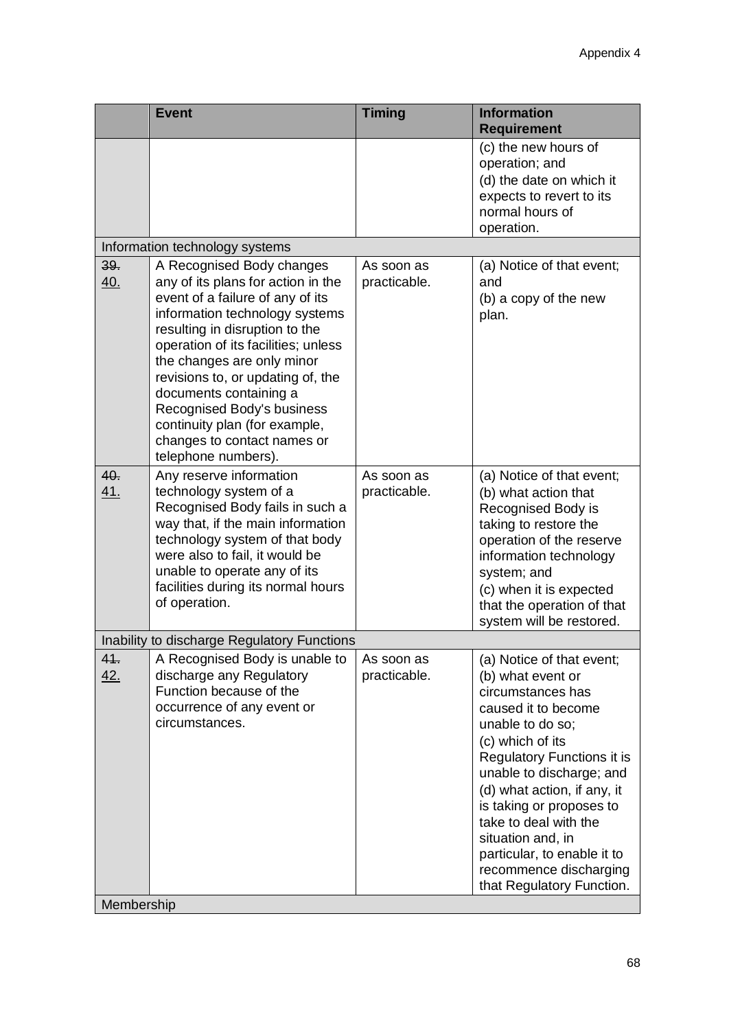| | Event | Timing | Information Requirement |
|---|---|---|---|
| | | | (c) the new hours of operation; and<br>(d) the date on which it expects to revert to its normal hours of operation. |
| Information technology systems | | | |
| ~~39.~~<br><u>40.</u> | A Recognised Body changes any of its plans for action in the event of a failure of any of its information technology systems resulting in disruption to the operation of its facilities; unless the changes are only minor revisions to, or updating of, the documents containing a Recognised Body's business continuity plan (for example, changes to contact names or telephone numbers). | As soon as practicable. | (a) Notice of that event; and<br>(b) a copy of the new plan. |
| ~~40.~~<br><u>41.</u> | Any reserve information technology system of a Recognised Body fails in such a way that, if the main information technology system of that body were also to fail, it would be unable to operate any of its facilities during its normal hours of operation. | As soon as practicable. | (a) Notice of that event;<br>(b) what action that Recognised Body is taking to restore the operation of the reserve information technology system; and<br>(c) when it is expected that the operation of that system will be restored. |
| Inability to discharge Regulatory Functions | | | |
| ~~41.~~<br><u>42.</u> | A Recognised Body is unable to discharge any Regulatory Function because of the occurrence of any event or circumstances. | As soon as practicable. | (a) Notice of that event;<br>(b) what event or circumstances has caused it to become unable to do so;<br>(c) which of its Regulatory Functions it is unable to discharge; and<br>(d) what action, if any, it is taking or proposes to take to deal with the situation and, in particular, to enable it to recommence discharging that Regulatory Function. |
| Membership | | | |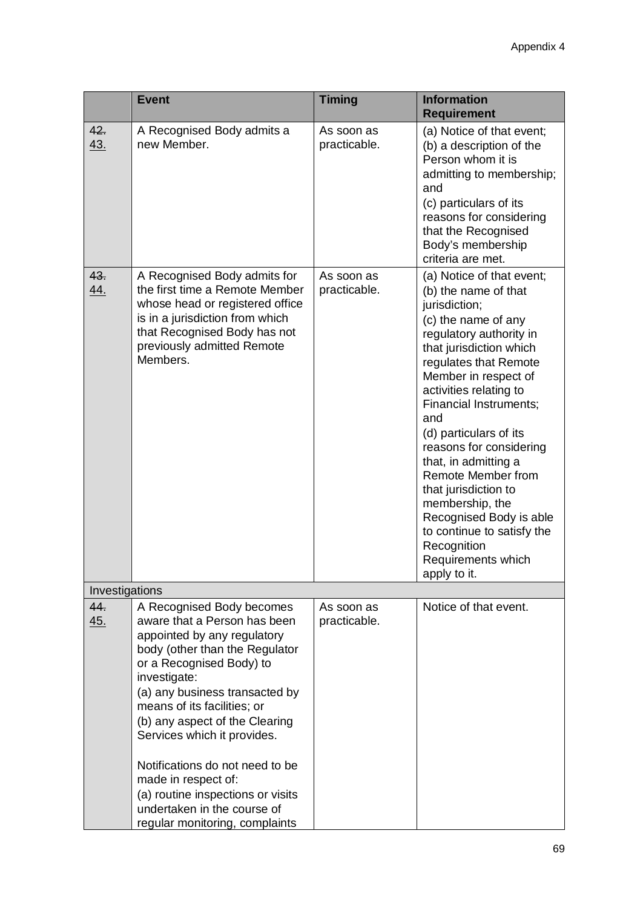| | Event | Timing | Information Requirement |
|---|---|---|---|
| ~~42.~~ 43. | A Recognised Body admits a new Member. | As soon as practicable. | (a) Notice of that event; (b) a description of the Person whom it is admitting to membership; and (c) particulars of its reasons for considering that the Recognised Body's membership criteria are met. |
| ~~43.~~ 44. | A Recognised Body admits for the first time a Remote Member whose head or registered office is in a jurisdiction from which that Recognised Body has not previously admitted Remote Members. | As soon as practicable. | (a) Notice of that event; (b) the name of that jurisdiction; (c) the name of any regulatory authority in that jurisdiction which regulates that Remote Member in respect of activities relating to Financial Instruments; and (d) particulars of its reasons for considering that, in admitting a Remote Member from that jurisdiction to membership, the Recognised Body is able to continue to satisfy the Recognition Requirements which apply to it. |
| Investigations | | | |
| ~~44.~~ 45. | A Recognised Body becomes aware that a Person has been appointed by any regulatory body (other than the Regulator or a Recognised Body) to investigate: (a) any business transacted by means of its facilities; or (b) any aspect of the Clearing Services which it provides. <br><br> Notifications do not need to be made in respect of: (a) routine inspections or visits undertaken in the course of regular monitoring, complaints | As soon as practicable. | Notice of that event. |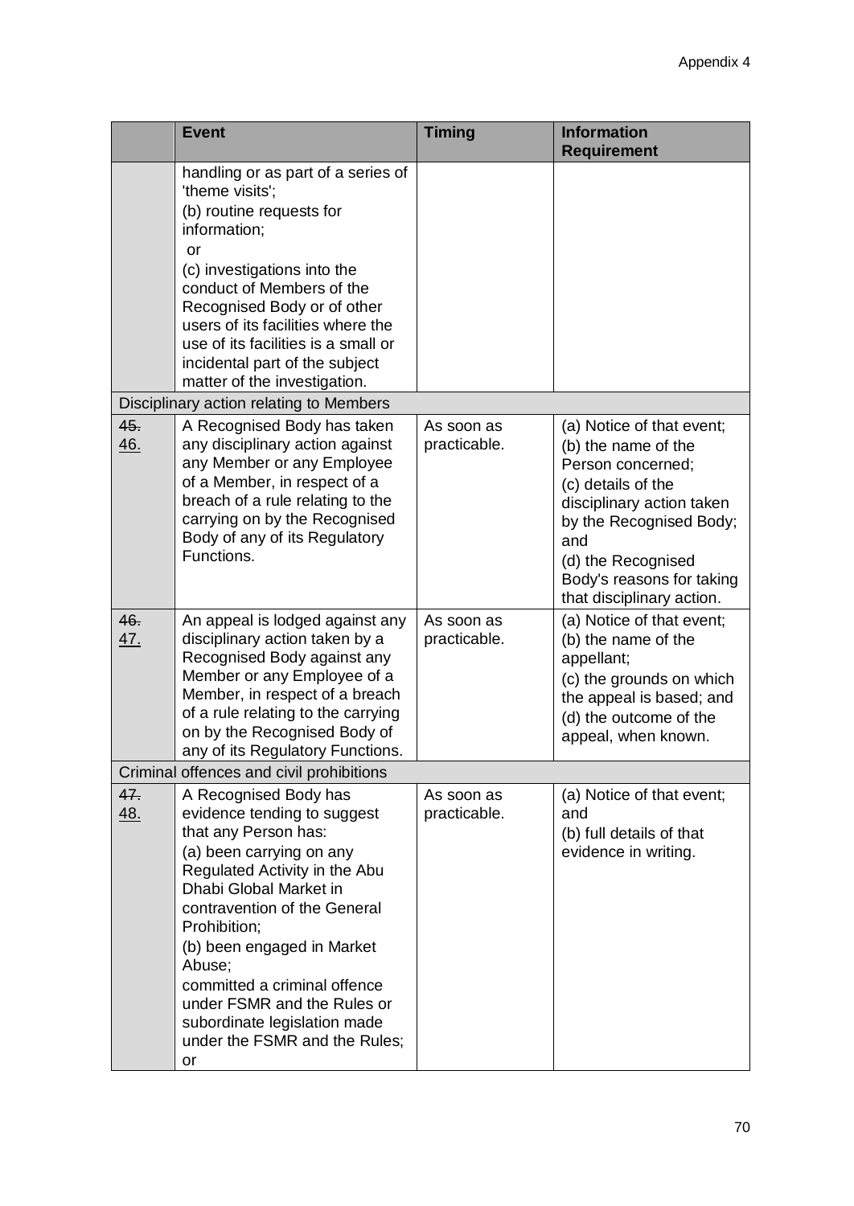|  | Event | Timing | Information Requirement |
|---|---|---|---|
|  | handling or as part of a series of 'theme visits';<br>(b) routine requests for information;<br>or<br>(c) investigations into the conduct of Members of the Recognised Body or of other users of its facilities where the use of its facilities is a small or incidental part of the subject matter of the investigation. |  |  |
| Disciplinary action relating to Members | | | |
| ~~45.~~ <u>46.</u> | A Recognised Body has taken any disciplinary action against any Member or any Employee of a Member, in respect of a breach of a rule relating to the carrying on by the Recognised Body of any of its Regulatory Functions. | As soon as practicable. | (a) Notice of that event;<br>(b) the name of the Person concerned;<br>(c) details of the disciplinary action taken by the Recognised Body; and<br>(d) the Recognised Body's reasons for taking that disciplinary action. |
| ~~46.~~ <u>47.</u> | An appeal is lodged against any disciplinary action taken by a Recognised Body against any Member or any Employee of a Member, in respect of a breach of a rule relating to the carrying on by the Recognised Body of any of its Regulatory Functions. | As soon as practicable. | (a) Notice of that event;<br>(b) the name of the appellant;<br>(c) the grounds on which the appeal is based; and<br>(d) the outcome of the appeal, when known. |
| Criminal offences and civil prohibitions | | | |
| ~~47.~~ <u>48.</u> | A Recognised Body has evidence tending to suggest that any Person has:<br>(a) been carrying on any Regulated Activity in the Abu Dhabi Global Market in contravention of the General Prohibition;<br>(b) been engaged in Market Abuse;<br>committed a criminal offence under FSMR and the Rules or subordinate legislation made under the FSMR and the Rules; or | As soon as practicable. | (a) Notice of that event; and<br>(b) full details of that evidence in writing. |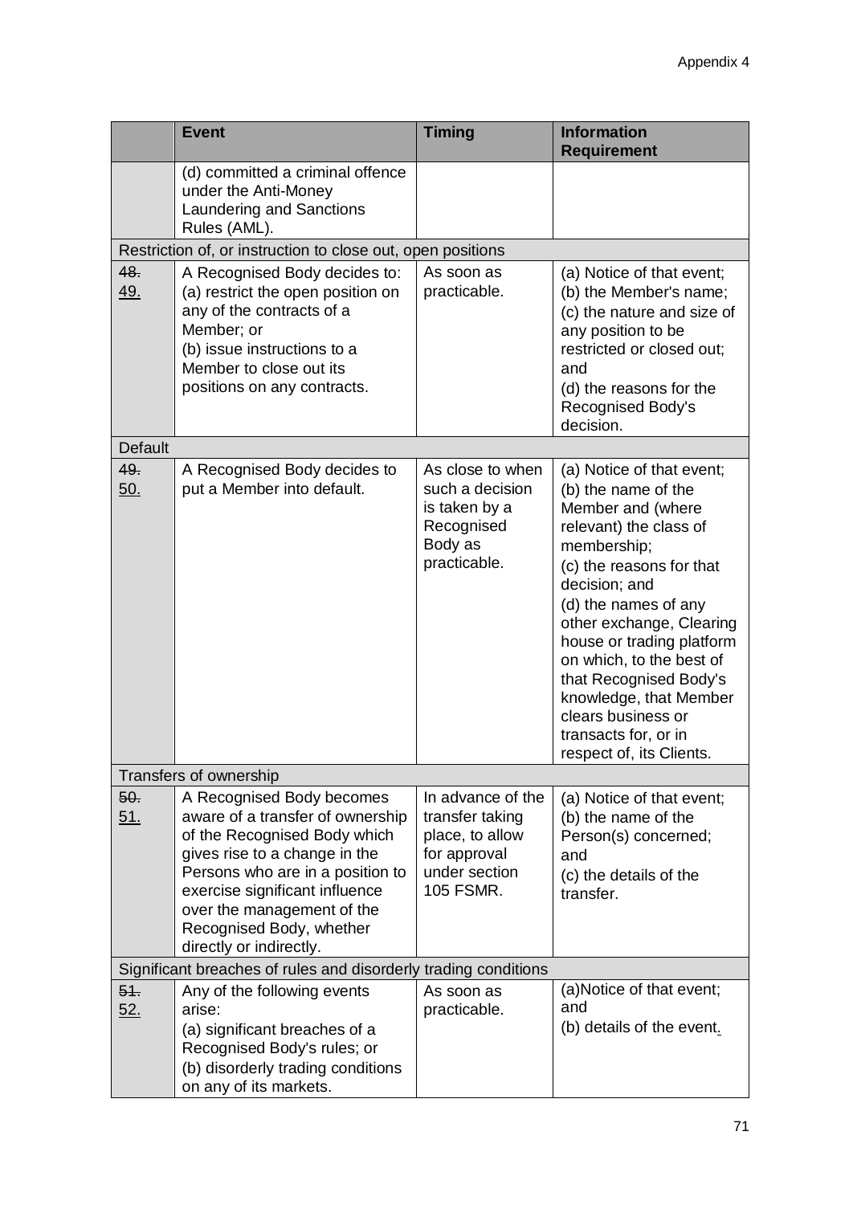| | Event | Timing | Information Requirement |
|---|---|---|---|
| | (d) committed a criminal offence under the Anti-Money Laundering and Sanctions Rules (AML). | | |
| Restriction of, or instruction to close out, open positions | | | |
| ~~48.~~ <u>49.</u> | A Recognised Body decides to: (a) restrict the open position on any of the contracts of a Member; or (b) issue instructions to a Member to close out its positions on any contracts. | As soon as practicable. | (a) Notice of that event; (b) the Member's name; (c) the nature and size of any position to be restricted or closed out; and (d) the reasons for the Recognised Body's decision. |
| Default | | | |
| ~~49.~~ <u>50.</u> | A Recognised Body decides to put a Member into default. | As close to when such a decision is taken by a Recognised Body as practicable. | (a) Notice of that event; (b) the name of the Member and (where relevant) the class of membership; (c) the reasons for that decision; and (d) the names of any other exchange, Clearing house or trading platform on which, to the best of that Recognised Body's knowledge, that Member clears business or transacts for, or in respect of, its Clients. |
| Transfers of ownership | | | |
| ~~50.~~ <u>51.</u> | A Recognised Body becomes aware of a transfer of ownership of the Recognised Body which gives rise to a change in the Persons who are in a position to exercise significant influence over the management of the Recognised Body, whether directly or indirectly. | In advance of the transfer taking place, to allow for approval under section 105 FSMR. | (a) Notice of that event; (b) the name of the Person(s) concerned; and (c) the details of the transfer. |
| Significant breaches of rules and disorderly trading conditions | | | |
| ~~51.~~ <u>52.</u> | Any of the following events arise: (a) significant breaches of a Recognised Body's rules; or (b) disorderly trading conditions on any of its markets. | As soon as practicable. | (a)Notice of that event; and (b) details of the event<u>.</u> |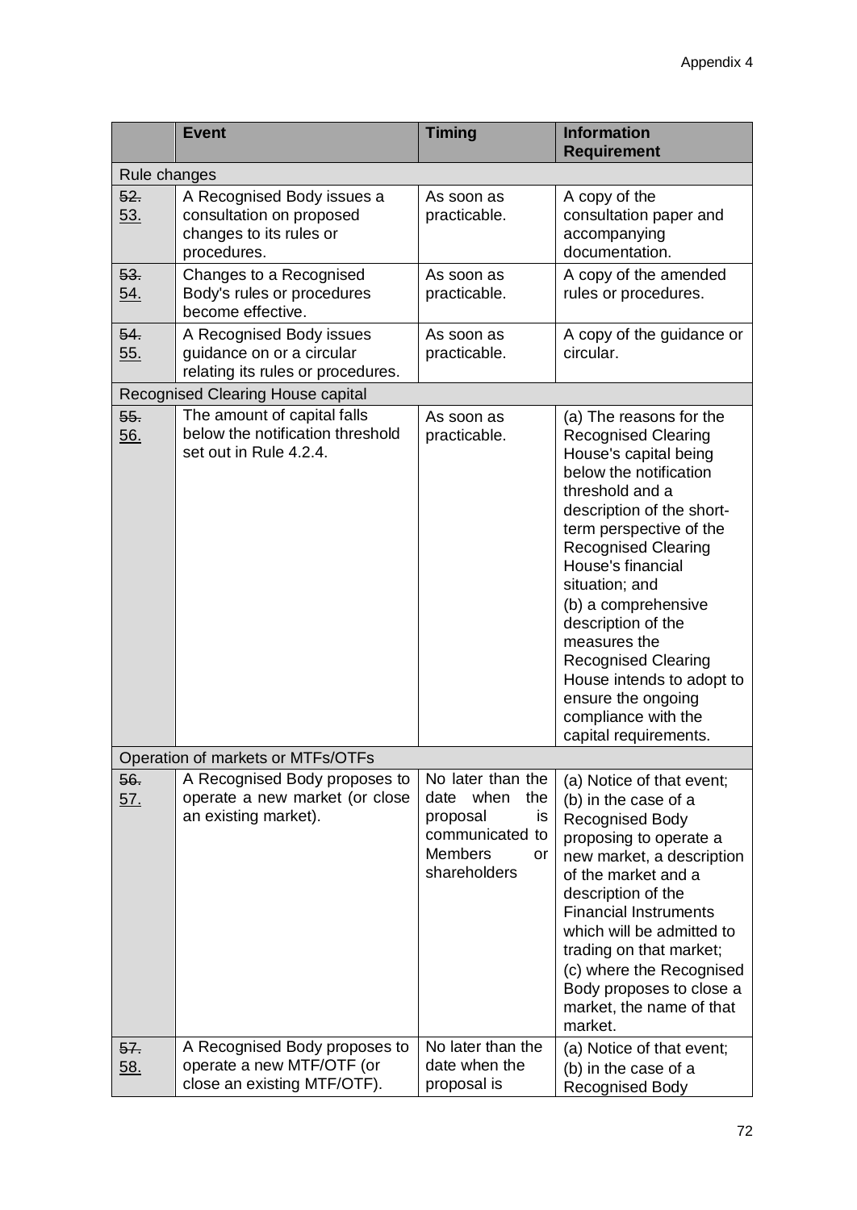|  | Event | Timing | Information Requirement |
|---|---|---|---|
| Rule changes | | | |
| ~~52.~~ 53. | A Recognised Body issues a consultation on proposed changes to its rules or procedures. | As soon as practicable. | A copy of the consultation paper and accompanying documentation. |
| ~~53.~~ 54. | Changes to a Recognised Body's rules or procedures become effective. | As soon as practicable. | A copy of the amended rules or procedures. |
| ~~54.~~ 55. | A Recognised Body issues guidance on or a circular relating its rules or procedures. | As soon as practicable. | A copy of the guidance or circular. |
| Recognised Clearing House capital | | | |
| ~~55.~~ 56. | The amount of capital falls below the notification threshold set out in Rule 4.2.4. | As soon as practicable. | (a) The reasons for the Recognised Clearing House's capital being below the notification threshold and a description of the short-term perspective of the Recognised Clearing House's financial situation; and (b) a comprehensive description of the measures the Recognised Clearing House intends to adopt to ensure the ongoing compliance with the capital requirements. |
| Operation of markets or MTFs/OTFs | | | |
| ~~56.~~ 57. | A Recognised Body proposes to operate a new market (or close an existing market). | No later than the date when the proposal is communicated to Members or shareholders | (a) Notice of that event; (b) in the case of a Recognised Body proposing to operate a new market, a description of the market and a description of the Financial Instruments which will be admitted to trading on that market; (c) where the Recognised Body proposes to close a market, the name of that market. |
| ~~57.~~ 58. | A Recognised Body proposes to operate a new MTF/OTF (or close an existing MTF/OTF). | No later than the date when the proposal is | (a) Notice of that event; (b) in the case of a Recognised Body |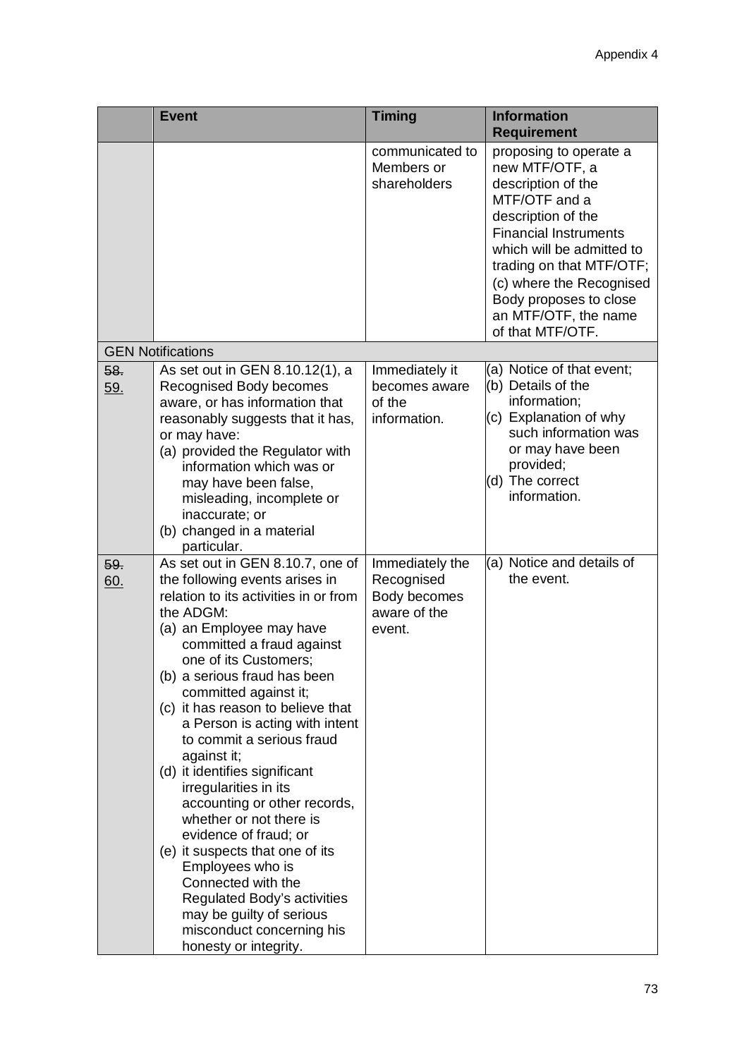| | Event | Timing | Information Requirement |
|---|---|---|---|
| | | communicated to Members or shareholders | proposing to operate a new MTF/OTF, a description of the MTF/OTF and a description of the Financial Instruments which will be admitted to trading on that MTF/OTF; (c) where the Recognised Body proposes to close an MTF/OTF, the name of that MTF/OTF. |
| GEN Notifications | | | |
| ~~58.~~ <u>59.</u> | As set out in GEN 8.10.12(1), a Recognised Body becomes aware, or has information that reasonably suggests that it has, or may have:<br>(a) provided the Regulator with information which was or may have been false, misleading, incomplete or inaccurate; or<br>(b) changed in a material particular. | Immediately it becomes aware of the information. | (a) Notice of that event;<br>(b) Details of the information;<br>(c) Explanation of why such information was or may have been provided;<br>(d) The correct information. |
| ~~59.~~ <u>60.</u> | As set out in GEN 8.10.7, one of the following events arises in relation to its activities in or from the ADGM:<br>(a) an Employee may have committed a fraud against one of its Customers;<br>(b) a serious fraud has been committed against it;<br>(c) it has reason to believe that a Person is acting with intent to commit a serious fraud against it;<br>(d) it identifies significant irregularities in its accounting or other records, whether or not there is evidence of fraud; or<br>(e) it suspects that one of its Employees who is Connected with the Regulated Body's activities may be guilty of serious misconduct concerning his honesty or integrity. | Immediately the Recognised Body becomes aware of the event. | (a) Notice and details of the event. |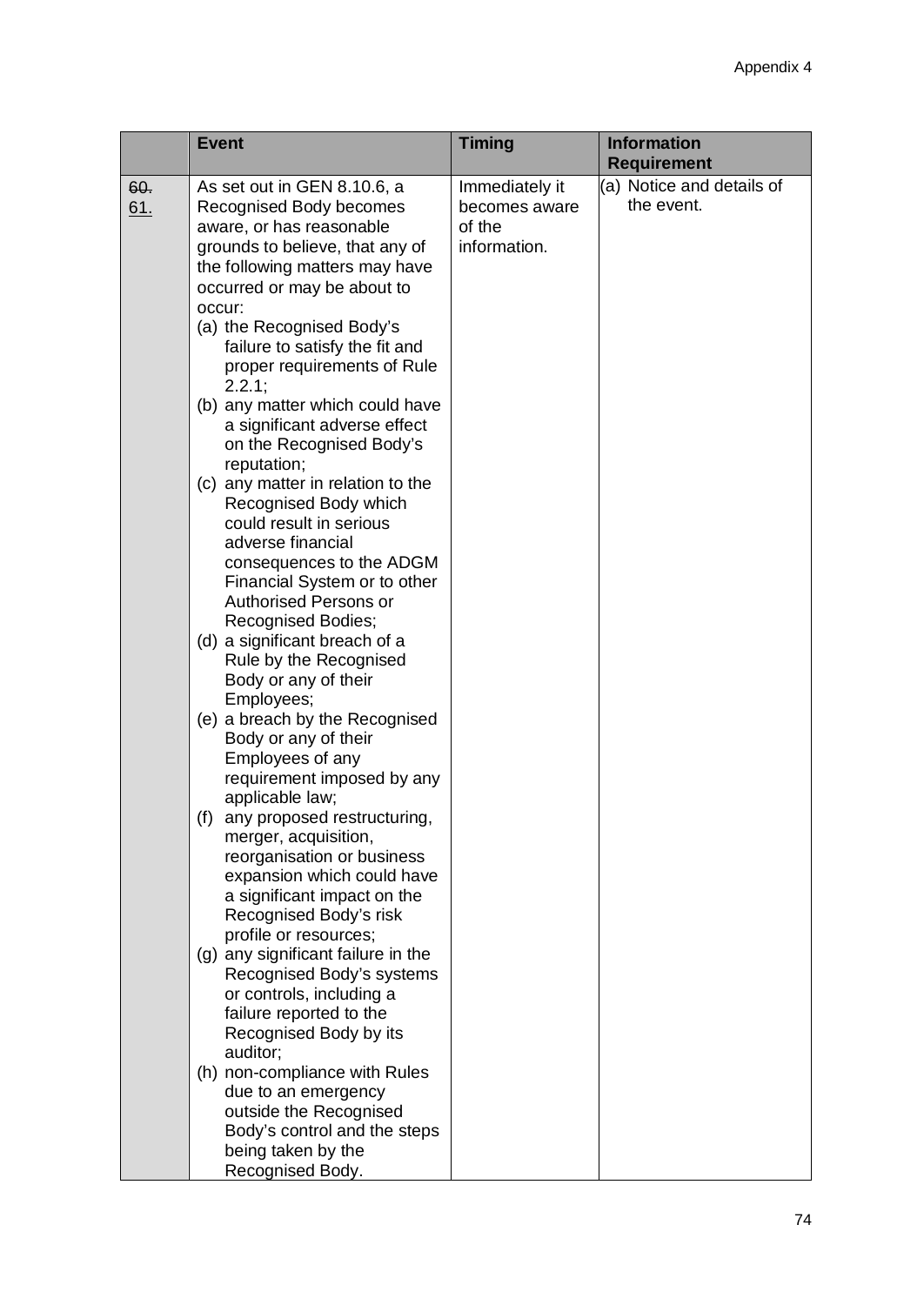|  | Event | Timing | Information Requirement |
|---|---|---|---|
| ~~60.~~ <u>61.</u> | As set out in GEN 8.10.6, a Recognised Body becomes aware, or has reasonable grounds to believe, that any of the following matters may have occurred or may be about to occur:<br>(a) the Recognised Body's failure to satisfy the fit and proper requirements of Rule 2.2.1;<br>(b) any matter which could have a significant adverse effect on the Recognised Body's reputation;<br>(c) any matter in relation to the Recognised Body which could result in serious adverse financial consequences to the ADGM Financial System or to other Authorised Persons or Recognised Bodies;<br>(d) a significant breach of a Rule by the Recognised Body or any of their Employees;<br>(e) a breach by the Recognised Body or any of their Employees of any requirement imposed by any applicable law;<br>(f) any proposed restructuring, merger, acquisition, reorganisation or business expansion which could have a significant impact on the Recognised Body's risk profile or resources;<br>(g) any significant failure in the Recognised Body's systems or controls, including a failure reported to the Recognised Body by its auditor;<br>(h) non-compliance with Rules due to an emergency outside the Recognised Body's control and the steps being taken by the Recognised Body. | Immediately it becomes aware of the information. | (a) Notice and details of the event. |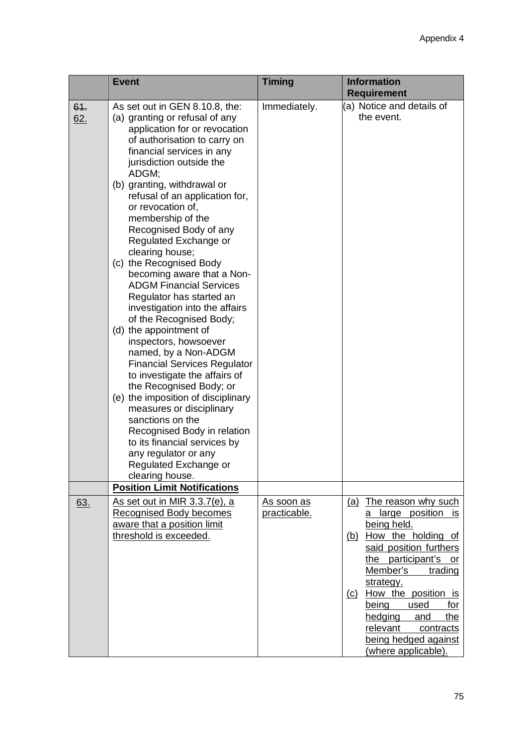| | Event | Timing | Information Requirement |
|---|---|---|---|
| ~~61.~~ <u>62.</u> | As set out in GEN 8.10.8, the:<br>(a) granting or refusal of any application for or revocation of authorisation to carry on financial services in any jurisdiction outside the ADGM;<br>(b) granting, withdrawal or refusal of an application for, or revocation of, membership of the Recognised Body of any Regulated Exchange or clearing house;<br>(c) the Recognised Body becoming aware that a Non-ADGM Financial Services Regulator has started an investigation into the affairs of the Recognised Body;<br>(d) the appointment of inspectors, howsoever named, by a Non-ADGM Financial Services Regulator to investigate the affairs of the Recognised Body; or<br>(e) the imposition of disciplinary measures or disciplinary sanctions on the Recognised Body in relation to its financial services by any regulator or any Regulated Exchange or clearing house. | Immediately. | (a) Notice and details of the event. |
| | <u>**Position Limit Notifications**</u> | | |
| <u>63.</u> | <u>As set out in MIR 3.3.7(e), a Recognised Body becomes aware that a position limit threshold is exceeded.</u> | <u>As soon as practicable.</u> | <u>(a) The reason why such a large position is being held.</u><br><u>(b) How the holding of said position furthers the participant's or Member's trading strategy.</u><br><u>(c) How the position is being used for hedging and the relevant contracts being hedged against (where applicable).</u> |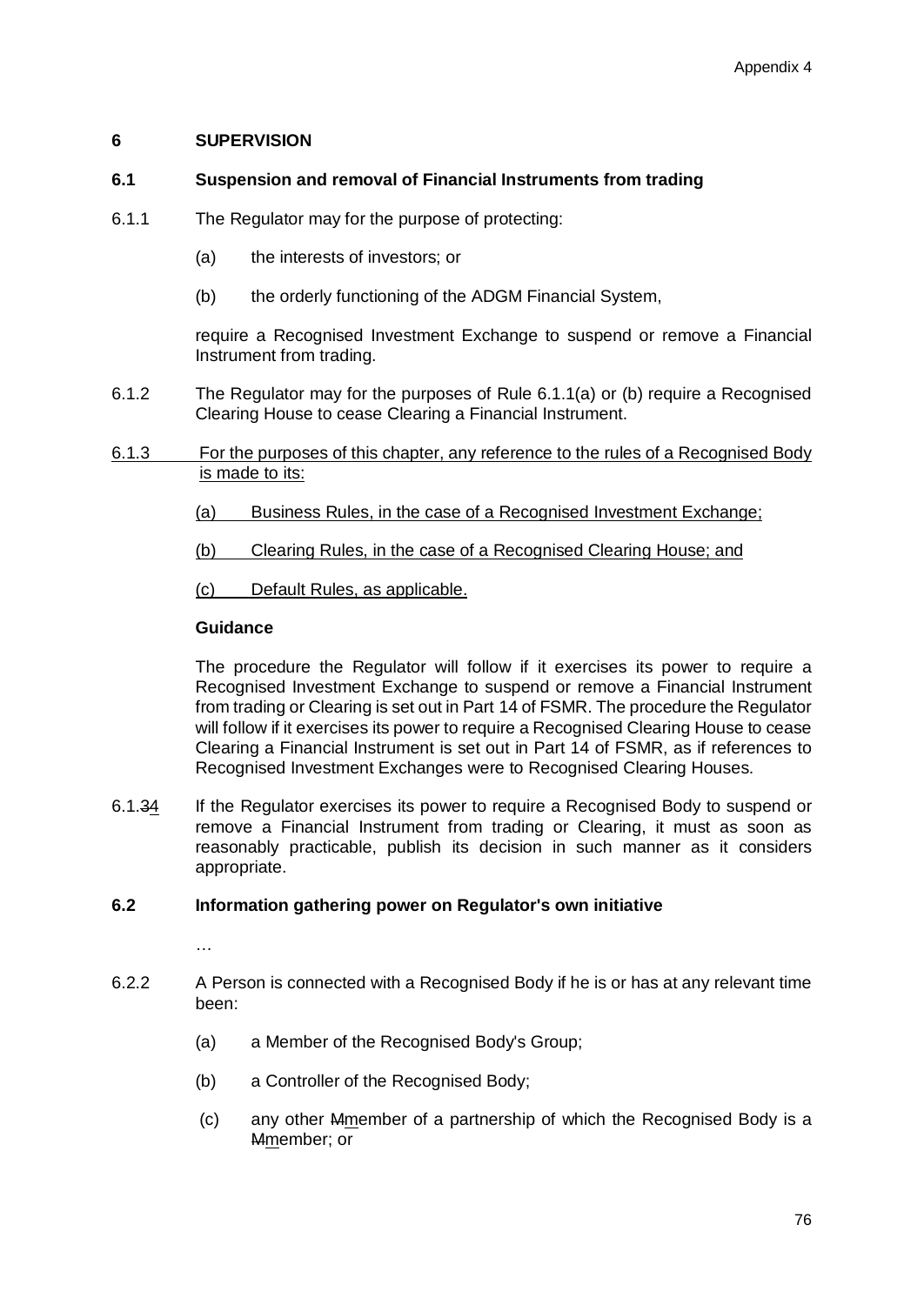## 6 SUPERVISION

### 6.1 Suspension and removal of Financial Instruments from trading

6.1.1 The Regulator may for the purpose of protecting:

(a) the interests of investors; or

(b) the orderly functioning of the ADGM Financial System,

require a Recognised Investment Exchange to suspend or remove a Financial Instrument from trading.

6.1.2 The Regulator may for the purposes of Rule 6.1.1(a) or (b) require a Recognised Clearing House to cease Clearing a Financial Instrument.

<u>6.1.3 For the purposes of this chapter, any reference to the rules of a Recognised Body is made to its:</u>

<u>(a) Business Rules, in the case of a Recognised Investment Exchange;</u>

<u>(b) Clearing Rules, in the case of a Recognised Clearing House; and</u>

<u>(c) Default Rules, as applicable.</u>

**Guidance**

The procedure the Regulator will follow if it exercises its power to require a Recognised Investment Exchange to suspend or remove a Financial Instrument from trading or Clearing is set out in Part 14 of FSMR. The procedure the Regulator will follow if it exercises its power to require a Recognised Clearing House to cease Clearing a Financial Instrument is set out in Part 14 of FSMR, as if references to Recognised Investment Exchanges were to Recognised Clearing Houses.

6.1.~~3~~<u>4</u> If the Regulator exercises its power to require a Recognised Body to suspend or remove a Financial Instrument from trading or Clearing, it must as soon as reasonably practicable, publish its decision in such manner as it considers appropriate.

### 6.2 Information gathering power on Regulator's own initiative

…

6.2.2 A Person is connected with a Recognised Body if he is or has at any relevant time been:

(a) a Member of the Recognised Body's Group;

(b) a Controller of the Recognised Body;

(c) any other ~~M~~<u>m</u>ember of a partnership of which the Recognised Body is a ~~M~~<u>m</u>ember; or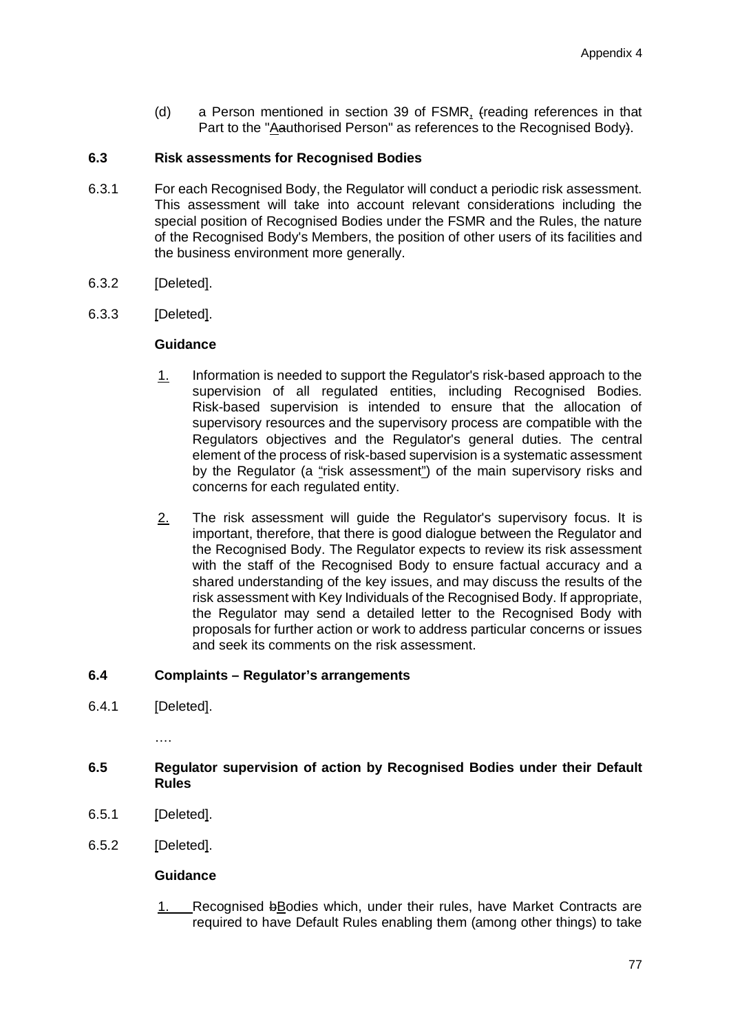(d) a Person mentioned in section 39 of FSMR, (reading references in that Part to the "Aauthorised Person" as references to the Recognised Body).

**6.3 Risk assessments for Recognised Bodies**

6.3.1 For each Recognised Body, the Regulator will conduct a periodic risk assessment. This assessment will take into account relevant considerations including the special position of Recognised Bodies under the FSMR and the Rules, the nature of the Recognised Body's Members, the position of other users of its facilities and the business environment more generally.

6.3.2 [Deleted].

6.3.3 [Deleted].

**Guidance**

1. Information is needed to support the Regulator's risk-based approach to the supervision of all regulated entities, including Recognised Bodies. Risk-based supervision is intended to ensure that the allocation of supervisory resources and the supervisory process are compatible with the Regulators objectives and the Regulator's general duties. The central element of the process of risk-based supervision is a systematic assessment by the Regulator (a "risk assessment") of the main supervisory risks and concerns for each regulated entity.

2. The risk assessment will guide the Regulator's supervisory focus. It is important, therefore, that there is good dialogue between the Regulator and the Recognised Body. The Regulator expects to review its risk assessment with the staff of the Recognised Body to ensure factual accuracy and a shared understanding of the key issues, and may discuss the results of the risk assessment with Key Individuals of the Recognised Body. If appropriate, the Regulator may send a detailed letter to the Recognised Body with proposals for further action or work to address particular concerns or issues and seek its comments on the risk assessment.

**6.4 Complaints – Regulator's arrangements**

6.4.1 [Deleted].

….

**6.5 Regulator supervision of action by Recognised Bodies under their Default Rules**

6.5.1 [Deleted].

6.5.2 [Deleted].

**Guidance**

1. Recognised bBodies which, under their rules, have Market Contracts are required to have Default Rules enabling them (among other things) to take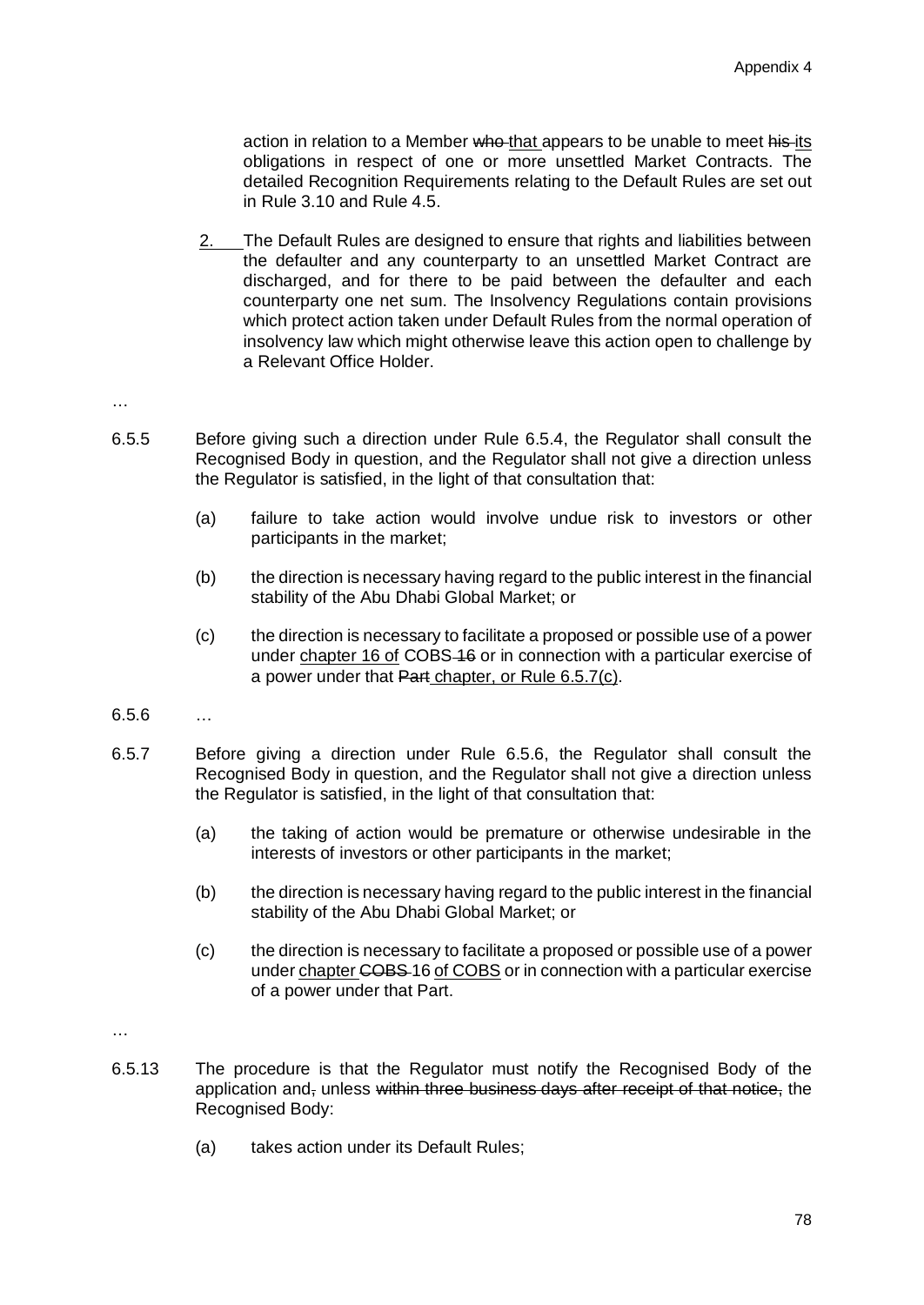action in relation to a Member ~~who~~ <u>that</u> appears to be unable to meet ~~his~~ <u>its</u> obligations in respect of one or more unsettled Market Contracts. The detailed Recognition Requirements relating to the Default Rules are set out in Rule 3.10 and Rule 4.5.

<u>2.</u> The Default Rules are designed to ensure that rights and liabilities between the defaulter and any counterparty to an unsettled Market Contract are discharged, and for there to be paid between the defaulter and each counterparty one net sum. The Insolvency Regulations contain provisions which protect action taken under Default Rules from the normal operation of insolvency law which might otherwise leave this action open to challenge by a Relevant Office Holder.

…

6.5.5 Before giving such a direction under Rule 6.5.4, the Regulator shall consult the Recognised Body in question, and the Regulator shall not give a direction unless the Regulator is satisfied, in the light of that consultation that:

(a) failure to take action would involve undue risk to investors or other participants in the market;

(b) the direction is necessary having regard to the public interest in the financial stability of the Abu Dhabi Global Market; or

(c) the direction is necessary to facilitate a proposed or possible use of a power under <u>chapter 16 of</u> COBS ~~16~~ or in connection with a particular exercise of a power under that ~~Part~~ <u>chapter, or Rule 6.5.7(c)</u>.

6.5.6 …

6.5.7 Before giving a direction under Rule 6.5.6, the Regulator shall consult the Recognised Body in question, and the Regulator shall not give a direction unless the Regulator is satisfied, in the light of that consultation that:

(a) the taking of action would be premature or otherwise undesirable in the interests of investors or other participants in the market;

(b) the direction is necessary having regard to the public interest in the financial stability of the Abu Dhabi Global Market; or

(c) the direction is necessary to facilitate a proposed or possible use of a power under <u>chapter</u> ~~COBS~~ 16 <u>of COBS</u> or in connection with a particular exercise of a power under that Part.

…

6.5.13 The procedure is that the Regulator must notify the Recognised Body of the application and~~,~~ unless ~~within three business days after receipt of that notice,~~ the Recognised Body:

(a) takes action under its Default Rules;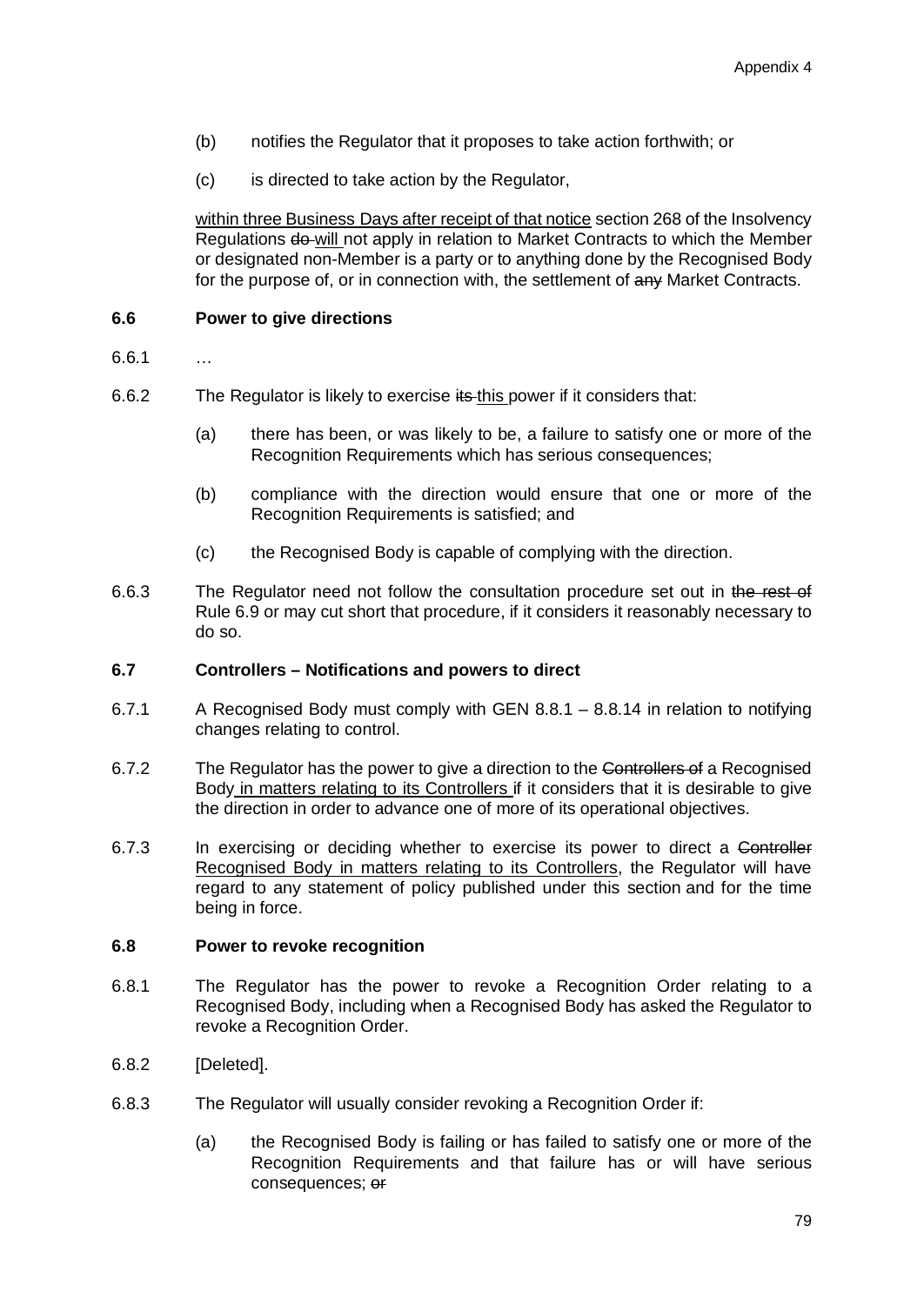(b) notifies the Regulator that it proposes to take action forthwith; or

(c) is directed to take action by the Regulator,

within three Business Days after receipt of that notice section 268 of the Insolvency Regulations ~~do~~ will not apply in relation to Market Contracts to which the Member or designated non-Member is a party or to anything done by the Recognised Body for the purpose of, or in connection with, the settlement of ~~any~~ Market Contracts.

**6.6 Power to give directions**

6.6.1 …

6.6.2 The Regulator is likely to exercise ~~its~~ this power if it considers that:

(a) there has been, or was likely to be, a failure to satisfy one or more of the Recognition Requirements which has serious consequences;

(b) compliance with the direction would ensure that one or more of the Recognition Requirements is satisfied; and

(c) the Recognised Body is capable of complying with the direction.

6.6.3 The Regulator need not follow the consultation procedure set out in ~~the rest of~~ Rule 6.9 or may cut short that procedure, if it considers it reasonably necessary to do so.

**6.7 Controllers – Notifications and powers to direct**

6.7.1 A Recognised Body must comply with GEN 8.8.1 – 8.8.14 in relation to notifying changes relating to control.

6.7.2 The Regulator has the power to give a direction to the ~~Controllers of~~ a Recognised Body in matters relating to its Controllers if it considers that it is desirable to give the direction in order to advance one of more of its operational objectives.

6.7.3 In exercising or deciding whether to exercise its power to direct a ~~Controller~~ Recognised Body in matters relating to its Controllers, the Regulator will have regard to any statement of policy published under this section and for the time being in force.

**6.8 Power to revoke recognition**

6.8.1 The Regulator has the power to revoke a Recognition Order relating to a Recognised Body, including when a Recognised Body has asked the Regulator to revoke a Recognition Order.

6.8.2 [Deleted].

6.8.3 The Regulator will usually consider revoking a Recognition Order if:

(a) the Recognised Body is failing or has failed to satisfy one or more of the Recognition Requirements and that failure has or will have serious consequences; ~~or~~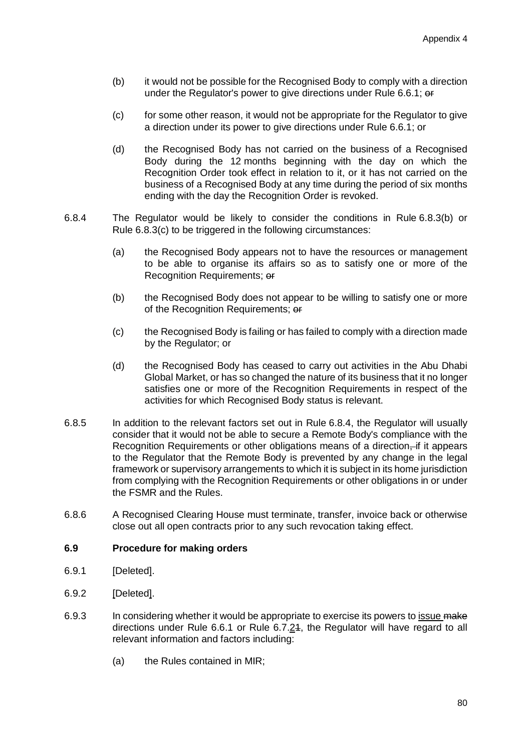(b) it would not be possible for the Recognised Body to comply with a direction under the Regulator's power to give directions under Rule 6.6.1; ~~or~~

(c) for some other reason, it would not be appropriate for the Regulator to give a direction under its power to give directions under Rule 6.6.1; or

(d) the Recognised Body has not carried on the business of a Recognised Body during the 12 months beginning with the day on which the Recognition Order took effect in relation to it, or it has not carried on the business of a Recognised Body at any time during the period of six months ending with the day the Recognition Order is revoked.

6.8.4 The Regulator would be likely to consider the conditions in Rule 6.8.3(b) or Rule 6.8.3(c) to be triggered in the following circumstances:

(a) the Recognised Body appears not to have the resources or management to be able to organise its affairs so as to satisfy one or more of the Recognition Requirements; ~~or~~

(b) the Recognised Body does not appear to be willing to satisfy one or more of the Recognition Requirements; ~~or~~

(c) the Recognised Body is failing or has failed to comply with a direction made by the Regulator; or

(d) the Recognised Body has ceased to carry out activities in the Abu Dhabi Global Market, or has so changed the nature of its business that it no longer satisfies one or more of the Recognition Requirements in respect of the activities for which Recognised Body status is relevant.

6.8.5 In addition to the relevant factors set out in Rule 6.8.4, the Regulator will usually consider that it would not be able to secure a Remote Body's compliance with the Recognition Requirements or other obligations means of a direction~~,~~ if it appears to the Regulator that the Remote Body is prevented by any change in the legal framework or supervisory arrangements to which it is subject in its home jurisdiction from complying with the Recognition Requirements or other obligations in or under the FSMR and the Rules.

6.8.6 A Recognised Clearing House must terminate, transfer, invoice back or otherwise close out all open contracts prior to any such revocation taking effect.

**6.9 Procedure for making orders**

6.9.1 [Deleted].

6.9.2 [Deleted].

6.9.3 In considering whether it would be appropriate to exercise its powers to issue ~~make~~ directions under Rule 6.6.1 or Rule 6.7.2~~1~~, the Regulator will have regard to all relevant information and factors including:

(a) the Rules contained in MIR;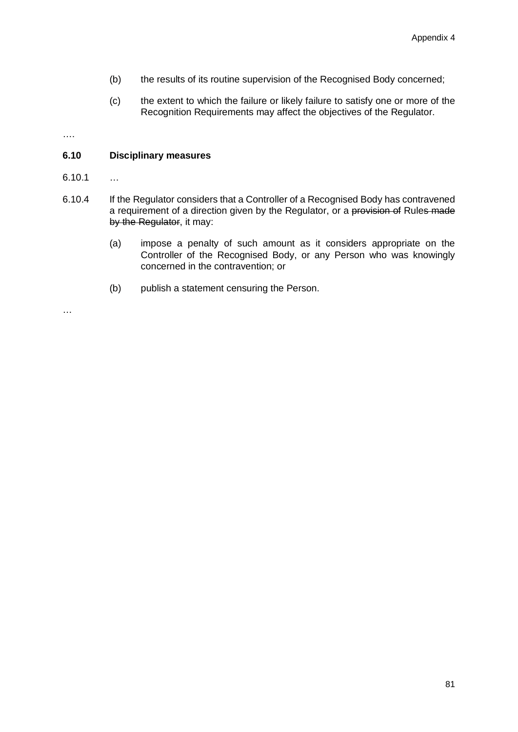(b) the results of its routine supervision of the Recognised Body concerned;

(c) the extent to which the failure or likely failure to satisfy one or more of the Recognition Requirements may affect the objectives of the Regulator.

….

**6.10 Disciplinary measures**

6.10.1 …

6.10.4 If the Regulator considers that a Controller of a Recognised Body has contravened a requirement of a direction given by the Regulator, or a ~~provision of~~ Rule~~s made by the Regulator~~, it may:

(a) impose a penalty of such amount as it considers appropriate on the Controller of the Recognised Body, or any Person who was knowingly concerned in the contravention; or

(b) publish a statement censuring the Person.

…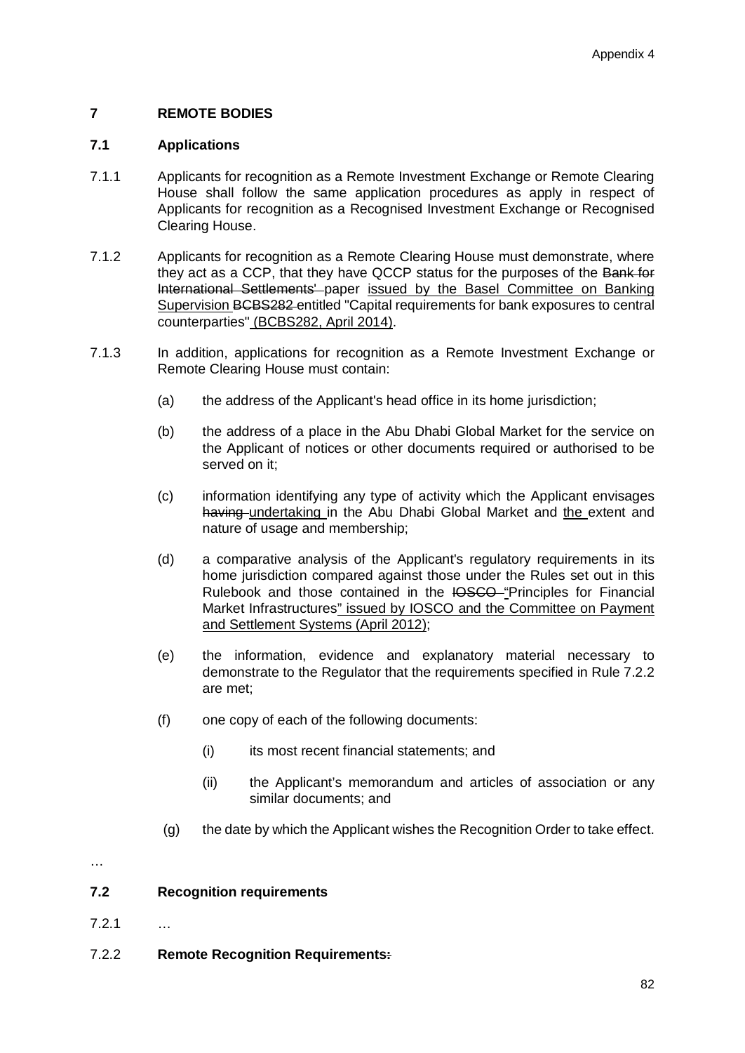# 7 REMOTE BODIES

## 7.1 Applications

7.1.1 Applicants for recognition as a Remote Investment Exchange or Remote Clearing House shall follow the same application procedures as apply in respect of Applicants for recognition as a Recognised Investment Exchange or Recognised Clearing House.

7.1.2 Applicants for recognition as a Remote Clearing House must demonstrate, where they act as a CCP, that they have QCCP status for the purposes of the ~~Bank for International Settlements'~~ paper <u>issued by the Basel Committee on Banking Supervision</u> ~~BCBS282~~ entitled "Capital requirements for bank exposures to central counterparties"<u> (BCBS282, April 2014)</u>.

7.1.3 In addition, applications for recognition as a Remote Investment Exchange or Remote Clearing House must contain:

(a) the address of the Applicant's head office in its home jurisdiction;

(b) the address of a place in the Abu Dhabi Global Market for the service on the Applicant of notices or other documents required or authorised to be served on it;

(c) information identifying any type of activity which the Applicant envisages ~~having~~ <u>undertaking</u> in the Abu Dhabi Global Market and <u>the</u> extent and nature of usage and membership;

(d) a comparative analysis of the Applicant's regulatory requirements in its home jurisdiction compared against those under the Rules set out in this Rulebook and those contained in the ~~IOSCO~~ <u>"</u>Principles for Financial Market Infrastructures<u>" issued by IOSCO and the Committee on Payment and Settlement Systems (April 2012)</u>;

(e) the information, evidence and explanatory material necessary to demonstrate to the Regulator that the requirements specified in Rule 7.2.2 are met;

(f) one copy of each of the following documents:

(i) its most recent financial statements; and

(ii) the Applicant's memorandum and articles of association or any similar documents; and

(g) the date by which the Applicant wishes the Recognition Order to take effect.

…

## 7.2 Recognition requirements

7.2.1 …

7.2.2 **Remote Recognition Requirements~~.~~**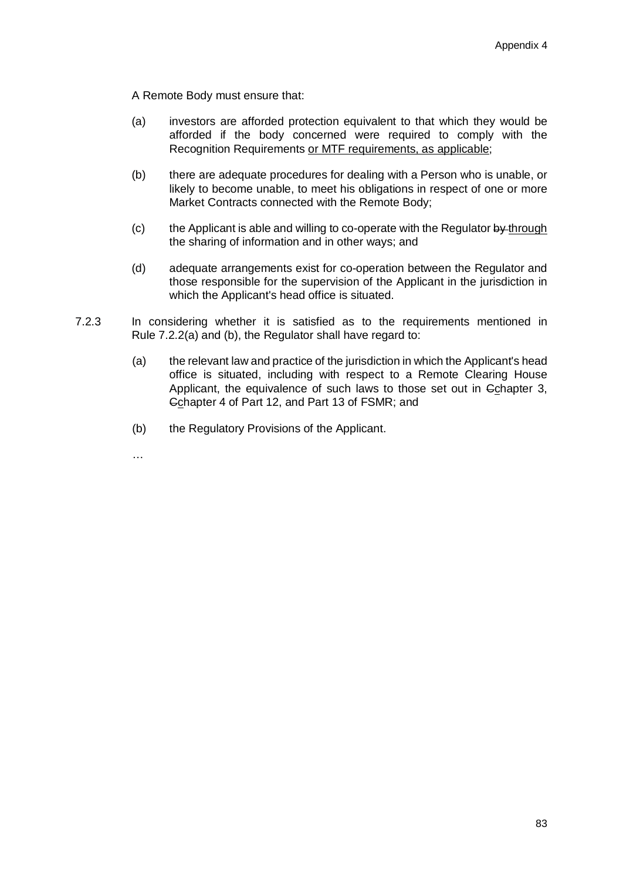A Remote Body must ensure that:

(a) investors are afforded protection equivalent to that which they would be afforded if the body concerned were required to comply with the Recognition Requirements <u>or MTF requirements, as applicable</u>;

(b) there are adequate procedures for dealing with a Person who is unable, or likely to become unable, to meet his obligations in respect of one or more Market Contracts connected with the Remote Body;

(c) the Applicant is able and willing to co-operate with the Regulator ~~by~~ <u>through</u> the sharing of information and in other ways; and

(d) adequate arrangements exist for co-operation between the Regulator and those responsible for the supervision of the Applicant in the jurisdiction in which the Applicant's head office is situated.

7.2.3 In considering whether it is satisfied as to the requirements mentioned in Rule 7.2.2(a) and (b), the Regulator shall have regard to:

(a) the relevant law and practice of the jurisdiction in which the Applicant's head office is situated, including with respect to a Remote Clearing House Applicant, the equivalence of such laws to those set out in ~~C~~<u>c</u>hapter 3, ~~C~~<u>c</u>hapter 4 of Part 12, and Part 13 of FSMR; and

(b) the Regulatory Provisions of the Applicant.

…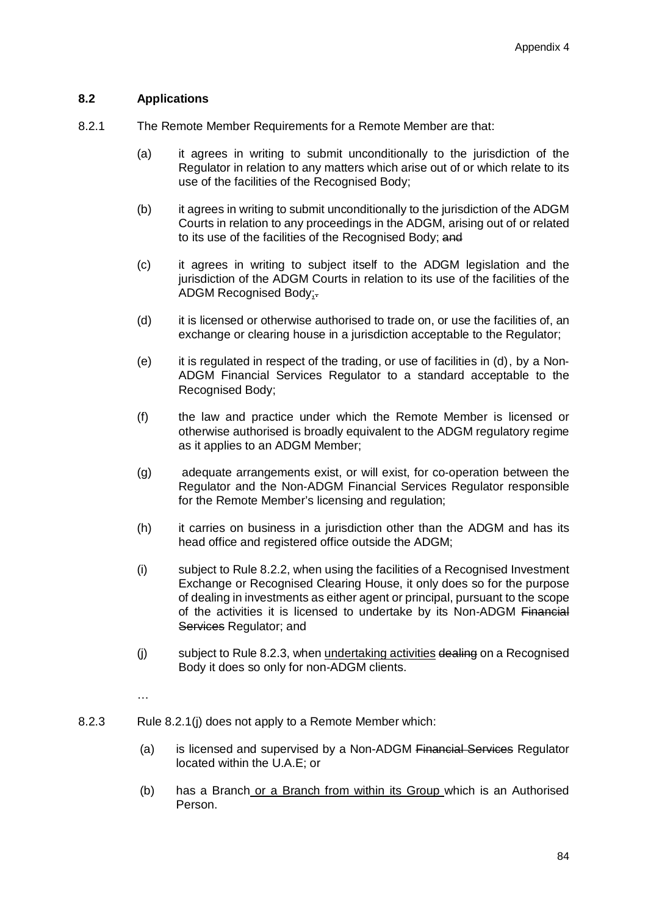## 8.2 Applications

8.2.1 The Remote Member Requirements for a Remote Member are that:

(a) it agrees in writing to submit unconditionally to the jurisdiction of the Regulator in relation to any matters which arise out of or which relate to its use of the facilities of the Recognised Body;

(b) it agrees in writing to submit unconditionally to the jurisdiction of the ADGM Courts in relation to any proceedings in the ADGM, arising out of or related to its use of the facilities of the Recognised Body; ~~and~~

(c) it agrees in writing to subject itself to the ADGM legislation and the jurisdiction of the ADGM Courts in relation to its use of the facilities of the ADGM Recognised Body<u>;</u>~~.~~

(d) it is licensed or otherwise authorised to trade on, or use the facilities of, an exchange or clearing house in a jurisdiction acceptable to the Regulator;

(e) it is regulated in respect of the trading, or use of facilities in (d), by a Non-ADGM Financial Services Regulator to a standard acceptable to the Recognised Body;

(f) the law and practice under which the Remote Member is licensed or otherwise authorised is broadly equivalent to the ADGM regulatory regime as it applies to an ADGM Member;

(g) adequate arrangements exist, or will exist, for co-operation between the Regulator and the Non-ADGM Financial Services Regulator responsible for the Remote Member's licensing and regulation;

(h) it carries on business in a jurisdiction other than the ADGM and has its head office and registered office outside the ADGM;

(i) subject to Rule 8.2.2, when using the facilities of a Recognised Investment Exchange or Recognised Clearing House, it only does so for the purpose of dealing in investments as either agent or principal, pursuant to the scope of the activities it is licensed to undertake by its Non-ADGM ~~Financial Services~~ Regulator; and

(j) subject to Rule 8.2.3, when <u>undertaking activities</u> ~~dealing~~ on a Recognised Body it does so only for non-ADGM clients.

…

8.2.3 Rule 8.2.1(j) does not apply to a Remote Member which:

(a) is licensed and supervised by a Non-ADGM ~~Financial Services~~ Regulator located within the U.A.E; or

(b) has a Branch<u> or a Branch from within its Group </u>which is an Authorised Person.